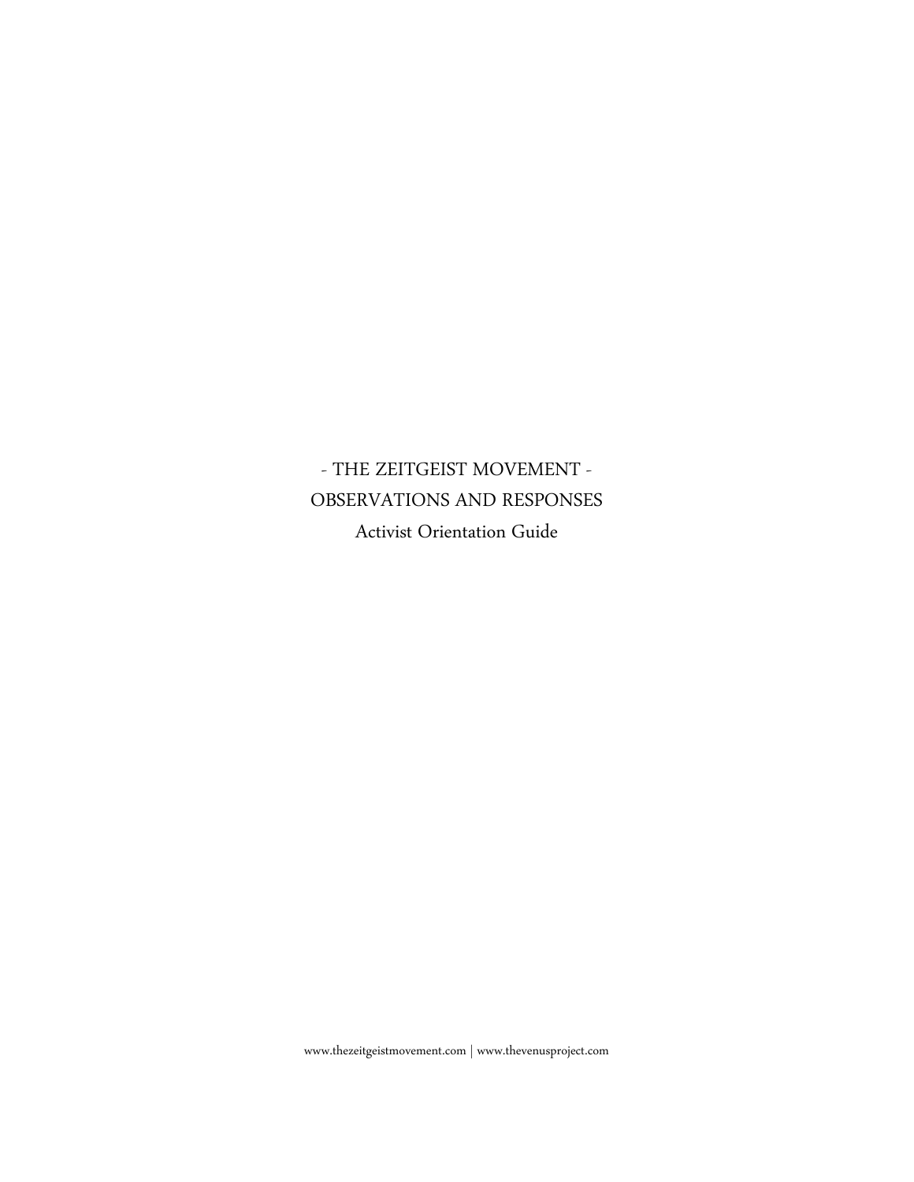# - THE ZEITGEIST MOVEMENT -

## OBSERVATIONS AND RESPONSES

### Activist Orientation Guide

www.thezeitgeistmovement.com | www.thevenusproject.com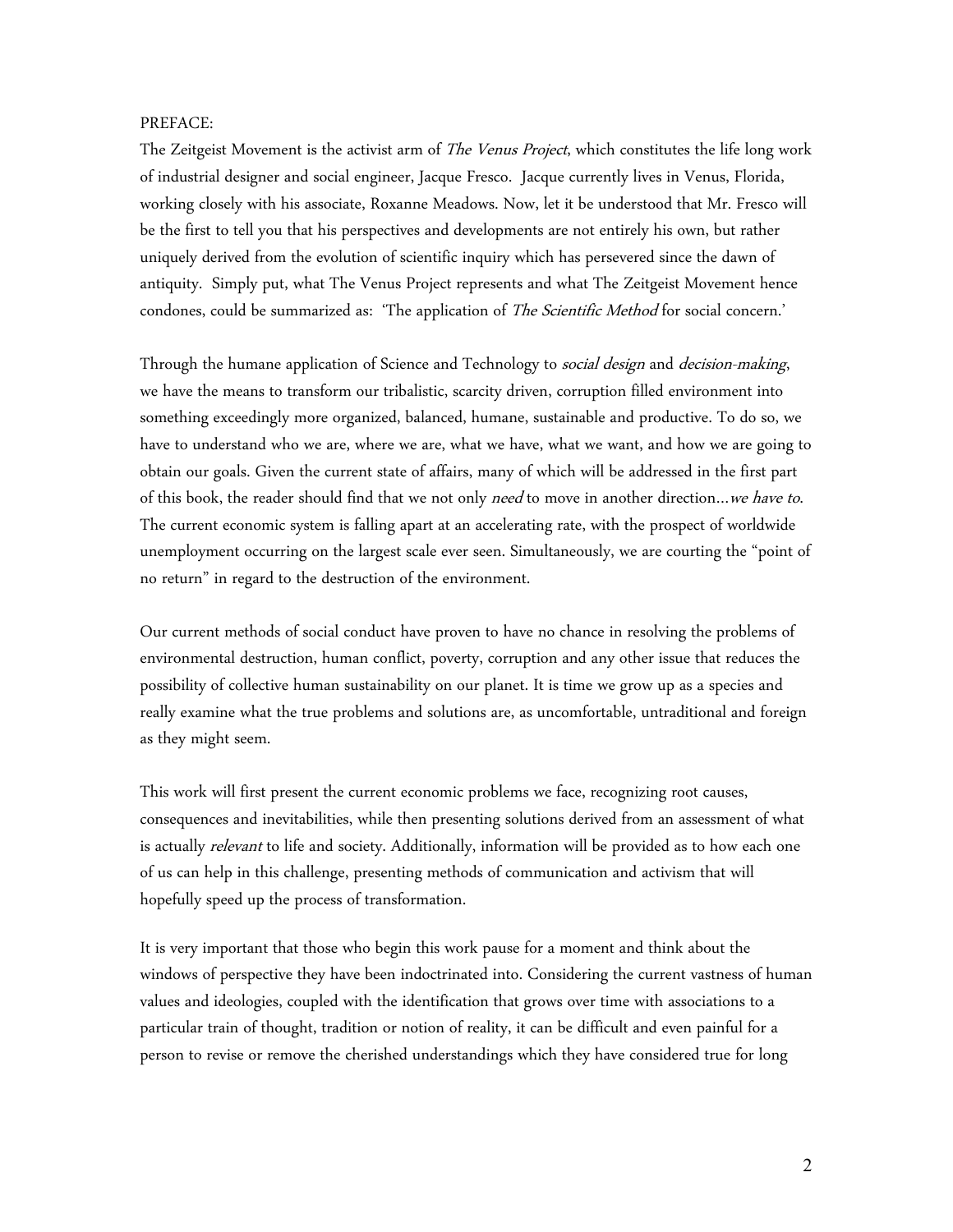PREFACE:

The Zeitgeist Movement is the activist arm of *The Venus Project*, which constitutes the life long work of industrial designer and social engineer, Jacque Fresco. Jacque currently lives in Venus, Florida, working closely with his associate, Roxanne Meadows. Now, let it be understood that Mr. Fresco will be the first to tell you that his perspectives and developments are not entirely his own, but rather uniquely derived from the evolution of scientific inquiry which has persevered since the dawn of antiquity. Simply put, what The Venus Project represents and what The Zeitgeist Movement hence condones, could be summarized as: 'The application of *The Scientific Method* for social concern.'

Through the humane application of Science and Technology to *social design* and *decision-making*, we have the means to transform our tribalistic, scarcity driven, corruption filled environment into something exceedingly more organized, balanced, humane, sustainable and productive. To do so, we have to understand who we are, where we are, what we have, what we want, and how we are going to obtain our goals. Given the current state of affairs, many of which will be addressed in the first part of this book, the reader should find that we not only *need* to move in another direction…*we have to*. The current economic system is falling apart at an accelerating rate, with the prospect of worldwide unemployment occurring on the largest scale ever seen. Simultaneously, we are courting the "point of no return" in regard to the destruction of the environment.

Our current methods of social conduct have proven to have no chance in resolving the problems of environmental destruction, human conflict, poverty, corruption and any other issue that reduces the possibility of collective human sustainability on our planet. It is time we grow up as a species and really examine what the true problems and solutions are, as uncomfortable, untraditional and foreign as they might seem.

This work will first present the current economic problems we face, recognizing root causes, consequences and inevitabilities, while then presenting solutions derived from an assessment of what is actually *relevant* to life and society. Additionally, information will be provided as to how each one of us can help in this challenge, presenting methods of communication and activism that will hopefully speed up the process of transformation.

It is very important that those who begin this work pause for a moment and think about the windows of perspective they have been indoctrinated into. Considering the current vastness of human values and ideologies, coupled with the identification that grows over time with associations to a particular train of thought, tradition or notion of reality, it can be difficult and even painful for a person to revise or remove the cherished understandings which they have considered true for long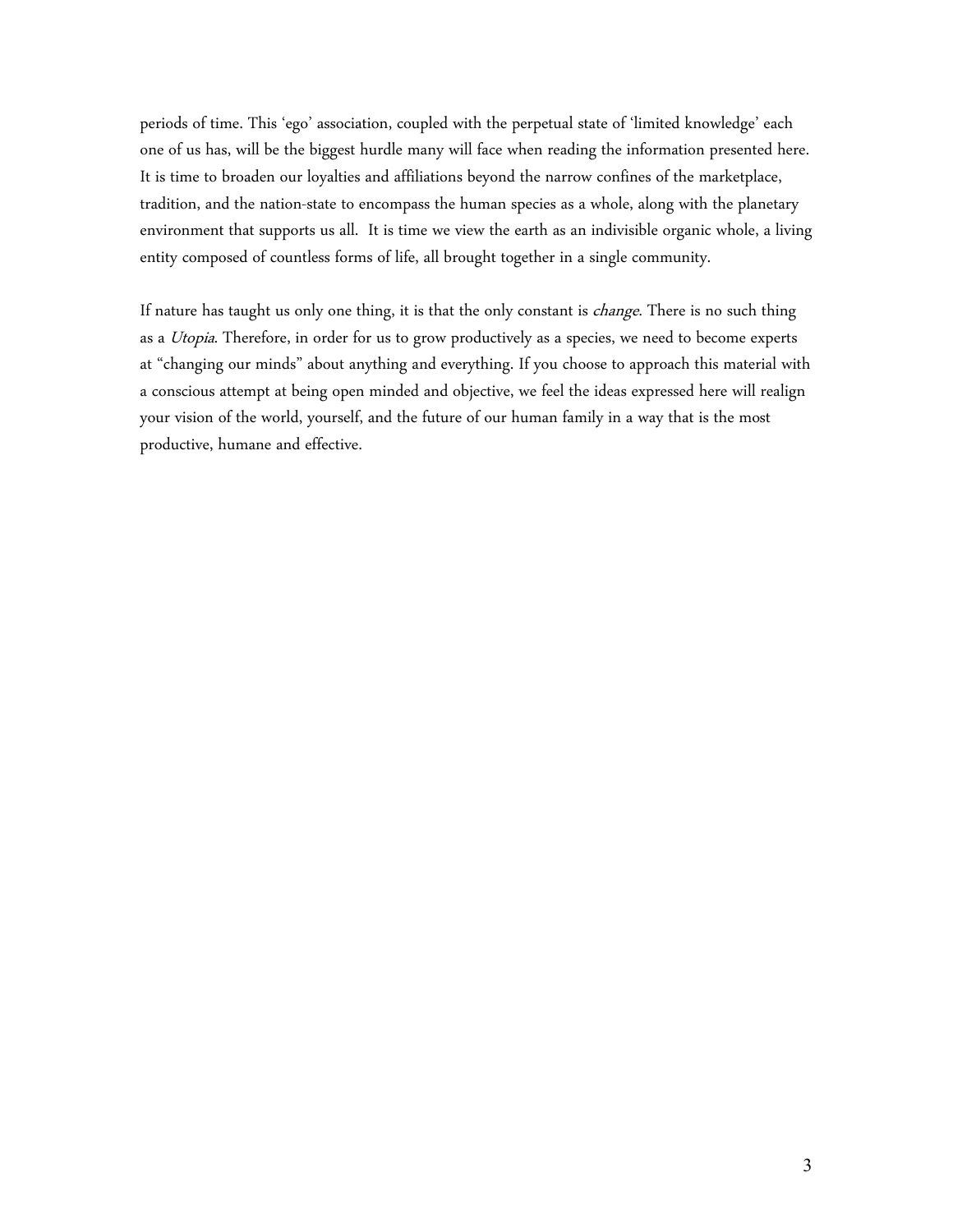periods of time. This 'ego' association, coupled with the perpetual state of 'limited knowledge' each one of us has, will be the biggest hurdle many will face when reading the information presented here. It is time to broaden our loyalties and affiliations beyond the narrow confines of the marketplace, tradition, and the nation-state to encompass the human species as a whole, along with the planetary environment that supports us all. It is time we view the earth as an indivisible organic whole, a living entity composed of countless forms of life, all brought together in a single community.

If nature has taught us only one thing, it is that the only constant is *change*. There is no such thing as a *Utopia*. Therefore, in order for us to grow productively as a species, we need to become experts at "changing our minds" about anything and everything. If you choose to approach this material with a conscious attempt at being open minded and objective, we feel the ideas expressed here will realign your vision of the world, yourself, and the future of our human family in a way that is the most productive, humane and effective.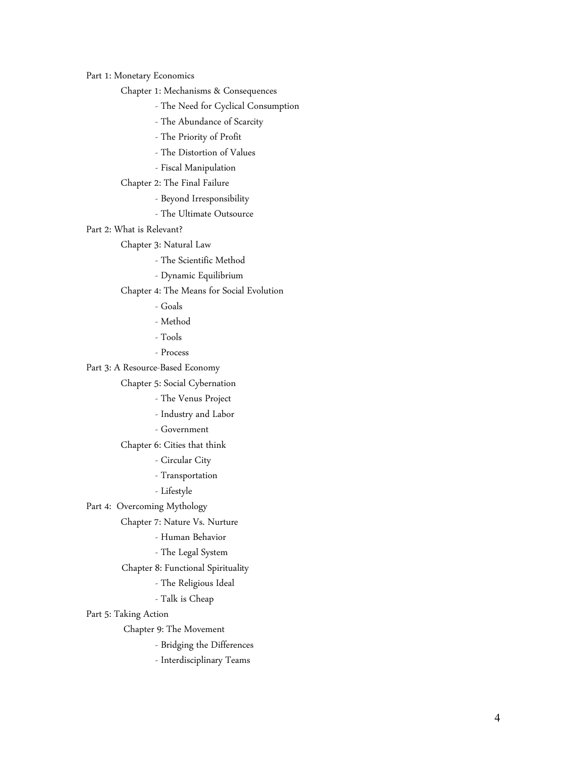Part 1: Monetary Economics

- Chapter 1: Mechanisms & Consequences
  - The Need for Cyclical Consumption
  - The Abundance of Scarcity
  - The Priority of Profit
  - The Distortion of Values
  - Fiscal Manipulation
- Chapter 2: The Final Failure
  - Beyond Irresponsibility
  - The Ultimate Outsource

Part 2: What is Relevant?

- Chapter 3: Natural Law
  - The Scientific Method
  - Dynamic Equilibrium
- Chapter 4: The Means for Social Evolution
  - Goals
  - Method
  - Tools
  - Process

Part 3: A Resource-Based Economy

- Chapter 5: Social Cybernation
  - The Venus Project
  - Industry and Labor
  - Government
- Chapter 6: Cities that think
  - Circular City
  - Transportation
  - Lifestyle

Part 4: Overcoming Mythology

- Chapter 7: Nature Vs. Nurture
  - Human Behavior
  - The Legal System
- Chapter 8: Functional Spirituality
  - The Religious Ideal
  - Talk is Cheap

Part 5: Taking Action

- Chapter 9: The Movement
  - Bridging the Differences
  - Interdisciplinary Teams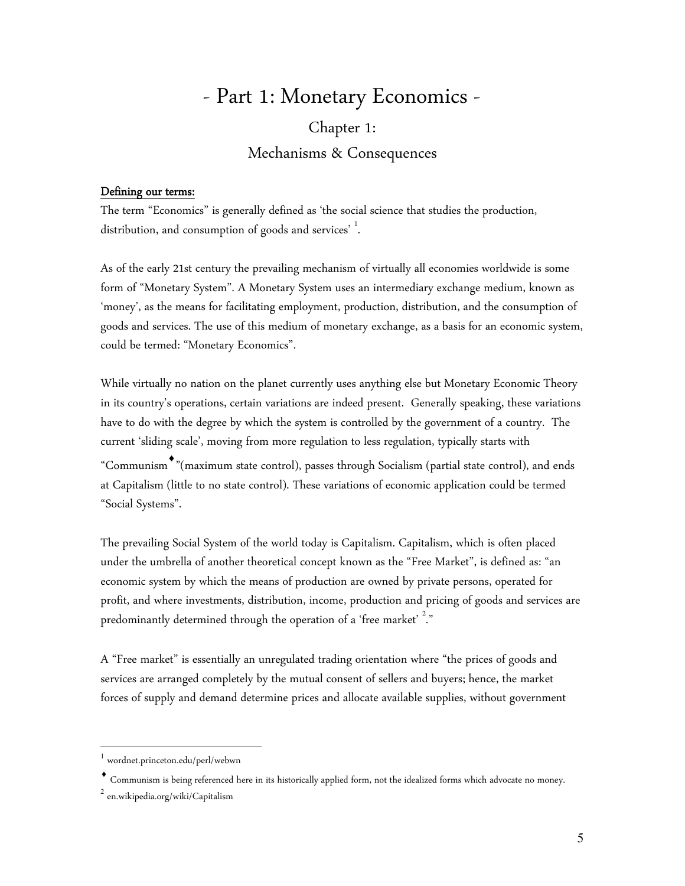# - Part 1: Monetary Economics -

## Chapter 1:
## Mechanisms & Consequences

**Defining our terms:**

The term "Economics" is generally defined as 'the social science that studies the production, distribution, and consumption of goods and services' [1].

As of the early 21st century the prevailing mechanism of virtually all economies worldwide is some form of "Monetary System". A Monetary System uses an intermediary exchange medium, known as 'money', as the means for facilitating employment, production, distribution, and the consumption of goods and services. The use of this medium of monetary exchange, as a basis for an economic system, could be termed: "Monetary Economics".

While virtually no nation on the planet currently uses anything else but Monetary Economic Theory in its country's operations, certain variations are indeed present. Generally speaking, these variations have to do with the degree by which the system is controlled by the government of a country. The current 'sliding scale', moving from more regulation to less regulation, typically starts with "Communism[♦]"(maximum state control), passes through Socialism (partial state control), and ends at Capitalism (little to no state control). These variations of economic application could be termed "Social Systems".

The prevailing Social System of the world today is Capitalism. Capitalism, which is often placed under the umbrella of another theoretical concept known as the "Free Market", is defined as: "an economic system by which the means of production are owned by private persons, operated for profit, and where investments, distribution, income, production and pricing of goods and services are predominantly determined through the operation of a 'free market' [2]."

A "Free market" is essentially an unregulated trading orientation where "the prices of goods and services are arranged completely by the mutual consent of sellers and buyers; hence, the market forces of supply and demand determine prices and allocate available supplies, without government

---

[1] wordnet.princeton.edu/perl/webwn

[♦] Communism is being referenced here in its historically applied form, not the idealized forms which advocate no money.

[2] en.wikipedia.org/wiki/Capitalism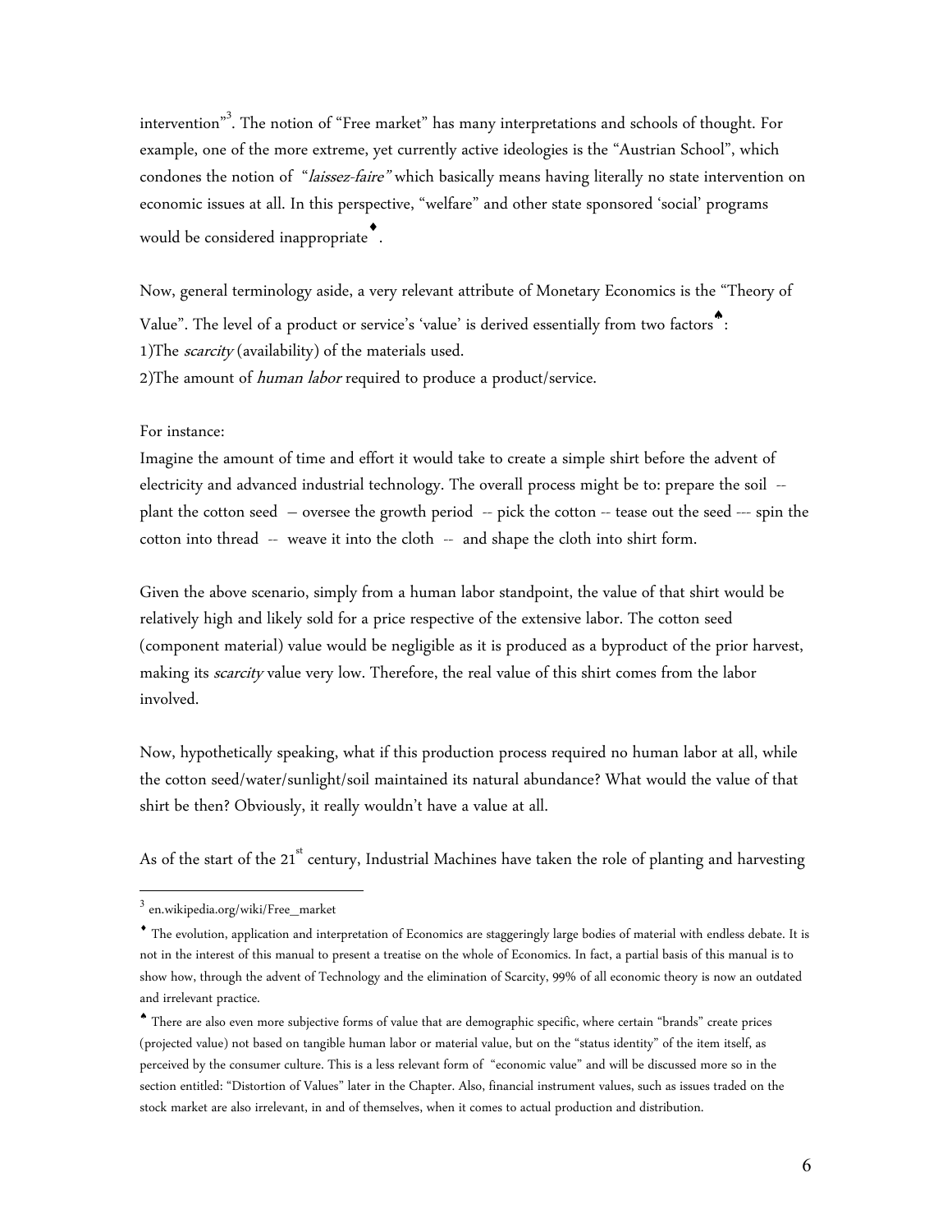intervention"[3]. The notion of "Free market" has many interpretations and schools of thought. For example, one of the more extreme, yet currently active ideologies is the "Austrian School", which condones the notion of "*laissez-faire"* which basically means having literally no state intervention on economic issues at all. In this perspective, "welfare" and other state sponsored 'social' programs would be considered inappropriate[♦].

Now, general terminology aside, a very relevant attribute of Monetary Economics is the "Theory of Value". The level of a product or service's 'value' is derived essentially from two factors[♠]:

1)The *scarcity* (availability) of the materials used.

2)The amount of *human labor* required to produce a product/service.

For instance:

Imagine the amount of time and effort it would take to create a simple shirt before the advent of electricity and advanced industrial technology. The overall process might be to: prepare the soil -- plant the cotton seed – oversee the growth period -- pick the cotton -- tease out the seed --- spin the cotton into thread -- weave it into the cloth -- and shape the cloth into shirt form.

Given the above scenario, simply from a human labor standpoint, the value of that shirt would be relatively high and likely sold for a price respective of the extensive labor. The cotton seed (component material) value would be negligible as it is produced as a byproduct of the prior harvest, making its *scarcity* value very low. Therefore, the real value of this shirt comes from the labor involved.

Now, hypothetically speaking, what if this production process required no human labor at all, while the cotton seed/water/sunlight/soil maintained its natural abundance? What would the value of that shirt be then? Obviously, it really wouldn't have a value at all.

As of the start of the 21st century, Industrial Machines have taken the role of planting and harvesting

---

[3] en.wikipedia.org/wiki/Free_market

[♦] The evolution, application and interpretation of Economics are staggeringly large bodies of material with endless debate. It is not in the interest of this manual to present a treatise on the whole of Economics. In fact, a partial basis of this manual is to show how, through the advent of Technology and the elimination of Scarcity, 99% of all economic theory is now an outdated and irrelevant practice.

[♠] There are also even more subjective forms of value that are demographic specific, where certain "brands" create prices (projected value) not based on tangible human labor or material value, but on the "status identity" of the item itself, as perceived by the consumer culture. This is a less relevant form of "economic value" and will be discussed more so in the section entitled: "Distortion of Values" later in the Chapter. Also, financial instrument values, such as issues traded on the stock market are also irrelevant, in and of themselves, when it comes to actual production and distribution.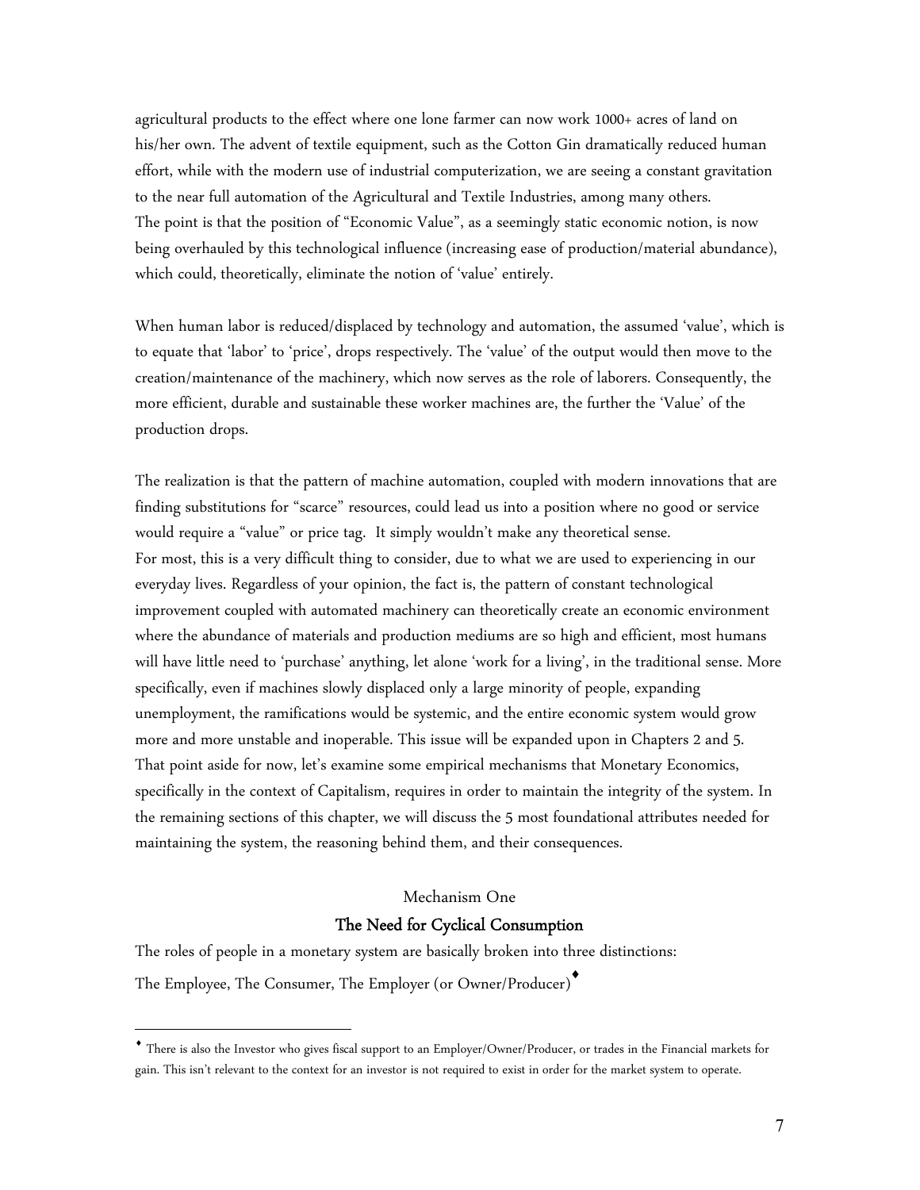agricultural products to the effect where one lone farmer can now work 1000+ acres of land on his/her own. The advent of textile equipment, such as the Cotton Gin dramatically reduced human effort, while with the modern use of industrial computerization, we are seeing a constant gravitation to the near full automation of the Agricultural and Textile Industries, among many others.
The point is that the position of "Economic Value", as a seemingly static economic notion, is now being overhauled by this technological influence (increasing ease of production/material abundance), which could, theoretically, eliminate the notion of 'value' entirely.

When human labor is reduced/displaced by technology and automation, the assumed 'value', which is to equate that 'labor' to 'price', drops respectively. The 'value' of the output would then move to the creation/maintenance of the machinery, which now serves as the role of laborers. Consequently, the more efficient, durable and sustainable these worker machines are, the further the 'Value' of the production drops.

The realization is that the pattern of machine automation, coupled with modern innovations that are finding substitutions for "scarce" resources, could lead us into a position where no good or service would require a "value" or price tag. It simply wouldn't make any theoretical sense.
For most, this is a very difficult thing to consider, due to what we are used to experiencing in our everyday lives. Regardless of your opinion, the fact is, the pattern of constant technological improvement coupled with automated machinery can theoretically create an economic environment where the abundance of materials and production mediums are so high and efficient, most humans will have little need to 'purchase' anything, let alone 'work for a living', in the traditional sense. More specifically, even if machines slowly displaced only a large minority of people, expanding unemployment, the ramifications would be systemic, and the entire economic system would grow more and more unstable and inoperable. This issue will be expanded upon in Chapters 2 and 5.
That point aside for now, let's examine some empirical mechanisms that Monetary Economics, specifically in the context of Capitalism, requires in order to maintain the integrity of the system. In the remaining sections of this chapter, we will discuss the 5 most foundational attributes needed for maintaining the system, the reasoning behind them, and their consequences.

### Mechanism One
### The Need for Cyclical Consumption

The roles of people in a monetary system are basically broken into three distinctions:

The Employee, The Consumer, The Employer (or Owner/Producer)[♦]

[♦] There is also the Investor who gives fiscal support to an Employer/Owner/Producer, or trades in the Financial markets for gain. This isn't relevant to the context for an investor is not required to exist in order for the market system to operate.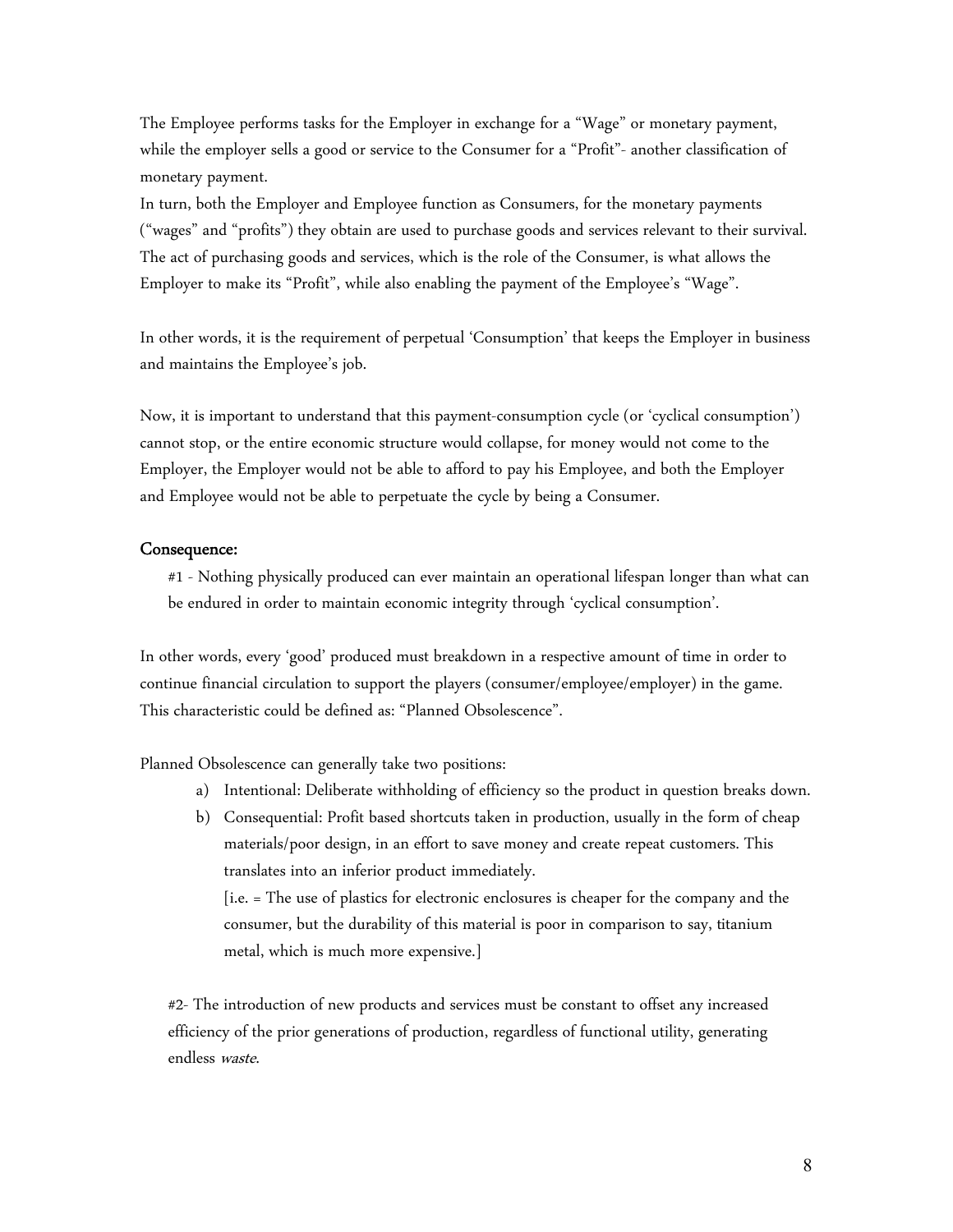The Employee performs tasks for the Employer in exchange for a "Wage" or monetary payment, while the employer sells a good or service to the Consumer for a "Profit"- another classification of monetary payment.
In turn, both the Employer and Employee function as Consumers, for the monetary payments ("wages" and "profits") they obtain are used to purchase goods and services relevant to their survival. The act of purchasing goods and services, which is the role of the Consumer, is what allows the Employer to make its "Profit", while also enabling the payment of the Employee's "Wage".

In other words, it is the requirement of perpetual 'Consumption' that keeps the Employer in business and maintains the Employee's job.

Now, it is important to understand that this payment-consumption cycle (or 'cyclical consumption') cannot stop, or the entire economic structure would collapse, for money would not come to the Employer, the Employer would not be able to afford to pay his Employee, and both the Employer and Employee would not be able to perpetuate the cycle by being a Consumer.

### Consequence:

#1 - Nothing physically produced can ever maintain an operational lifespan longer than what can be endured in order to maintain economic integrity through 'cyclical consumption'.

In other words, every 'good' produced must breakdown in a respective amount of time in order to continue financial circulation to support the players (consumer/employee/employer) in the game. This characteristic could be defined as: "Planned Obsolescence".

Planned Obsolescence can generally take two positions:

a) Intentional: Deliberate withholding of efficiency so the product in question breaks down.
b) Consequential: Profit based shortcuts taken in production, usually in the form of cheap materials/poor design, in an effort to save money and create repeat customers. This translates into an inferior product immediately.
   [i.e. = The use of plastics for electronic enclosures is cheaper for the company and the consumer, but the durability of this material is poor in comparison to say, titanium metal, which is much more expensive.]

#2- The introduction of new products and services must be constant to offset any increased efficiency of the prior generations of production, regardless of functional utility, generating endless *waste*.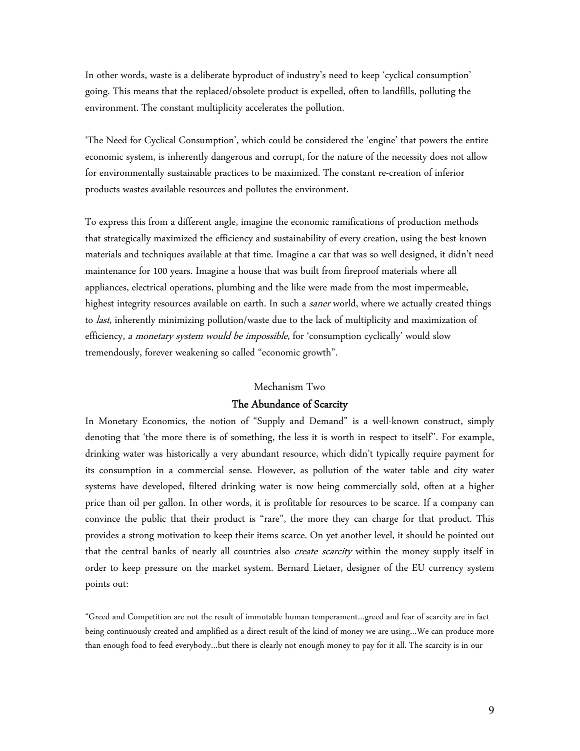In other words, waste is a deliberate byproduct of industry's need to keep 'cyclical consumption' going. This means that the replaced/obsolete product is expelled, often to landfills, polluting the environment. The constant multiplicity accelerates the pollution.

'The Need for Cyclical Consumption', which could be considered the 'engine' that powers the entire economic system, is inherently dangerous and corrupt, for the nature of the necessity does not allow for environmentally sustainable practices to be maximized. The constant re-creation of inferior products wastes available resources and pollutes the environment.

To express this from a different angle, imagine the economic ramifications of production methods that strategically maximized the efficiency and sustainability of every creation, using the best-known materials and techniques available at that time. Imagine a car that was so well designed, it didn't need maintenance for 100 years. Imagine a house that was built from fireproof materials where all appliances, electrical operations, plumbing and the like were made from the most impermeable, highest integrity resources available on earth. In such a *saner* world, where we actually created things to *last*, inherently minimizing pollution/waste due to the lack of multiplicity and maximization of efficiency, *a monetary system would be impossible*, for 'consumption cyclically' would slow tremendously, forever weakening so called "economic growth".

## Mechanism Two

## The Abundance of Scarcity

In Monetary Economics, the notion of "Supply and Demand" is a well-known construct, simply denoting that 'the more there is of something, the less it is worth in respect to itself''. For example, drinking water was historically a very abundant resource, which didn't typically require payment for its consumption in a commercial sense. However, as pollution of the water table and city water systems have developed, filtered drinking water is now being commercially sold, often at a higher price than oil per gallon. In other words, it is profitable for resources to be scarce. If a company can convince the public that their product is "rare", the more they can charge for that product. This provides a strong motivation to keep their items scarce. On yet another level, it should be pointed out that the central banks of nearly all countries also *create scarcity* within the money supply itself in order to keep pressure on the market system. Bernard Lietaer, designer of the EU currency system points out:

"Greed and Competition are not the result of immutable human temperament…greed and fear of scarcity are in fact being continuously created and amplified as a direct result of the kind of money we are using…We can produce more than enough food to feed everybody…but there is clearly not enough money to pay for it all. The scarcity is in our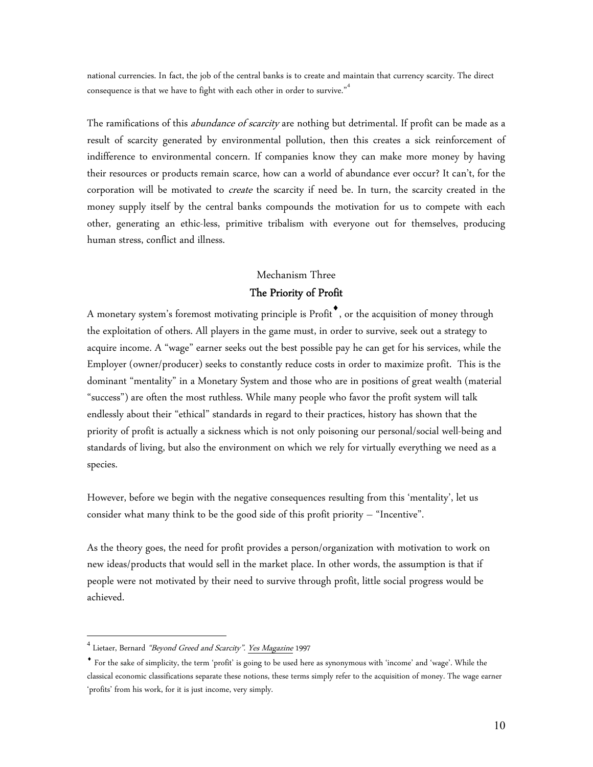national currencies. In fact, the job of the central banks is to create and maintain that currency scarcity. The direct consequence is that we have to fight with each other in order to survive."[4]

The ramifications of this *abundance of scarcity* are nothing but detrimental. If profit can be made as a result of scarcity generated by environmental pollution, then this creates a sick reinforcement of indifference to environmental concern. If companies know they can make more money by having their resources or products remain scarce, how can a world of abundance ever occur? It can't, for the corporation will be motivated to *create* the scarcity if need be. In turn, the scarcity created in the money supply itself by the central banks compounds the motivation for us to compete with each other, generating an ethic-less, primitive tribalism with everyone out for themselves, producing human stress, conflict and illness.

## Mechanism Three

## The Priority of Profit

A monetary system's foremost motivating principle is Profit[♦], or the acquisition of money through the exploitation of others. All players in the game must, in order to survive, seek out a strategy to acquire income. A "wage" earner seeks out the best possible pay he can get for his services, while the Employer (owner/producer) seeks to constantly reduce costs in order to maximize profit. This is the dominant "mentality" in a Monetary System and those who are in positions of great wealth (material "success") are often the most ruthless. While many people who favor the profit system will talk endlessly about their "ethical" standards in regard to their practices, history has shown that the priority of profit is actually a sickness which is not only poisoning our personal/social well-being and standards of living, but also the environment on which we rely for virtually everything we need as a species.

However, before we begin with the negative consequences resulting from this 'mentality', let us consider what many think to be the good side of this profit priority – "Incentive".

As the theory goes, the need for profit provides a person/organization with motivation to work on new ideas/products that would sell in the market place. In other words, the assumption is that if people were not motivated by their need to survive through profit, little social progress would be achieved.

---

[4] Lietaer, Bernard *"Beyond Greed and Scarcity"*. Yes Magazine 1997

[♦] For the sake of simplicity, the term 'profit' is going to be used here as synonymous with 'income' and 'wage'. While the classical economic classifications separate these notions, these terms simply refer to the acquisition of money. The wage earner 'profits' from his work, for it is just income, very simply.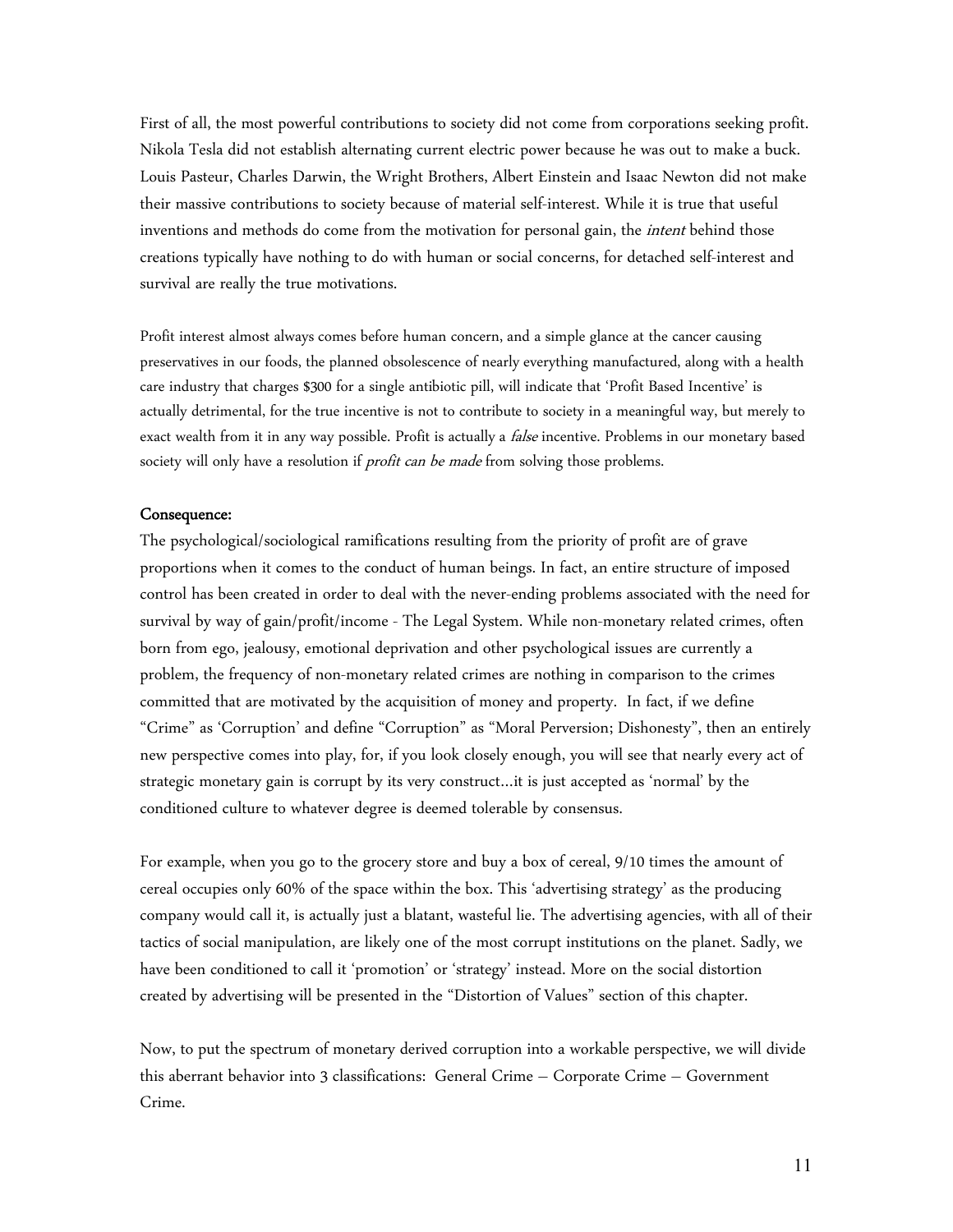First of all, the most powerful contributions to society did not come from corporations seeking profit. Nikola Tesla did not establish alternating current electric power because he was out to make a buck. Louis Pasteur, Charles Darwin, the Wright Brothers, Albert Einstein and Isaac Newton did not make their massive contributions to society because of material self-interest. While it is true that useful inventions and methods do come from the motivation for personal gain, the *intent* behind those creations typically have nothing to do with human or social concerns, for detached self-interest and survival are really the true motivations.

Profit interest almost always comes before human concern, and a simple glance at the cancer causing preservatives in our foods, the planned obsolescence of nearly everything manufactured, along with a health care industry that charges $300 for a single antibiotic pill, will indicate that 'Profit Based Incentive' is actually detrimental, for the true incentive is not to contribute to society in a meaningful way, but merely to exact wealth from it in any way possible. Profit is actually a *false* incentive. Problems in our monetary based society will only have a resolution if *profit can be made* from solving those problems.

**Consequence:**

The psychological/sociological ramifications resulting from the priority of profit are of grave proportions when it comes to the conduct of human beings. In fact, an entire structure of imposed control has been created in order to deal with the never-ending problems associated with the need for survival by way of gain/profit/income - The Legal System. While non-monetary related crimes, often born from ego, jealousy, emotional deprivation and other psychological issues are currently a problem, the frequency of non-monetary related crimes are nothing in comparison to the crimes committed that are motivated by the acquisition of money and property. In fact, if we define "Crime" as 'Corruption' and define "Corruption" as "Moral Perversion; Dishonesty", then an entirely new perspective comes into play, for, if you look closely enough, you will see that nearly every act of strategic monetary gain is corrupt by its very construct…it is just accepted as 'normal' by the conditioned culture to whatever degree is deemed tolerable by consensus.

For example, when you go to the grocery store and buy a box of cereal, 9/10 times the amount of cereal occupies only 60% of the space within the box. This 'advertising strategy' as the producing company would call it, is actually just a blatant, wasteful lie. The advertising agencies, with all of their tactics of social manipulation, are likely one of the most corrupt institutions on the planet. Sadly, we have been conditioned to call it 'promotion' or 'strategy' instead. More on the social distortion created by advertising will be presented in the "Distortion of Values" section of this chapter.

Now, to put the spectrum of monetary derived corruption into a workable perspective, we will divide this aberrant behavior into 3 classifications: General Crime – Corporate Crime – Government Crime.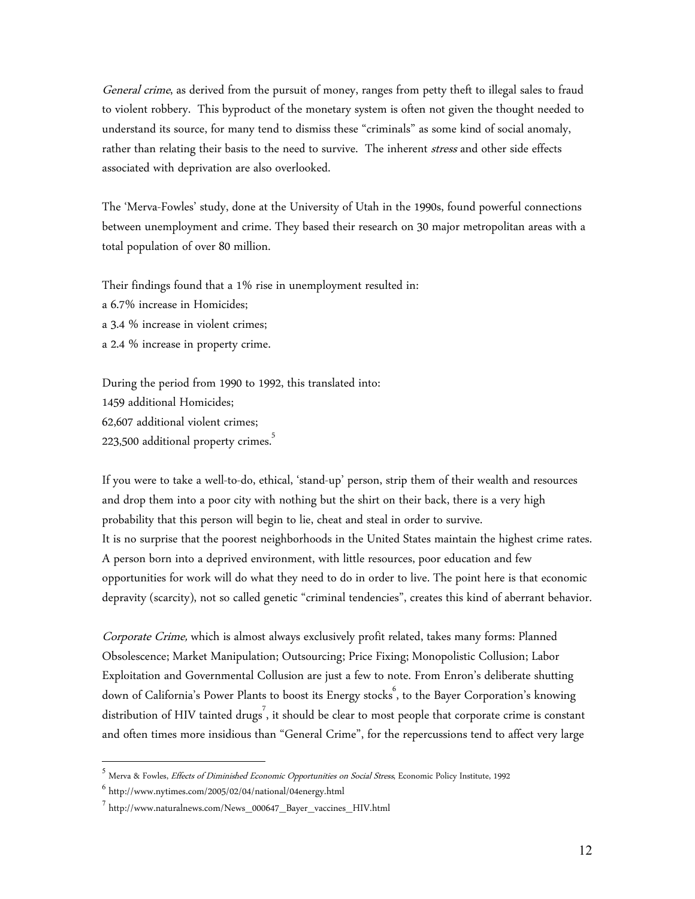*General crime*, as derived from the pursuit of money, ranges from petty theft to illegal sales to fraud to violent robbery. This byproduct of the monetary system is often not given the thought needed to understand its source, for many tend to dismiss these "criminals" as some kind of social anomaly, rather than relating their basis to the need to survive. The inherent *stress* and other side effects associated with deprivation are also overlooked.

The 'Merva-Fowles' study, done at the University of Utah in the 1990s, found powerful connections between unemployment and crime. They based their research on 30 major metropolitan areas with a total population of over 80 million.

Their findings found that a 1% rise in unemployment resulted in:
a 6.7% increase in Homicides;
a 3.4 % increase in violent crimes;
a 2.4 % increase in property crime.

During the period from 1990 to 1992, this translated into:
1459 additional Homicides;
62,607 additional violent crimes;
223,500 additional property crimes.[5]

If you were to take a well-to-do, ethical, 'stand-up' person, strip them of their wealth and resources and drop them into a poor city with nothing but the shirt on their back, there is a very high probability that this person will begin to lie, cheat and steal in order to survive.
It is no surprise that the poorest neighborhoods in the United States maintain the highest crime rates. A person born into a deprived environment, with little resources, poor education and few opportunities for work will do what they need to do in order to live. The point here is that economic depravity (scarcity), not so called genetic "criminal tendencies", creates this kind of aberrant behavior.

*Corporate Crime,* which is almost always exclusively profit related, takes many forms: Planned Obsolescence; Market Manipulation; Outsourcing; Price Fixing; Monopolistic Collusion; Labor Exploitation and Governmental Collusion are just a few to note. From Enron's deliberate shutting down of California's Power Plants to boost its Energy stocks[6], to the Bayer Corporation's knowing distribution of HIV tainted drugs[7], it should be clear to most people that corporate crime is constant and often times more insidious than "General Crime", for the repercussions tend to affect very large

---

[5] Merva & Fowles, *Effects of Diminished Economic Opportunities on Social Stress*, Economic Policy Institute, 1992

[6] http://www.nytimes.com/2005/02/04/national/04energy.html

[7] http://www.naturalnews.com/News_000647_Bayer_vaccines_HIV.html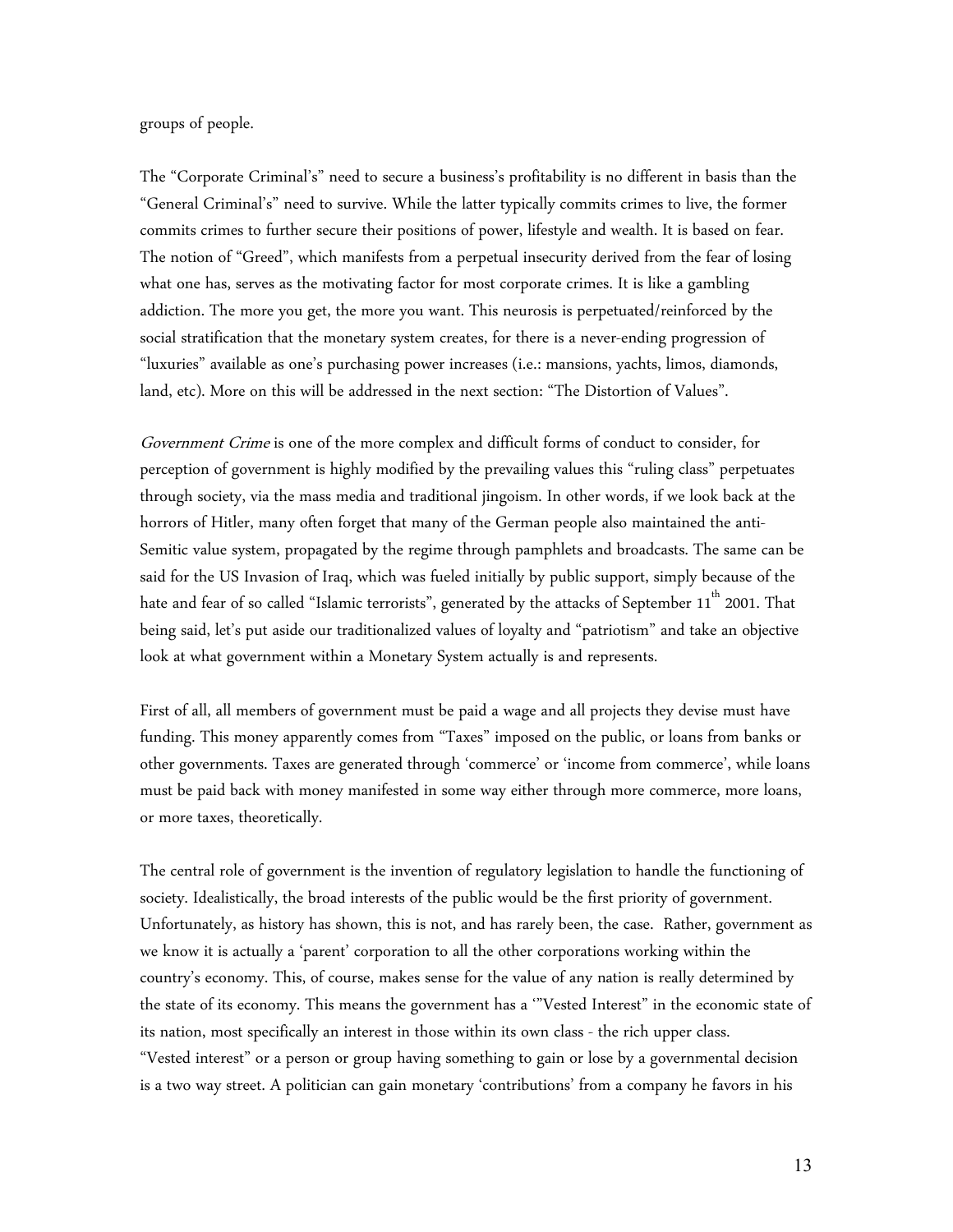groups of people.

The "Corporate Criminal's" need to secure a business's profitability is no different in basis than the "General Criminal's" need to survive. While the latter typically commits crimes to live, the former commits crimes to further secure their positions of power, lifestyle and wealth. It is based on fear. The notion of "Greed", which manifests from a perpetual insecurity derived from the fear of losing what one has, serves as the motivating factor for most corporate crimes. It is like a gambling addiction. The more you get, the more you want. This neurosis is perpetuated/reinforced by the social stratification that the monetary system creates, for there is a never-ending progression of "luxuries" available as one's purchasing power increases (i.e.: mansions, yachts, limos, diamonds, land, etc). More on this will be addressed in the next section: "The Distortion of Values".

*Government Crime* is one of the more complex and difficult forms of conduct to consider, for perception of government is highly modified by the prevailing values this "ruling class" perpetuates through society, via the mass media and traditional jingoism. In other words, if we look back at the horrors of Hitler, many often forget that many of the German people also maintained the anti-Semitic value system, propagated by the regime through pamphlets and broadcasts. The same can be said for the US Invasion of Iraq, which was fueled initially by public support, simply because of the hate and fear of so called "Islamic terrorists", generated by the attacks of September 11th 2001. That being said, let's put aside our traditionalized values of loyalty and "patriotism" and take an objective look at what government within a Monetary System actually is and represents.

First of all, all members of government must be paid a wage and all projects they devise must have funding. This money apparently comes from "Taxes" imposed on the public, or loans from banks or other governments. Taxes are generated through 'commerce' or 'income from commerce', while loans must be paid back with money manifested in some way either through more commerce, more loans, or more taxes, theoretically.

The central role of government is the invention of regulatory legislation to handle the functioning of society. Idealistically, the broad interests of the public would be the first priority of government. Unfortunately, as history has shown, this is not, and has rarely been, the case. Rather, government as we know it is actually a 'parent' corporation to all the other corporations working within the country's economy. This, of course, makes sense for the value of any nation is really determined by the state of its economy. This means the government has a '"Vested Interest" in the economic state of its nation, most specifically an interest in those within its own class - the rich upper class. "Vested interest" or a person or group having something to gain or lose by a governmental decision is a two way street. A politician can gain monetary 'contributions' from a company he favors in his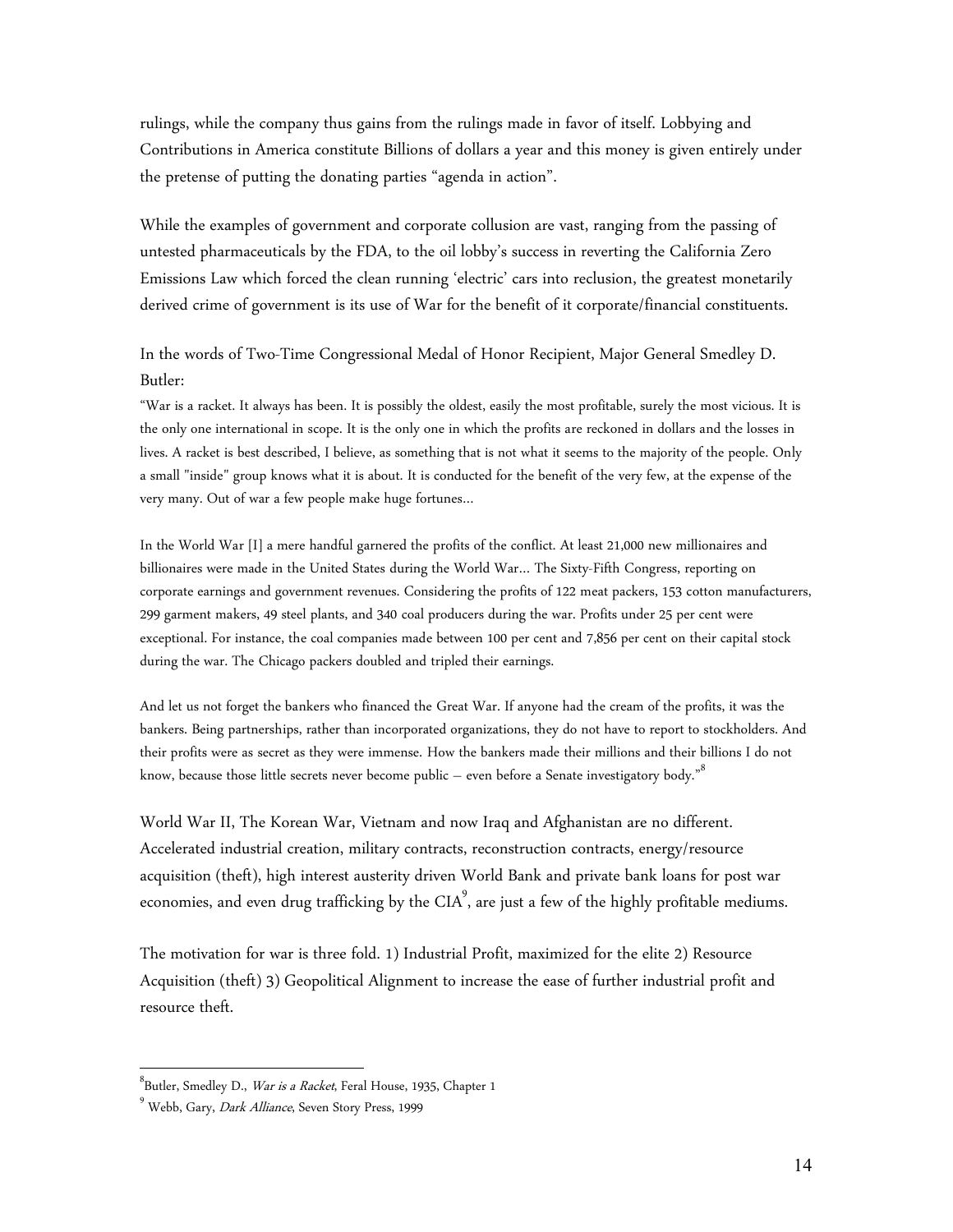rulings, while the company thus gains from the rulings made in favor of itself. Lobbying and Contributions in America constitute Billions of dollars a year and this money is given entirely under the pretense of putting the donating parties "agenda in action".

While the examples of government and corporate collusion are vast, ranging from the passing of untested pharmaceuticals by the FDA, to the oil lobby's success in reverting the California Zero Emissions Law which forced the clean running 'electric' cars into reclusion, the greatest monetarily derived crime of government is its use of War for the benefit of it corporate/financial constituents.

In the words of Two-Time Congressional Medal of Honor Recipient, Major General Smedley D. Butler:

"War is a racket. It always has been. It is possibly the oldest, easily the most profitable, surely the most vicious. It is the only one international in scope. It is the only one in which the profits are reckoned in dollars and the losses in lives. A racket is best described, I believe, as something that is not what it seems to the majority of the people. Only a small "inside" group knows what it is about. It is conducted for the benefit of the very few, at the expense of the very many. Out of war a few people make huge fortunes...

In the World War [I] a mere handful garnered the profits of the conflict. At least 21,000 new millionaires and billionaires were made in the United States during the World War... The Sixty-Fifth Congress, reporting on corporate earnings and government revenues. Considering the profits of 122 meat packers, 153 cotton manufacturers, 299 garment makers, 49 steel plants, and 340 coal producers during the war. Profits under 25 per cent were exceptional. For instance, the coal companies made between 100 per cent and 7,856 per cent on their capital stock during the war. The Chicago packers doubled and tripled their earnings.

And let us not forget the bankers who financed the Great War. If anyone had the cream of the profits, it was the bankers. Being partnerships, rather than incorporated organizations, they do not have to report to stockholders. And their profits were as secret as they were immense. How the bankers made their millions and their billions I do not know, because those little secrets never become public – even before a Senate investigatory body."[8]

World War II, The Korean War, Vietnam and now Iraq and Afghanistan are no different. Accelerated industrial creation, military contracts, reconstruction contracts, energy/resource acquisition (theft), high interest austerity driven World Bank and private bank loans for post war economies, and even drug trafficking by the CIA[9], are just a few of the highly profitable mediums.

The motivation for war is three fold. 1) Industrial Profit, maximized for the elite 2) Resource Acquisition (theft) 3) Geopolitical Alignment to increase the ease of further industrial profit and resource theft.

---

[8] Butler, Smedley D., *War is a Racket*, Feral House, 1935, Chapter 1

[9] Webb, Gary, *Dark Alliance*, Seven Story Press, 1999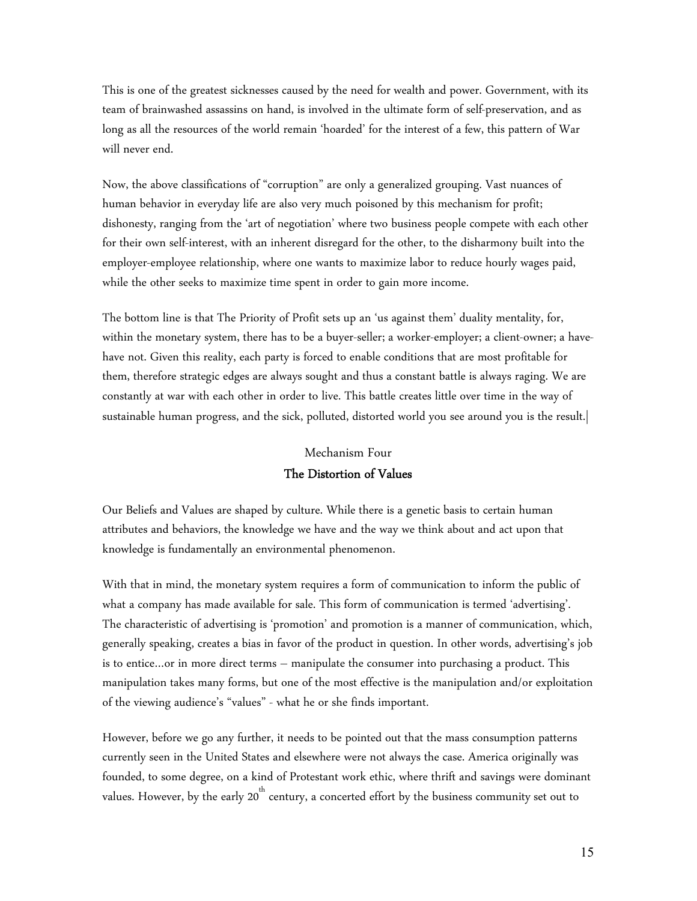This is one of the greatest sicknesses caused by the need for wealth and power. Government, with its team of brainwashed assassins on hand, is involved in the ultimate form of self-preservation, and as long as all the resources of the world remain 'hoarded' for the interest of a few, this pattern of War will never end.

Now, the above classifications of "corruption" are only a generalized grouping. Vast nuances of human behavior in everyday life are also very much poisoned by this mechanism for profit; dishonesty, ranging from the 'art of negotiation' where two business people compete with each other for their own self-interest, with an inherent disregard for the other, to the disharmony built into the employer-employee relationship, where one wants to maximize labor to reduce hourly wages paid, while the other seeks to maximize time spent in order to gain more income.

The bottom line is that The Priority of Profit sets up an 'us against them' duality mentality, for, within the monetary system, there has to be a buyer-seller; a worker-employer; a client-owner; a have-have not. Given this reality, each party is forced to enable conditions that are most profitable for them, therefore strategic edges are always sought and thus a constant battle is always raging. We are constantly at war with each other in order to live. This battle creates little over time in the way of sustainable human progress, and the sick, polluted, distorted world you see around you is the result.|

## Mechanism Four
## The Distortion of Values

Our Beliefs and Values are shaped by culture. While there is a genetic basis to certain human attributes and behaviors, the knowledge we have and the way we think about and act upon that knowledge is fundamentally an environmental phenomenon.

With that in mind, the monetary system requires a form of communication to inform the public of what a company has made available for sale. This form of communication is termed 'advertising'. The characteristic of advertising is 'promotion' and promotion is a manner of communication, which, generally speaking, creates a bias in favor of the product in question. In other words, advertising's job is to entice…or in more direct terms – manipulate the consumer into purchasing a product. This manipulation takes many forms, but one of the most effective is the manipulation and/or exploitation of the viewing audience's "values" - what he or she finds important.

However, before we go any further, it needs to be pointed out that the mass consumption patterns currently seen in the United States and elsewhere were not always the case. America originally was founded, to some degree, on a kind of Protestant work ethic, where thrift and savings were dominant values. However, by the early 20th century, a concerted effort by the business community set out to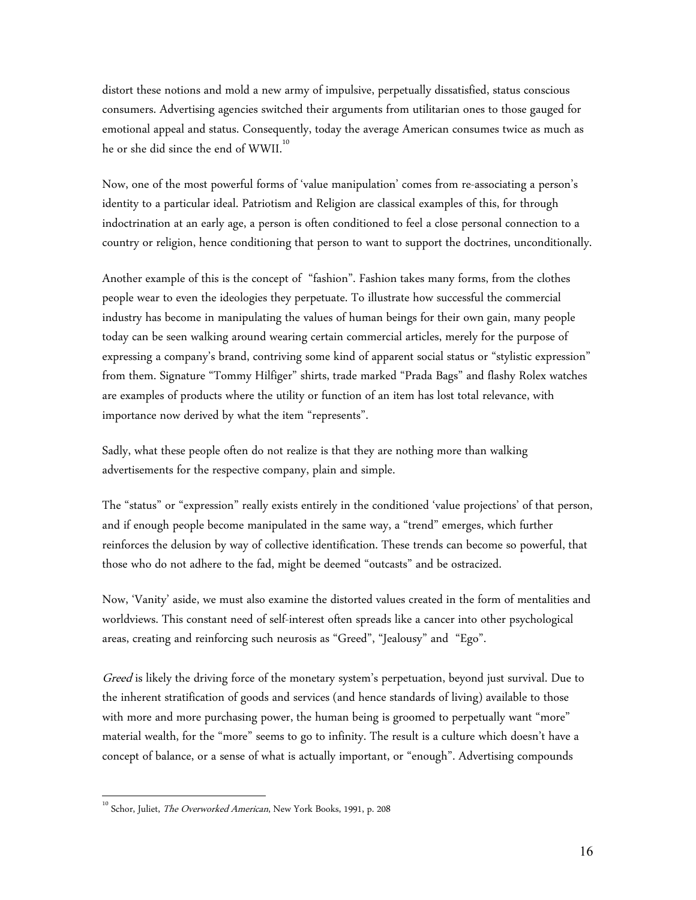distort these notions and mold a new army of impulsive, perpetually dissatisfied, status conscious consumers. Advertising agencies switched their arguments from utilitarian ones to those gauged for emotional appeal and status. Consequently, today the average American consumes twice as much as he or she did since the end of WWII.[10]

Now, one of the most powerful forms of 'value manipulation' comes from re-associating a person's identity to a particular ideal. Patriotism and Religion are classical examples of this, for through indoctrination at an early age, a person is often conditioned to feel a close personal connection to a country or religion, hence conditioning that person to want to support the doctrines, unconditionally.

Another example of this is the concept of "fashion". Fashion takes many forms, from the clothes people wear to even the ideologies they perpetuate. To illustrate how successful the commercial industry has become in manipulating the values of human beings for their own gain, many people today can be seen walking around wearing certain commercial articles, merely for the purpose of expressing a company's brand, contriving some kind of apparent social status or "stylistic expression" from them. Signature "Tommy Hilfiger" shirts, trade marked "Prada Bags" and flashy Rolex watches are examples of products where the utility or function of an item has lost total relevance, with importance now derived by what the item "represents".

Sadly, what these people often do not realize is that they are nothing more than walking advertisements for the respective company, plain and simple.

The "status" or "expression" really exists entirely in the conditioned 'value projections' of that person, and if enough people become manipulated in the same way, a "trend" emerges, which further reinforces the delusion by way of collective identification. These trends can become so powerful, that those who do not adhere to the fad, might be deemed "outcasts" and be ostracized.

Now, 'Vanity' aside, we must also examine the distorted values created in the form of mentalities and worldviews. This constant need of self-interest often spreads like a cancer into other psychological areas, creating and reinforcing such neurosis as "Greed", "Jealousy" and "Ego".

*Greed* is likely the driving force of the monetary system's perpetuation, beyond just survival. Due to the inherent stratification of goods and services (and hence standards of living) available to those with more and more purchasing power, the human being is groomed to perpetually want "more" material wealth, for the "more" seems to go to infinity. The result is a culture which doesn't have a concept of balance, or a sense of what is actually important, or "enough". Advertising compounds

[10] Schor, Juliet, *The Overworked American*, New York Books, 1991, p. 208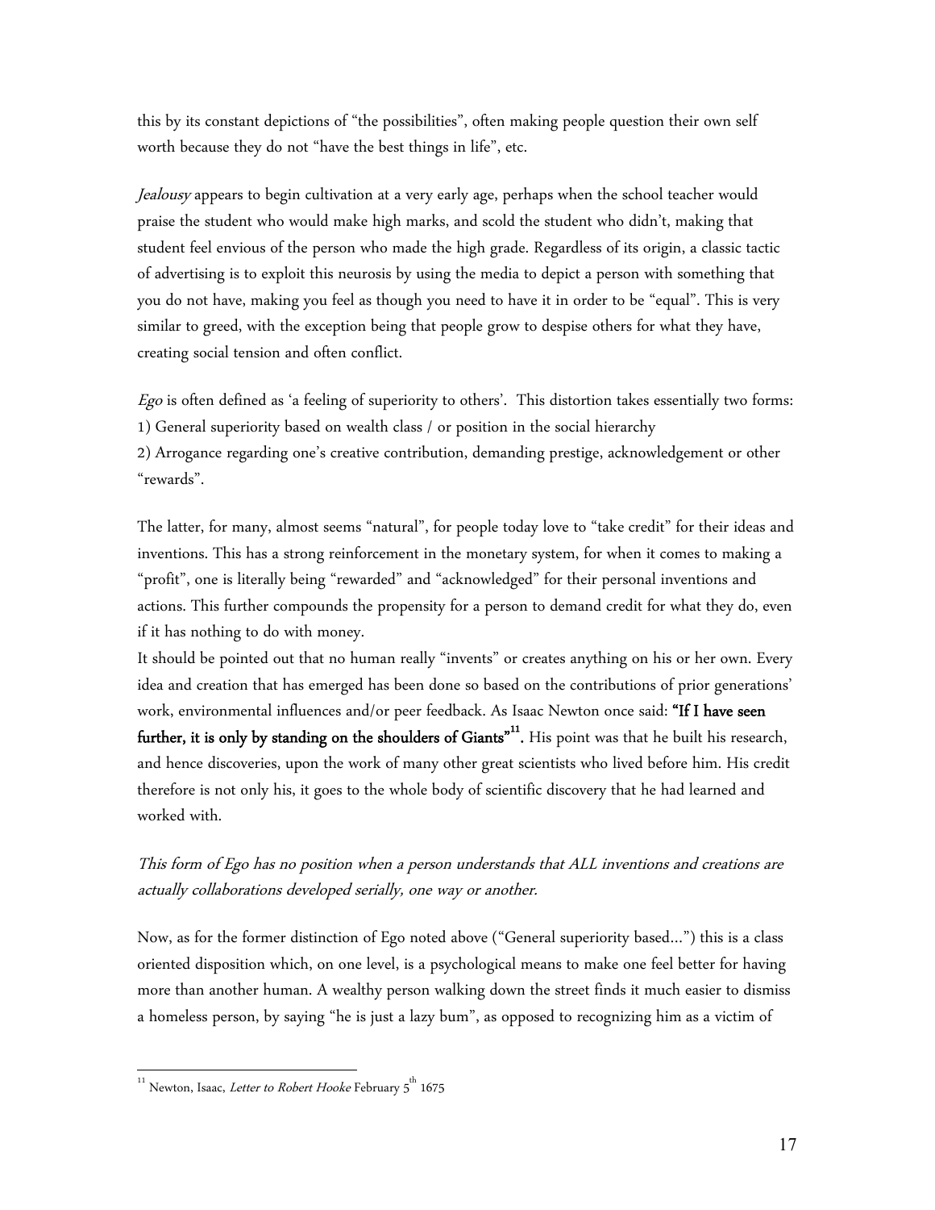this by its constant depictions of "the possibilities", often making people question their own self worth because they do not "have the best things in life", etc.

*Jealousy* appears to begin cultivation at a very early age, perhaps when the school teacher would praise the student who would make high marks, and scold the student who didn't, making that student feel envious of the person who made the high grade. Regardless of its origin, a classic tactic of advertising is to exploit this neurosis by using the media to depict a person with something that you do not have, making you feel as though you need to have it in order to be "equal". This is very similar to greed, with the exception being that people grow to despise others for what they have, creating social tension and often conflict.

*Ego* is often defined as 'a feeling of superiority to others'. This distortion takes essentially two forms:
1) General superiority based on wealth class / or position in the social hierarchy
2) Arrogance regarding one's creative contribution, demanding prestige, acknowledgement or other "rewards".

The latter, for many, almost seems "natural", for people today love to "take credit" for their ideas and inventions. This has a strong reinforcement in the monetary system, for when it comes to making a "profit", one is literally being "rewarded" and "acknowledged" for their personal inventions and actions. This further compounds the propensity for a person to demand credit for what they do, even if it has nothing to do with money.
It should be pointed out that no human really "invents" or creates anything on his or her own. Every idea and creation that has emerged has been done so based on the contributions of prior generations' work, environmental influences and/or peer feedback. As Isaac Newton once said: **"If I have seen further, it is only by standing on the shoulders of Giants"[11].** His point was that he built his research, and hence discoveries, upon the work of many other great scientists who lived before him. His credit therefore is not only his, it goes to the whole body of scientific discovery that he had learned and worked with.

*This form of Ego has no position when a person understands that ALL inventions and creations are actually collaborations developed serially, one way or another.*

Now, as for the former distinction of Ego noted above ("General superiority based…") this is a class oriented disposition which, on one level, is a psychological means to make one feel better for having more than another human. A wealthy person walking down the street finds it much easier to dismiss a homeless person, by saying "he is just a lazy bum", as opposed to recognizing him as a victim of

[11] Newton, Isaac, *Letter to Robert Hooke* February 5th 1675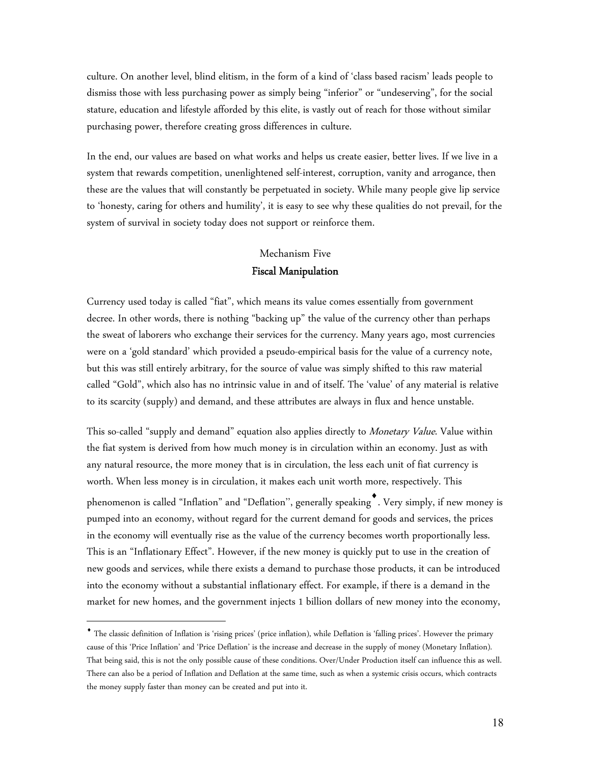culture. On another level, blind elitism, in the form of a kind of 'class based racism' leads people to dismiss those with less purchasing power as simply being "inferior" or "undeserving", for the social stature, education and lifestyle afforded by this elite, is vastly out of reach for those without similar purchasing power, therefore creating gross differences in culture.

In the end, our values are based on what works and helps us create easier, better lives. If we live in a system that rewards competition, unenlightened self-interest, corruption, vanity and arrogance, then these are the values that will constantly be perpetuated in society. While many people give lip service to 'honesty, caring for others and humility', it is easy to see why these qualities do not prevail, for the system of survival in society today does not support or reinforce them.

## Mechanism Five
## Fiscal Manipulation

Currency used today is called "fiat", which means its value comes essentially from government decree. In other words, there is nothing "backing up" the value of the currency other than perhaps the sweat of laborers who exchange their services for the currency. Many years ago, most currencies were on a 'gold standard' which provided a pseudo-empirical basis for the value of a currency note, but this was still entirely arbitrary, for the source of value was simply shifted to this raw material called "Gold", which also has no intrinsic value in and of itself. The 'value' of any material is relative to its scarcity (supply) and demand, and these attributes are always in flux and hence unstable.

This so-called "supply and demand" equation also applies directly to *Monetary Value*. Value within the fiat system is derived from how much money is in circulation within an economy. Just as with any natural resource, the more money that is in circulation, the less each unit of fiat currency is worth. When less money is in circulation, it makes each unit worth more, respectively. This phenomenon is called "Inflation" and "Deflation", generally speaking[♦]. Very simply, if new money is pumped into an economy, without regard for the current demand for goods and services, the prices in the economy will eventually rise as the value of the currency becomes worth proportionally less. This is an "Inflationary Effect". However, if the new money is quickly put to use in the creation of new goods and services, while there exists a demand to purchase those products, it can be introduced into the economy without a substantial inflationary effect. For example, if there is a demand in the market for new homes, and the government injects 1 billion dollars of new money into the economy,

---

[♦] The classic definition of Inflation is 'rising prices' (price inflation), while Deflation is 'falling prices'. However the primary cause of this 'Price Inflation' and 'Price Deflation' is the increase and decrease in the supply of money (Monetary Inflation). That being said, this is not the only possible cause of these conditions. Over/Under Production itself can influence this as well. There can also be a period of Inflation and Deflation at the same time, such as when a systemic crisis occurs, which contracts the money supply faster than money can be created and put into it.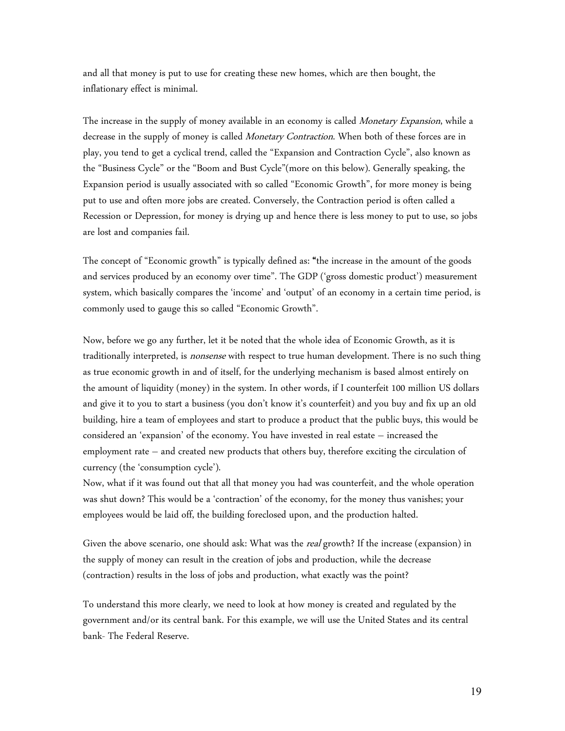and all that money is put to use for creating these new homes, which are then bought, the inflationary effect is minimal.

The increase in the supply of money available in an economy is called *Monetary Expansion*, while a decrease in the supply of money is called *Monetary Contraction*. When both of these forces are in play, you tend to get a cyclical trend, called the "Expansion and Contraction Cycle", also known as the "Business Cycle" or the "Boom and Bust Cycle"(more on this below). Generally speaking, the Expansion period is usually associated with so called "Economic Growth", for more money is being put to use and often more jobs are created. Conversely, the Contraction period is often called a Recession or Depression, for money is drying up and hence there is less money to put to use, so jobs are lost and companies fail.

The concept of "Economic growth" is typically defined as: **"**the increase in the amount of the goods and services produced by an economy over time". The GDP ('gross domestic product') measurement system, which basically compares the 'income' and 'output' of an economy in a certain time period, is commonly used to gauge this so called "Economic Growth".

Now, before we go any further, let it be noted that the whole idea of Economic Growth, as it is traditionally interpreted, is *nonsense* with respect to true human development. There is no such thing as true economic growth in and of itself, for the underlying mechanism is based almost entirely on the amount of liquidity (money) in the system. In other words, if I counterfeit 100 million US dollars and give it to you to start a business (you don't know it's counterfeit) and you buy and fix up an old building, hire a team of employees and start to produce a product that the public buys, this would be considered an 'expansion' of the economy. You have invested in real estate – increased the employment rate – and created new products that others buy, therefore exciting the circulation of currency (the 'consumption cycle').
Now, what if it was found out that all that money you had was counterfeit, and the whole operation was shut down? This would be a 'contraction' of the economy, for the money thus vanishes; your employees would be laid off, the building foreclosed upon, and the production halted.

Given the above scenario, one should ask: What was the *real* growth? If the increase (expansion) in the supply of money can result in the creation of jobs and production, while the decrease (contraction) results in the loss of jobs and production, what exactly was the point?

To understand this more clearly, we need to look at how money is created and regulated by the government and/or its central bank. For this example, we will use the United States and its central bank- The Federal Reserve.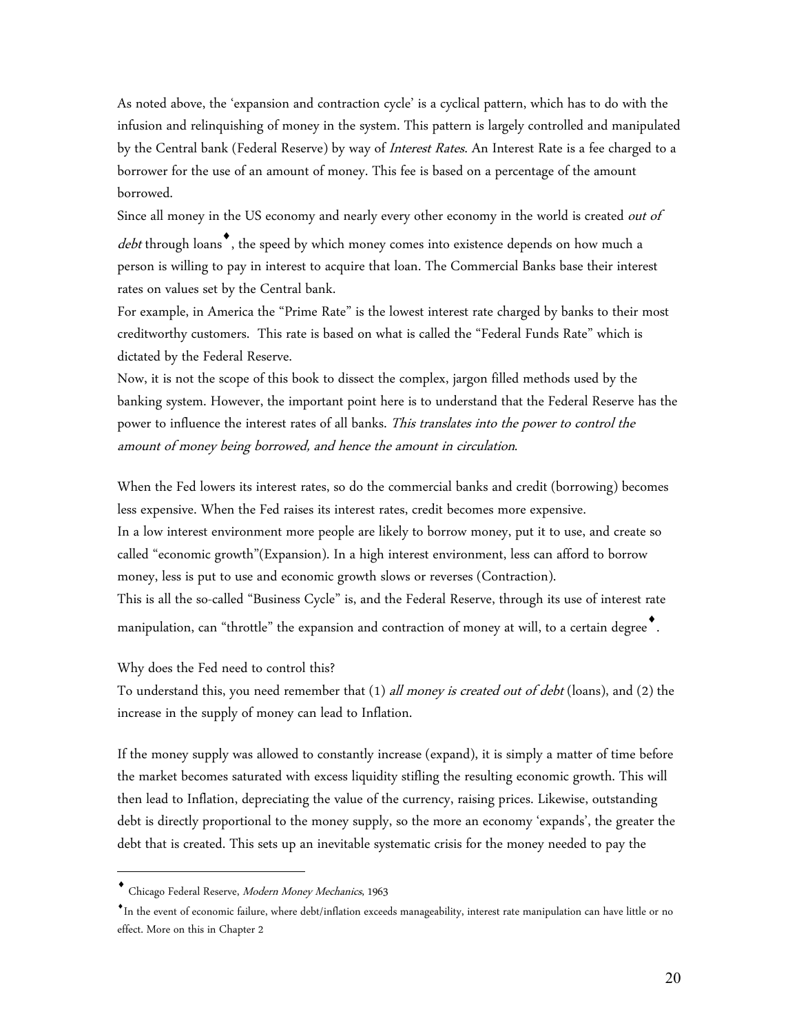As noted above, the 'expansion and contraction cycle' is a cyclical pattern, which has to do with the infusion and relinquishing of money in the system. This pattern is largely controlled and manipulated by the Central bank (Federal Reserve) by way of *Interest Rates*. An Interest Rate is a fee charged to a borrower for the use of an amount of money. This fee is based on a percentage of the amount borrowed.

Since all money in the US economy and nearly every other economy in the world is created *out of debt* through loans[♦], the speed by which money comes into existence depends on how much a person is willing to pay in interest to acquire that loan. The Commercial Banks base their interest rates on values set by the Central bank.

For example, in America the "Prime Rate" is the lowest interest rate charged by banks to their most creditworthy customers. This rate is based on what is called the "Federal Funds Rate" which is dictated by the Federal Reserve.

Now, it is not the scope of this book to dissect the complex, jargon filled methods used by the banking system. However, the important point here is to understand that the Federal Reserve has the power to influence the interest rates of all banks. *This translates into the power to control the amount of money being borrowed, and hence the amount in circulation*.

When the Fed lowers its interest rates, so do the commercial banks and credit (borrowing) becomes less expensive. When the Fed raises its interest rates, credit becomes more expensive.

In a low interest environment more people are likely to borrow money, put it to use, and create so called "economic growth"(Expansion). In a high interest environment, less can afford to borrow money, less is put to use and economic growth slows or reverses (Contraction).

This is all the so-called "Business Cycle" is, and the Federal Reserve, through its use of interest rate manipulation, can "throttle" the expansion and contraction of money at will, to a certain degree[♦].

Why does the Fed need to control this?

To understand this, you need remember that (1) *all money is created out of debt* (loans), and (2) the increase in the supply of money can lead to Inflation.

If the money supply was allowed to constantly increase (expand), it is simply a matter of time before the market becomes saturated with excess liquidity stifling the resulting economic growth. This will then lead to Inflation, depreciating the value of the currency, raising prices. Likewise, outstanding debt is directly proportional to the money supply, so the more an economy 'expands', the greater the debt that is created. This sets up an inevitable systematic crisis for the money needed to pay the

---

[♦] Chicago Federal Reserve, *Modern Money Mechanics*, 1963

[♦] In the event of economic failure, where debt/inflation exceeds manageability, interest rate manipulation can have little or no effect. More on this in Chapter 2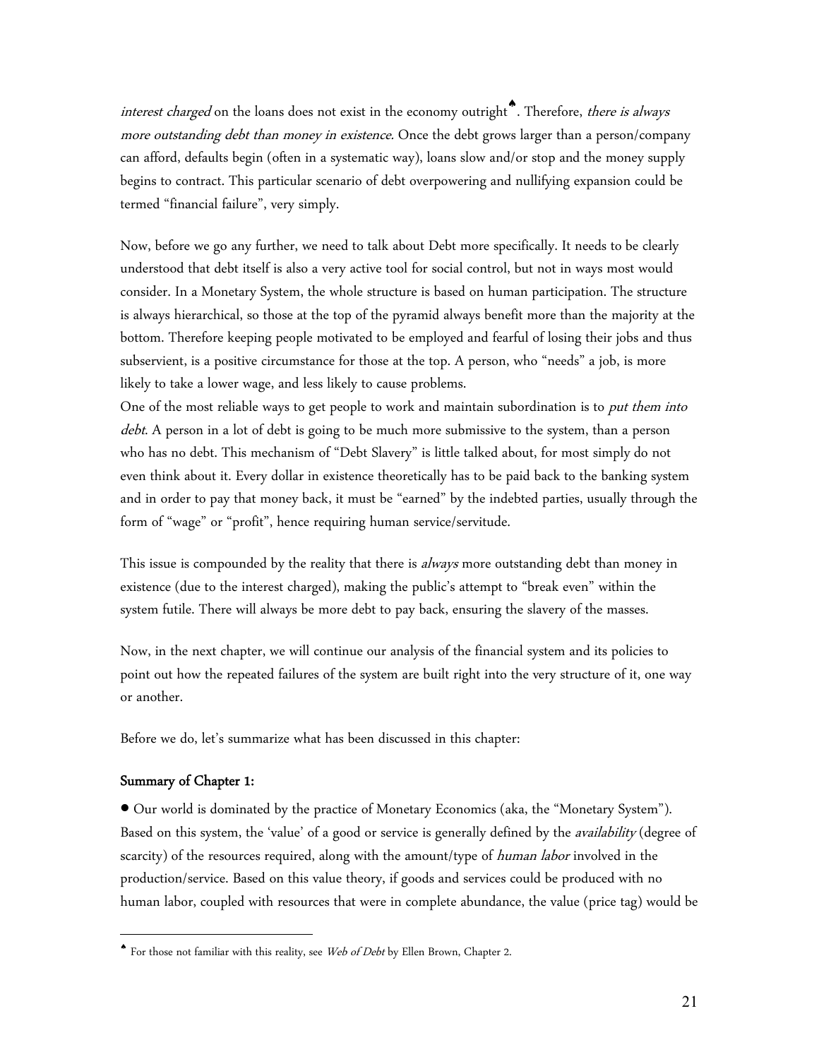*interest charged* on the loans does not exist in the economy outright[♠]. Therefore, *there is always more outstanding debt than money in existence.* Once the debt grows larger than a person/company can afford, defaults begin (often in a systematic way), loans slow and/or stop and the money supply begins to contract. This particular scenario of debt overpowering and nullifying expansion could be termed "financial failure", very simply.

Now, before we go any further, we need to talk about Debt more specifically. It needs to be clearly understood that debt itself is also a very active tool for social control, but not in ways most would consider. In a Monetary System, the whole structure is based on human participation. The structure is always hierarchical, so those at the top of the pyramid always benefit more than the majority at the bottom. Therefore keeping people motivated to be employed and fearful of losing their jobs and thus subservient, is a positive circumstance for those at the top. A person, who "needs" a job, is more likely to take a lower wage, and less likely to cause problems.

One of the most reliable ways to get people to work and maintain subordination is to *put them into debt*. A person in a lot of debt is going to be much more submissive to the system, than a person who has no debt. This mechanism of "Debt Slavery" is little talked about, for most simply do not even think about it. Every dollar in existence theoretically has to be paid back to the banking system and in order to pay that money back, it must be "earned" by the indebted parties, usually through the form of "wage" or "profit", hence requiring human service/servitude.

This issue is compounded by the reality that there is *always* more outstanding debt than money in existence (due to the interest charged), making the public's attempt to "break even" within the system futile. There will always be more debt to pay back, ensuring the slavery of the masses.

Now, in the next chapter, we will continue our analysis of the financial system and its policies to point out how the repeated failures of the system are built right into the very structure of it, one way or another.

Before we do, let's summarize what has been discussed in this chapter:

**Summary of Chapter 1:**

- Our world is dominated by the practice of Monetary Economics (aka, the "Monetary System"). Based on this system, the 'value' of a good or service is generally defined by the *availability* (degree of scarcity) of the resources required, along with the amount/type of *human labor* involved in the production/service. Based on this value theory, if goods and services could be produced with no human labor, coupled with resources that were in complete abundance, the value (price tag) would be

---

[♠] For those not familiar with this reality, see *Web of Debt* by Ellen Brown, Chapter 2.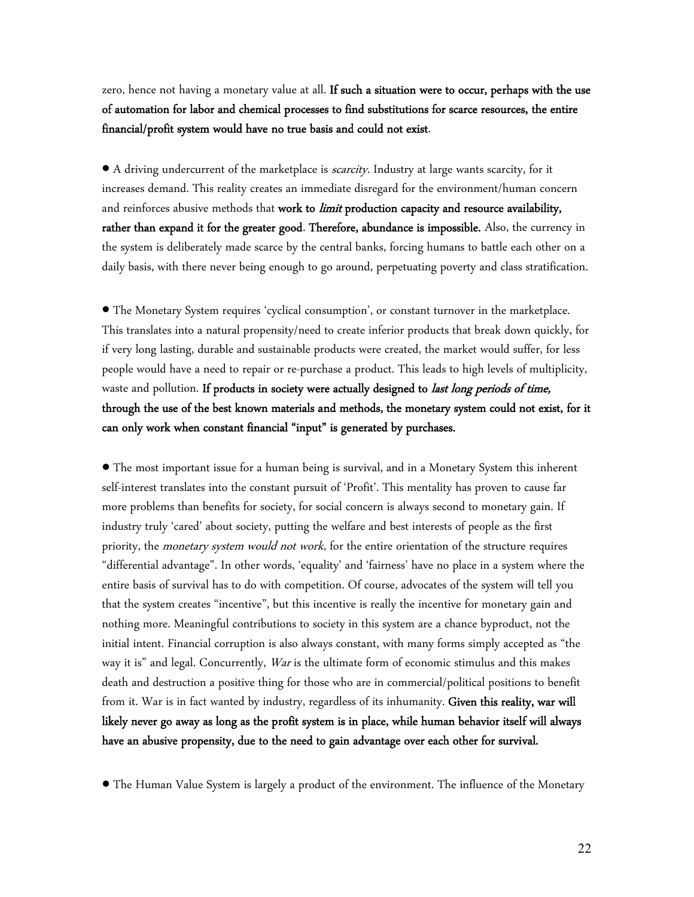zero, hence not having a monetary value at all. **If such a situation were to occur, perhaps with the use of automation for labor and chemical processes to find substitutions for scarce resources, the entire financial/profit system would have no true basis and could not exist**.

● A driving undercurrent of the marketplace is *scarcity*. Industry at large wants scarcity, for it increases demand. This reality creates an immediate disregard for the environment/human concern and reinforces abusive methods that **work to *limit* production capacity and resource availability, rather than expand it for the greater good**. **Therefore, abundance is impossible.** Also, the currency in the system is deliberately made scarce by the central banks, forcing humans to battle each other on a daily basis, with there never being enough to go around, perpetuating poverty and class stratification.

● The Monetary System requires 'cyclical consumption', or constant turnover in the marketplace. This translates into a natural propensity/need to create inferior products that break down quickly, for if very long lasting, durable and sustainable products were created, the market would suffer, for less people would have a need to repair or re-purchase a product. This leads to high levels of multiplicity, waste and pollution. **If products in society were actually designed to *last long periods of time,* through the use of the best known materials and methods, the monetary system could not exist, for it can only work when constant financial "input" is generated by purchases.**

● The most important issue for a human being is survival, and in a Monetary System this inherent self-interest translates into the constant pursuit of 'Profit'. This mentality has proven to cause far more problems than benefits for society, for social concern is always second to monetary gain. If industry truly 'cared' about society, putting the welfare and best interests of people as the first priority, the *monetary system would not work*, for the entire orientation of the structure requires "differential advantage". In other words, 'equality' and 'fairness' have no place in a system where the entire basis of survival has to do with competition. Of course, advocates of the system will tell you that the system creates "incentive", but this incentive is really the incentive for monetary gain and nothing more. Meaningful contributions to society in this system are a chance byproduct, not the initial intent. Financial corruption is also always constant, with many forms simply accepted as "the way it is" and legal. Concurrently, *War* is the ultimate form of economic stimulus and this makes death and destruction a positive thing for those who are in commercial/political positions to benefit from it. War is in fact wanted by industry, regardless of its inhumanity. **Given this reality, war will likely never go away as long as the profit system is in place, while human behavior itself will always have an abusive propensity, due to the need to gain advantage over each other for survival.**

● The Human Value System is largely a product of the environment. The influence of the Monetary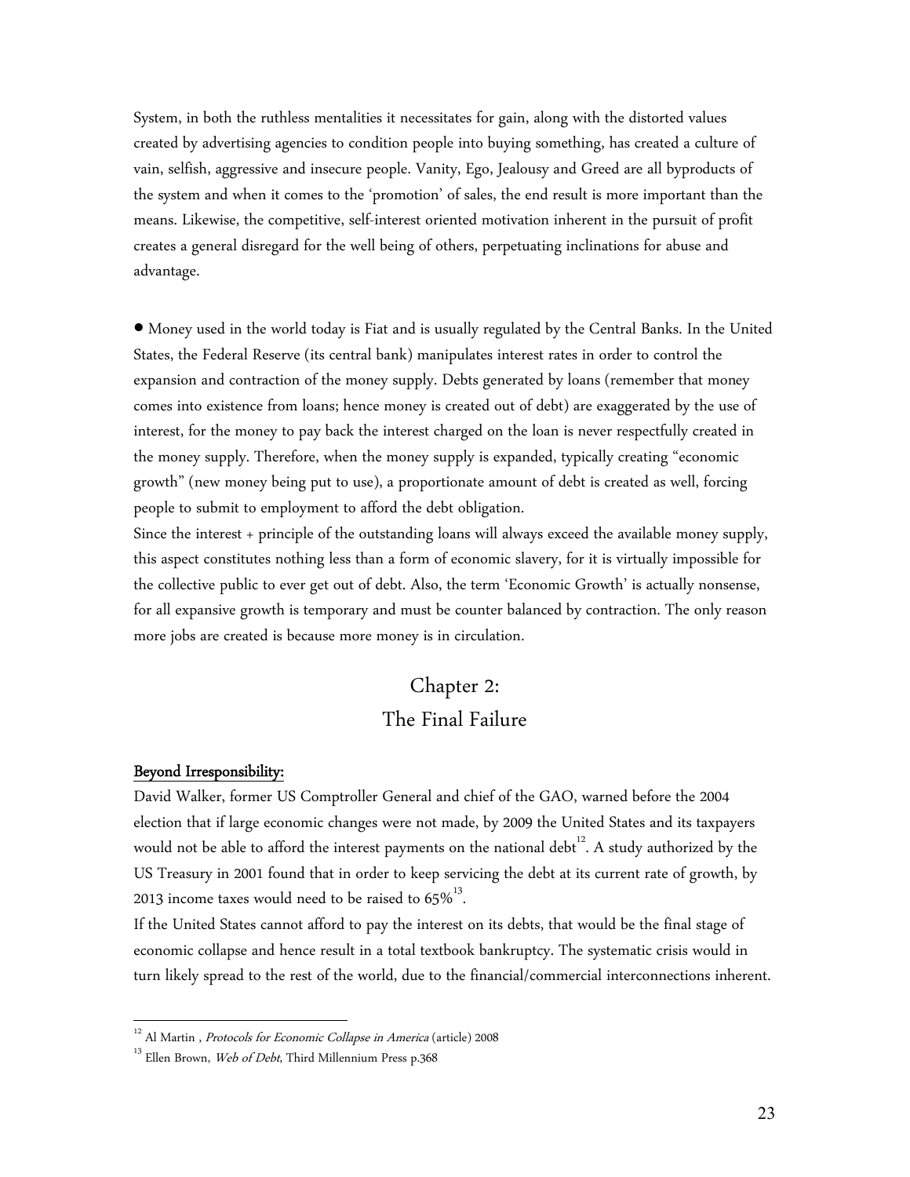System, in both the ruthless mentalities it necessitates for gain, along with the distorted values created by advertising agencies to condition people into buying something, has created a culture of vain, selfish, aggressive and insecure people. Vanity, Ego, Jealousy and Greed are all byproducts of the system and when it comes to the 'promotion' of sales, the end result is more important than the means. Likewise, the competitive, self-interest oriented motivation inherent in the pursuit of profit creates a general disregard for the well being of others, perpetuating inclinations for abuse and advantage.

- Money used in the world today is Fiat and is usually regulated by the Central Banks. In the United States, the Federal Reserve (its central bank) manipulates interest rates in order to control the expansion and contraction of the money supply. Debts generated by loans (remember that money comes into existence from loans; hence money is created out of debt) are exaggerated by the use of interest, for the money to pay back the interest charged on the loan is never respectfully created in the money supply. Therefore, when the money supply is expanded, typically creating "economic growth" (new money being put to use), a proportionate amount of debt is created as well, forcing people to submit to employment to afford the debt obligation.

Since the interest + principle of the outstanding loans will always exceed the available money supply, this aspect constitutes nothing less than a form of economic slavery, for it is virtually impossible for the collective public to ever get out of debt. Also, the term 'Economic Growth' is actually nonsense, for all expansive growth is temporary and must be counter balanced by contraction. The only reason more jobs are created is because more money is in circulation.

## Chapter 2:
## The Final Failure

### Beyond Irresponsibility:

David Walker, former US Comptroller General and chief of the GAO, warned before the 2004 election that if large economic changes were not made, by 2009 the United States and its taxpayers would not be able to afford the interest payments on the national debt[12]. A study authorized by the US Treasury in 2001 found that in order to keep servicing the debt at its current rate of growth, by 2013 income taxes would need to be raised to 65%[13].

If the United States cannot afford to pay the interest on its debts, that would be the final stage of economic collapse and hence result in a total textbook bankruptcy. The systematic crisis would in turn likely spread to the rest of the world, due to the financial/commercial interconnections inherent.

---

[12] Al Martin , *Protocols for Economic Collapse in America* (article) 2008

[13] Ellen Brown, *Web of Debt*, Third Millennium Press p.368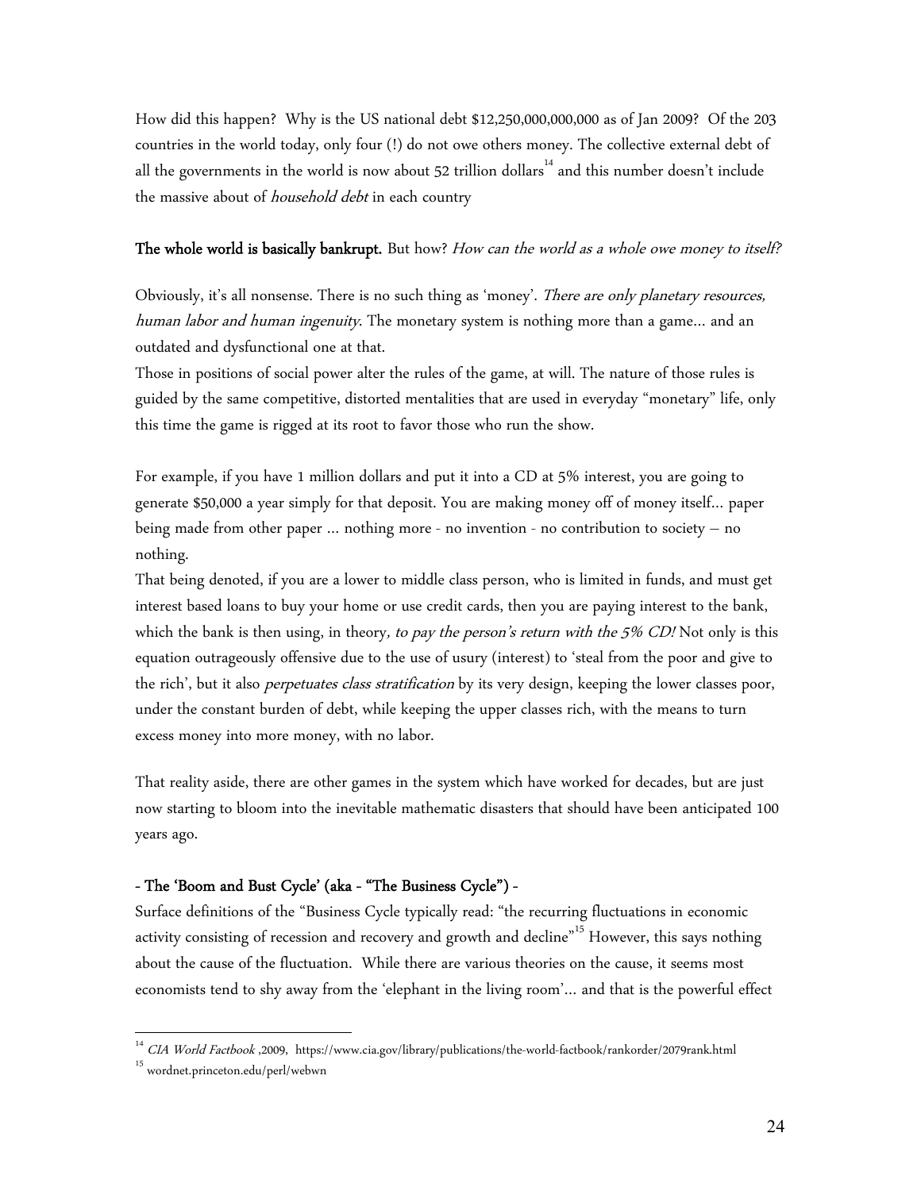How did this happen? Why is the US national debt $12,250,000,000,000 as of Jan 2009? Of the 203 countries in the world today, only four (!) do not owe others money. The collective external debt of all the governments in the world is now about 52 trillion dollars[14] and this number doesn't include the massive about of *household debt* in each country

**The whole world is basically bankrupt.** But how? *How can the world as a whole owe money to itself?*

Obviously, it's all nonsense. There is no such thing as 'money'. *There are only planetary resources, human labor and human ingenuity*. The monetary system is nothing more than a game… and an outdated and dysfunctional one at that.
Those in positions of social power alter the rules of the game, at will. The nature of those rules is guided by the same competitive, distorted mentalities that are used in everyday "monetary" life, only this time the game is rigged at its root to favor those who run the show.

For example, if you have 1 million dollars and put it into a CD at 5% interest, you are going to generate $50,000 a year simply for that deposit. You are making money off of money itself… paper being made from other paper … nothing more - no invention - no contribution to society – no nothing.
That being denoted, if you are a lower to middle class person, who is limited in funds, and must get interest based loans to buy your home or use credit cards, then you are paying interest to the bank, which the bank is then using, in theory*, to pay the person's return with the 5% CD!* Not only is this equation outrageously offensive due to the use of usury (interest) to 'steal from the poor and give to the rich', but it also *perpetuates class stratification* by its very design, keeping the lower classes poor, under the constant burden of debt, while keeping the upper classes rich, with the means to turn excess money into more money, with no labor.

That reality aside, there are other games in the system which have worked for decades, but are just now starting to bloom into the inevitable mathematic disasters that should have been anticipated 100 years ago.

**- The 'Boom and Bust Cycle' (aka - "The Business Cycle") -**

Surface definitions of the "Business Cycle typically read: "the recurring fluctuations in economic activity consisting of recession and recovery and growth and decline"[15] However, this says nothing about the cause of the fluctuation. While there are various theories on the cause, it seems most economists tend to shy away from the 'elephant in the living room'… and that is the powerful effect

---

[14] *CIA World Factbook* ,2009, https://www.cia.gov/library/publications/the-world-factbook/rankorder/2079rank.html

[15] wordnet.princeton.edu/perl/webwn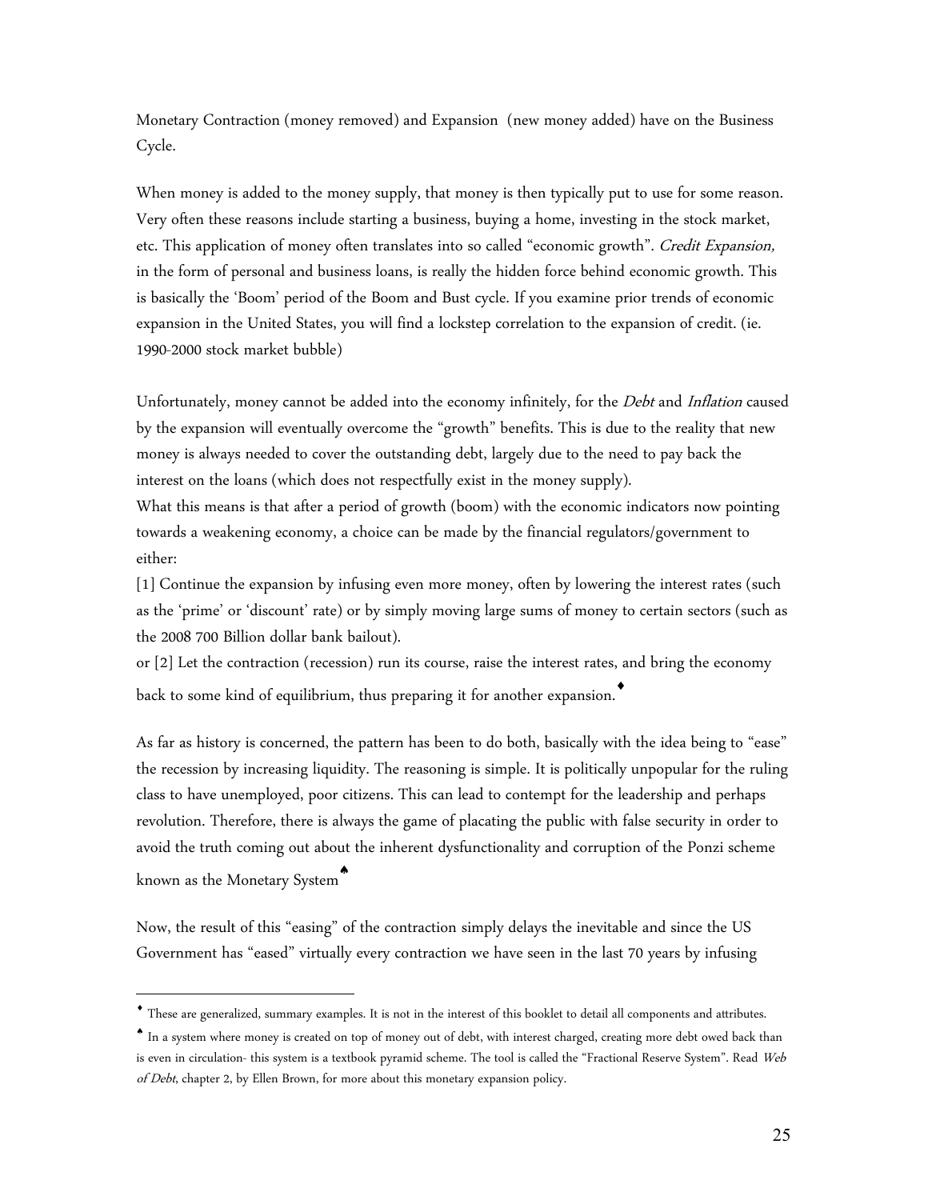Monetary Contraction (money removed) and Expansion (new money added) have on the Business Cycle.

When money is added to the money supply, that money is then typically put to use for some reason. Very often these reasons include starting a business, buying a home, investing in the stock market, etc. This application of money often translates into so called "economic growth". *Credit Expansion,* in the form of personal and business loans, is really the hidden force behind economic growth. This is basically the 'Boom' period of the Boom and Bust cycle. If you examine prior trends of economic expansion in the United States, you will find a lockstep correlation to the expansion of credit. (ie. 1990-2000 stock market bubble)

Unfortunately, money cannot be added into the economy infinitely, for the *Debt* and *Inflation* caused by the expansion will eventually overcome the "growth" benefits. This is due to the reality that new money is always needed to cover the outstanding debt, largely due to the need to pay back the interest on the loans (which does not respectfully exist in the money supply).
What this means is that after a period of growth (boom) with the economic indicators now pointing towards a weakening economy, a choice can be made by the financial regulators/government to either:
[1] Continue the expansion by infusing even more money, often by lowering the interest rates (such as the 'prime' or 'discount' rate) or by simply moving large sums of money to certain sectors (such as the 2008 700 Billion dollar bank bailout).
or [2] Let the contraction (recession) run its course, raise the interest rates, and bring the economy back to some kind of equilibrium, thus preparing it for another expansion.♦

As far as history is concerned, the pattern has been to do both, basically with the idea being to "ease" the recession by increasing liquidity. The reasoning is simple. It is politically unpopular for the ruling class to have unemployed, poor citizens. This can lead to contempt for the leadership and perhaps revolution. Therefore, there is always the game of placating the public with false security in order to avoid the truth coming out about the inherent dysfunctionality and corruption of the Ponzi scheme known as the Monetary System♠

Now, the result of this "easing" of the contraction simply delays the inevitable and since the US Government has "eased" virtually every contraction we have seen in the last 70 years by infusing

---

♦ These are generalized, summary examples. It is not in the interest of this booklet to detail all components and attributes.

♠ In a system where money is created on top of money out of debt, with interest charged, creating more debt owed back than is even in circulation- this system is a textbook pyramid scheme. The tool is called the "Fractional Reserve System". Read *Web of Debt*, chapter 2, by Ellen Brown, for more about this monetary expansion policy.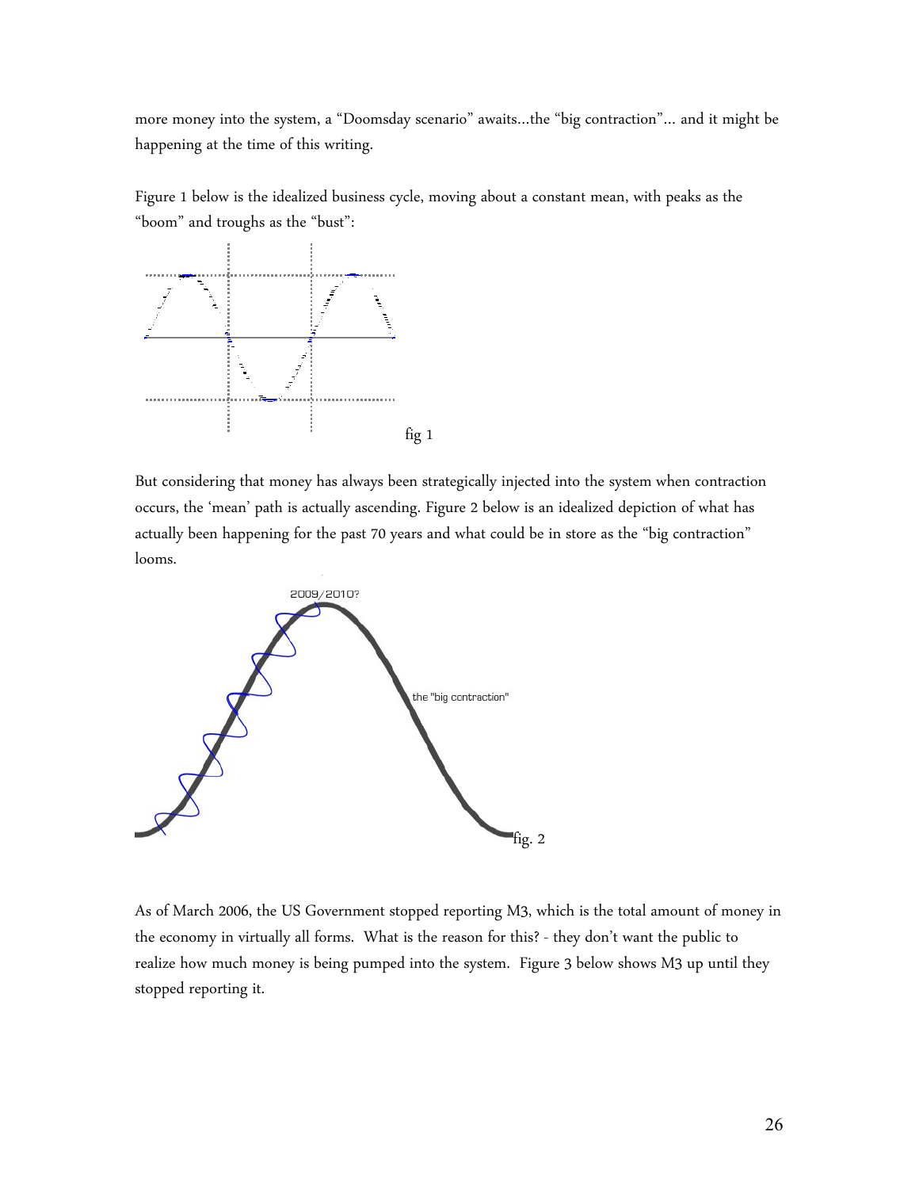more money into the system, a "Doomsday scenario" awaits…the "big contraction"… and it might be happening at the time of this writing.

Figure 1 below is the idealized business cycle, moving about a constant mean, with peaks as the "boom" and troughs as the "bust":

fig 1

But considering that money has always been strategically injected into the system when contraction occurs, the 'mean' path is actually ascending. Figure 2 below is an idealized depiction of what has actually been happening for the past 70 years and what could be in store as the "big contraction" looms.

fig. 2

As of March 2006, the US Government stopped reporting M3, which is the total amount of money in the economy in virtually all forms. What is the reason for this? - they don't want the public to realize how much money is being pumped into the system. Figure 3 below shows M3 up until they stopped reporting it.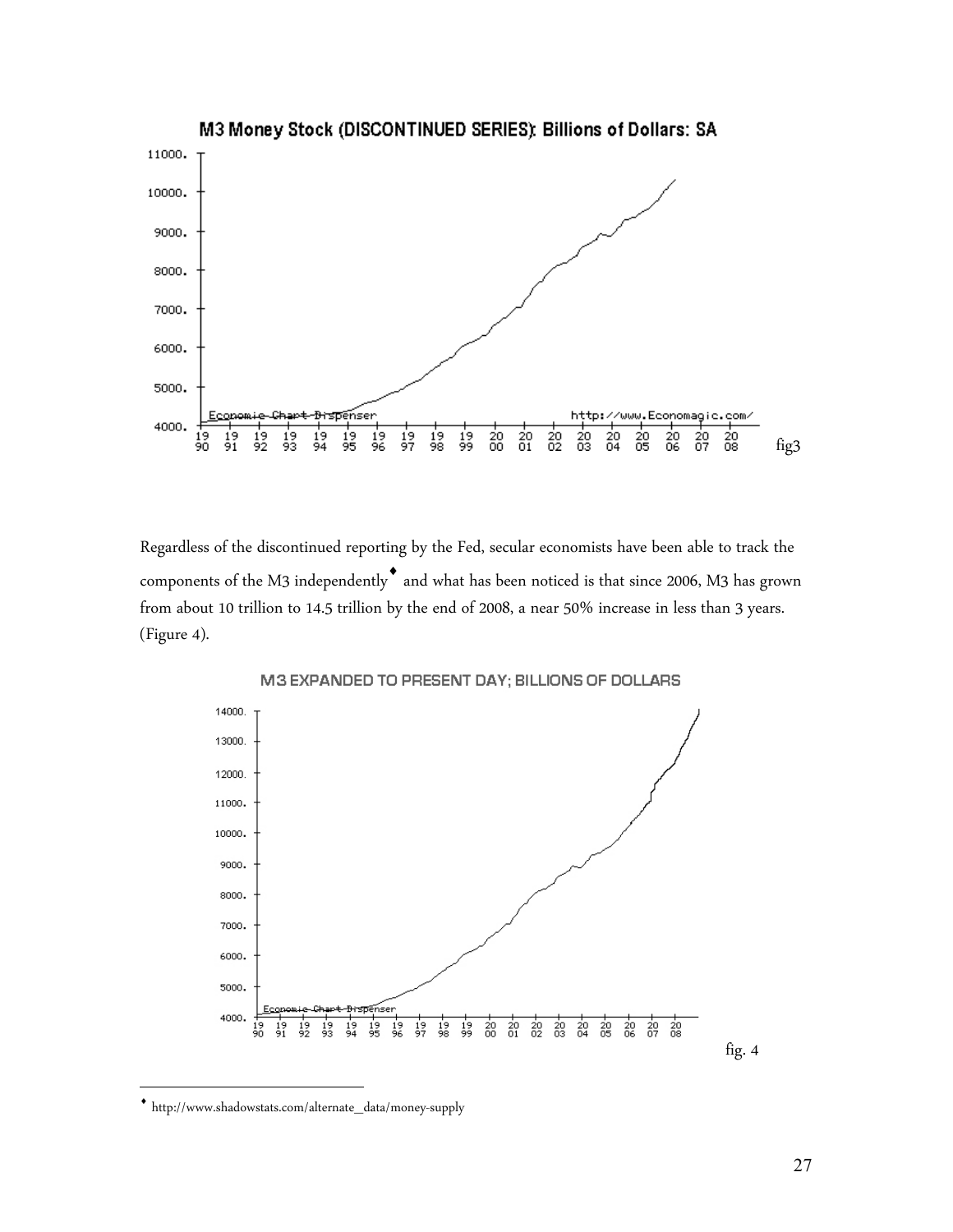fig3

Regardless of the discontinued reporting by the Fed, secular economists have been able to track the components of the M3 independently[♦] and what has been noticed is that since 2006, M3 has grown from about 10 trillion to 14.5 trillion by the end of 2008, a near 50% increase in less than 3 years. (Figure 4).

fig. 4

---

[♦] http://www.shadowstats.com/alternate_data/money-supply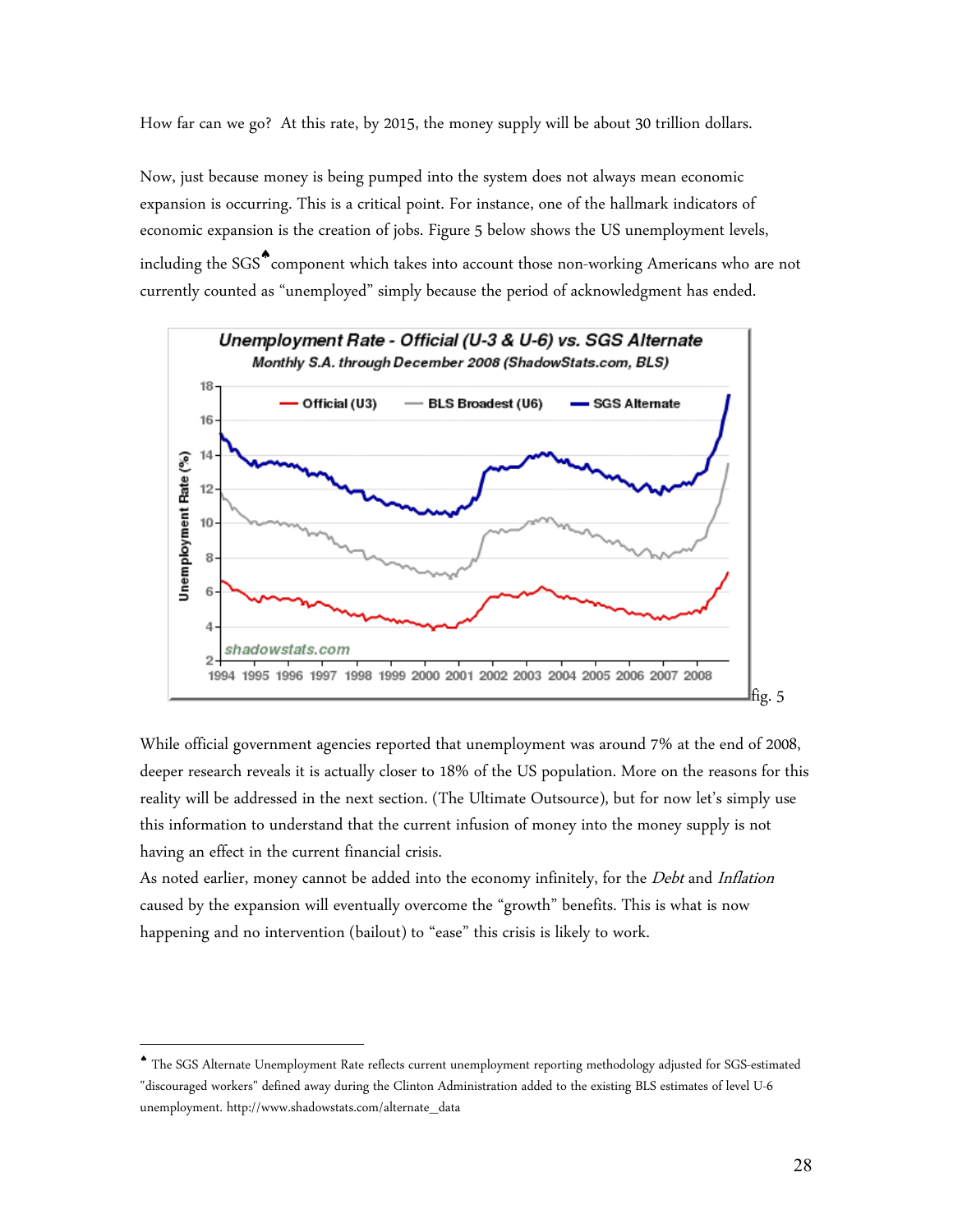How far can we go? At this rate, by 2015, the money supply will be about 30 trillion dollars.

Now, just because money is being pumped into the system does not always mean economic expansion is occurring. This is a critical point. For instance, one of the hallmark indicators of economic expansion is the creation of jobs. Figure 5 below shows the US unemployment levels, including the SGS♠ component which takes into account those non-working Americans who are not currently counted as "unemployed" simply because the period of acknowledgment has ended.

fig. 5

While official government agencies reported that unemployment was around 7% at the end of 2008, deeper research reveals it is actually closer to 18% of the US population. More on the reasons for this reality will be addressed in the next section. (The Ultimate Outsource), but for now let's simply use this information to understand that the current infusion of money into the money supply is not having an effect in the current financial crisis.

As noted earlier, money cannot be added into the economy infinitely, for the *Debt* and *Inflation* caused by the expansion will eventually overcome the "growth" benefits. This is what is now happening and no intervention (bailout) to "ease" this crisis is likely to work.

---

♠ The SGS Alternate Unemployment Rate reflects current unemployment reporting methodology adjusted for SGS-estimated "discouraged workers" defined away during the Clinton Administration added to the existing BLS estimates of level U-6 unemployment. http://www.shadowstats.com/alternate_data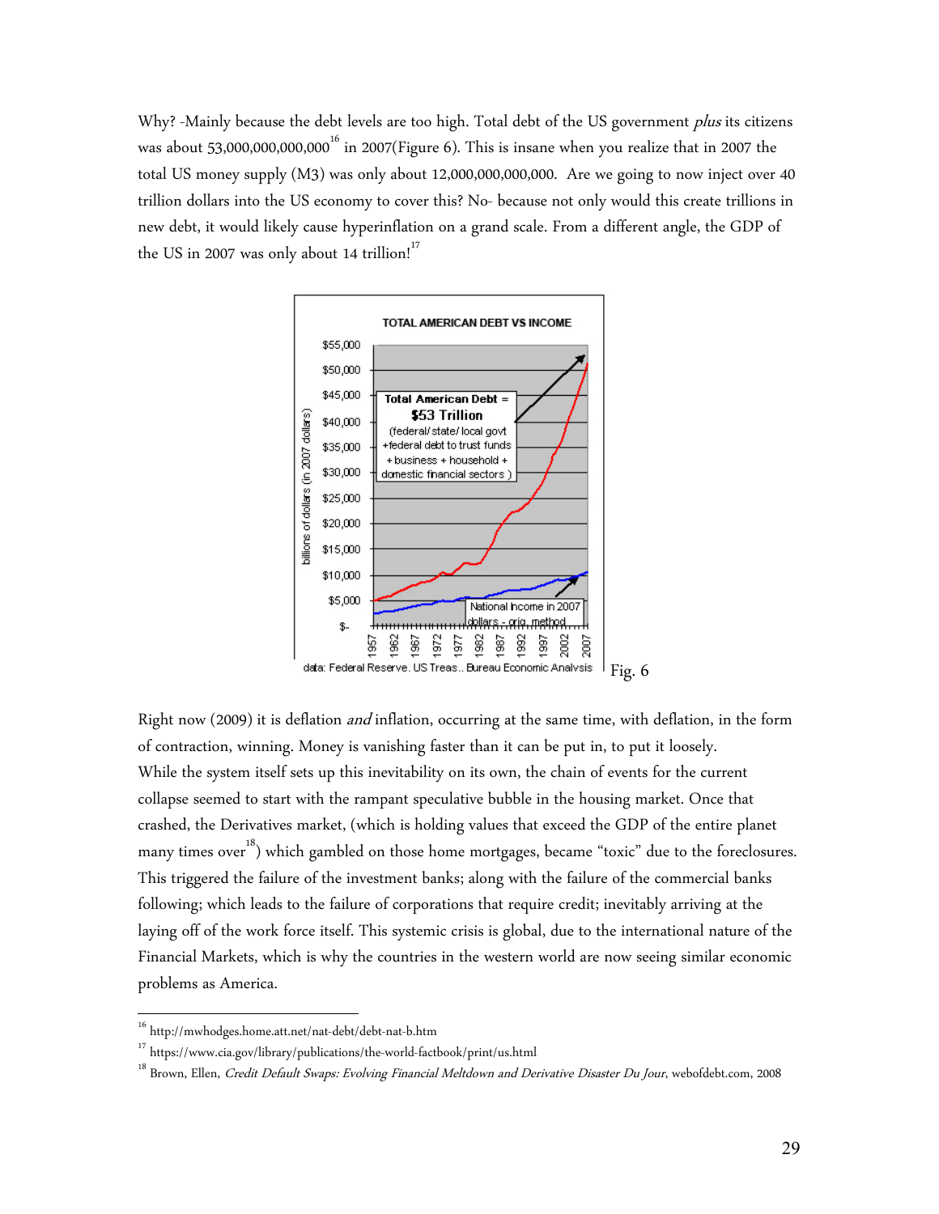Why? -Mainly because the debt levels are too high. Total debt of the US government *plus* its citizens was about 53,000,000,000,000[16] in 2007(Figure 6). This is insane when you realize that in 2007 the total US money supply (M3) was only about 12,000,000,000,000. Are we going to now inject over 40 trillion dollars into the US economy to cover this? No- because not only would this create trillions in new debt, it would likely cause hyperinflation on a grand scale. From a different angle, the GDP of the US in 2007 was only about 14 trillion![17]

Fig. 6

Right now (2009) it is deflation *and* inflation, occurring at the same time, with deflation, in the form of contraction, winning. Money is vanishing faster than it can be put in, to put it loosely.
While the system itself sets up this inevitability on its own, the chain of events for the current collapse seemed to start with the rampant speculative bubble in the housing market. Once that crashed, the Derivatives market, (which is holding values that exceed the GDP of the entire planet many times over[18]) which gambled on those home mortgages, became "toxic" due to the foreclosures. This triggered the failure of the investment banks; along with the failure of the commercial banks following; which leads to the failure of corporations that require credit; inevitably arriving at the laying off of the work force itself. This systemic crisis is global, due to the international nature of the Financial Markets, which is why the countries in the western world are now seeing similar economic problems as America.

---

[16] http://mwhodges.home.att.net/nat-debt/debt-nat-b.htm

[17] https://www.cia.gov/library/publications/the-world-factbook/print/us.html

[18] Brown, Ellen, *Credit Default Swaps: Evolving Financial Meltdown and Derivative Disaster Du Jour*, webofdebt.com, 2008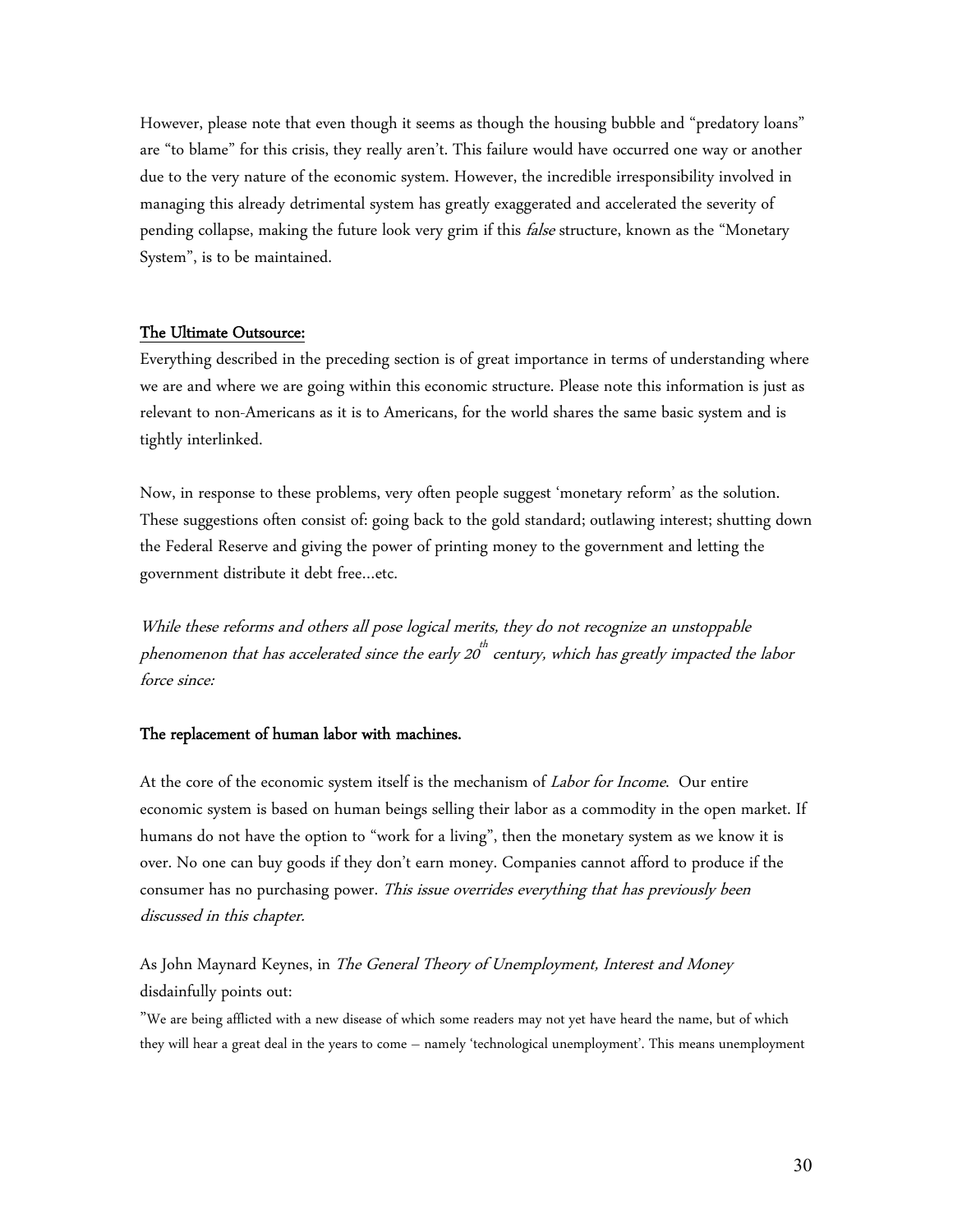However, please note that even though it seems as though the housing bubble and "predatory loans" are "to blame" for this crisis, they really aren't. This failure would have occurred one way or another due to the very nature of the economic system. However, the incredible irresponsibility involved in managing this already detrimental system has greatly exaggerated and accelerated the severity of pending collapse, making the future look very grim if this *false* structure, known as the "Monetary System", is to be maintained.

**The Ultimate Outsource:**

Everything described in the preceding section is of great importance in terms of understanding where we are and where we are going within this economic structure. Please note this information is just as relevant to non-Americans as it is to Americans, for the world shares the same basic system and is tightly interlinked.

Now, in response to these problems, very often people suggest 'monetary reform' as the solution. These suggestions often consist of: going back to the gold standard; outlawing interest; shutting down the Federal Reserve and giving the power of printing money to the government and letting the government distribute it debt free…etc.

*While these reforms and others all pose logical merits, they do not recognize an unstoppable phenomenon that has accelerated since the early 20th century, which has greatly impacted the labor force since:*

**The replacement of human labor with machines.**

At the core of the economic system itself is the mechanism of *Labor for Income*. Our entire economic system is based on human beings selling their labor as a commodity in the open market. If humans do not have the option to "work for a living", then the monetary system as we know it is over. No one can buy goods if they don't earn money. Companies cannot afford to produce if the consumer has no purchasing power. *This issue overrides everything that has previously been discussed in this chapter.*

As John Maynard Keynes, in *The General Theory of Unemployment, Interest and Money* disdainfully points out:

"We are being afflicted with a new disease of which some readers may not yet have heard the name, but of which they will hear a great deal in the years to come – namely 'technological unemployment'. This means unemployment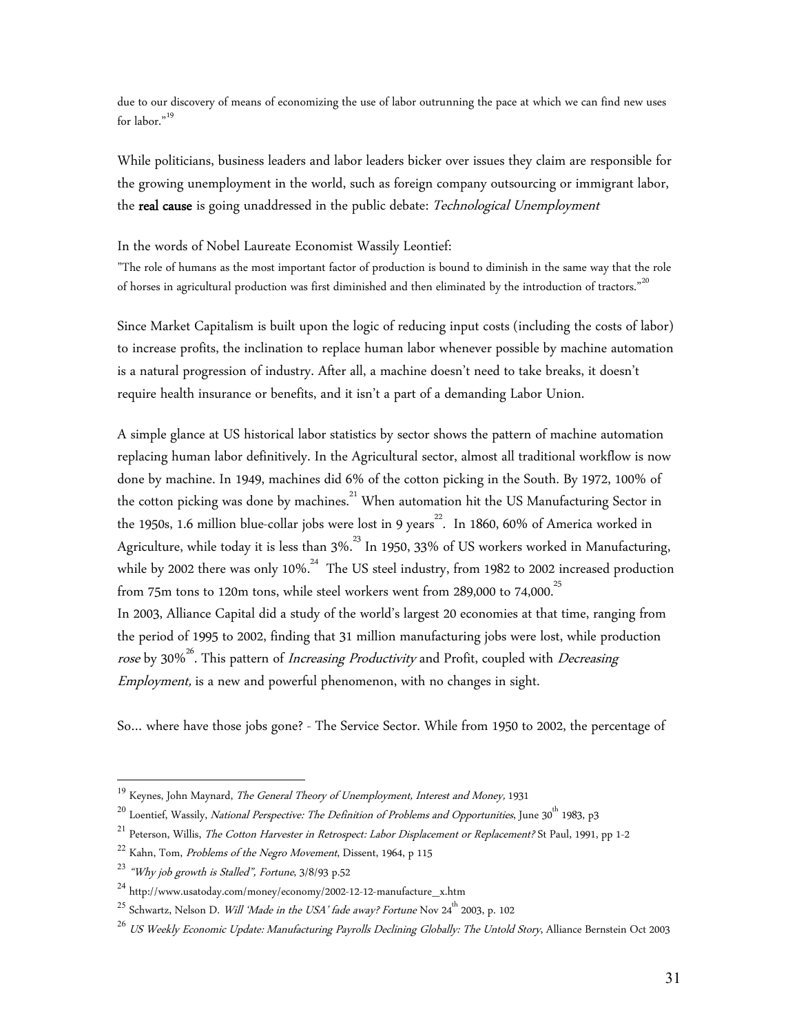due to our discovery of means of economizing the use of labor outrunning the pace at which we can find new uses for labor."[19]

While politicians, business leaders and labor leaders bicker over issues they claim are responsible for the growing unemployment in the world, such as foreign company outsourcing or immigrant labor, the **real cause** is going unaddressed in the public debate: *Technological Unemployment*

In the words of Nobel Laureate Economist Wassily Leontief:

"The role of humans as the most important factor of production is bound to diminish in the same way that the role of horses in agricultural production was first diminished and then eliminated by the introduction of tractors."[20]

Since Market Capitalism is built upon the logic of reducing input costs (including the costs of labor) to increase profits, the inclination to replace human labor whenever possible by machine automation is a natural progression of industry. After all, a machine doesn't need to take breaks, it doesn't require health insurance or benefits, and it isn't a part of a demanding Labor Union.

A simple glance at US historical labor statistics by sector shows the pattern of machine automation replacing human labor definitively. In the Agricultural sector, almost all traditional workflow is now done by machine. In 1949, machines did 6% of the cotton picking in the South. By 1972, 100% of the cotton picking was done by machines.[21] When automation hit the US Manufacturing Sector in the 1950s, 1.6 million blue-collar jobs were lost in 9 years[22]. In 1860, 60% of America worked in Agriculture, while today it is less than 3%.[23] In 1950, 33% of US workers worked in Manufacturing, while by 2002 there was only 10%.[24] The US steel industry, from 1982 to 2002 increased production from 75m tons to 120m tons, while steel workers went from 289,000 to 74,000.[25]
In 2003, Alliance Capital did a study of the world's largest 20 economies at that time, ranging from the period of 1995 to 2002, finding that 31 million manufacturing jobs were lost, while production *rose* by 30%[26]. This pattern of *Increasing Productivity* and Profit, coupled with *Decreasing Employment,* is a new and powerful phenomenon, with no changes in sight.

So… where have those jobs gone? - The Service Sector. While from 1950 to 2002, the percentage of

---

[19] Keynes, John Maynard, *The General Theory of Unemployment, Interest and Money,* 1931

[20] Loentief, Wassily, *National Perspective: The Definition of Problems and Opportunities*, June 30th 1983, p3

[21] Peterson, Willis, *The Cotton Harvester in Retrospect: Labor Displacement or Replacement?* St Paul, 1991, pp 1-2

[22] Kahn, Tom, *Problems of the Negro Movement*, Dissent, 1964, p 115

[23] *"Why job growth is Stalled", Fortune*, 3/8/93 p.52

[24] http://www.usatoday.com/money/economy/2002-12-12-manufacture_x.htm

[25] Schwartz, Nelson D. *Will 'Made in the USA' fade away? Fortune* Nov 24th 2003, p. 102

[26] *US Weekly Economic Update: Manufacturing Payrolls Declining Globally: The Untold Story*, Alliance Bernstein Oct 2003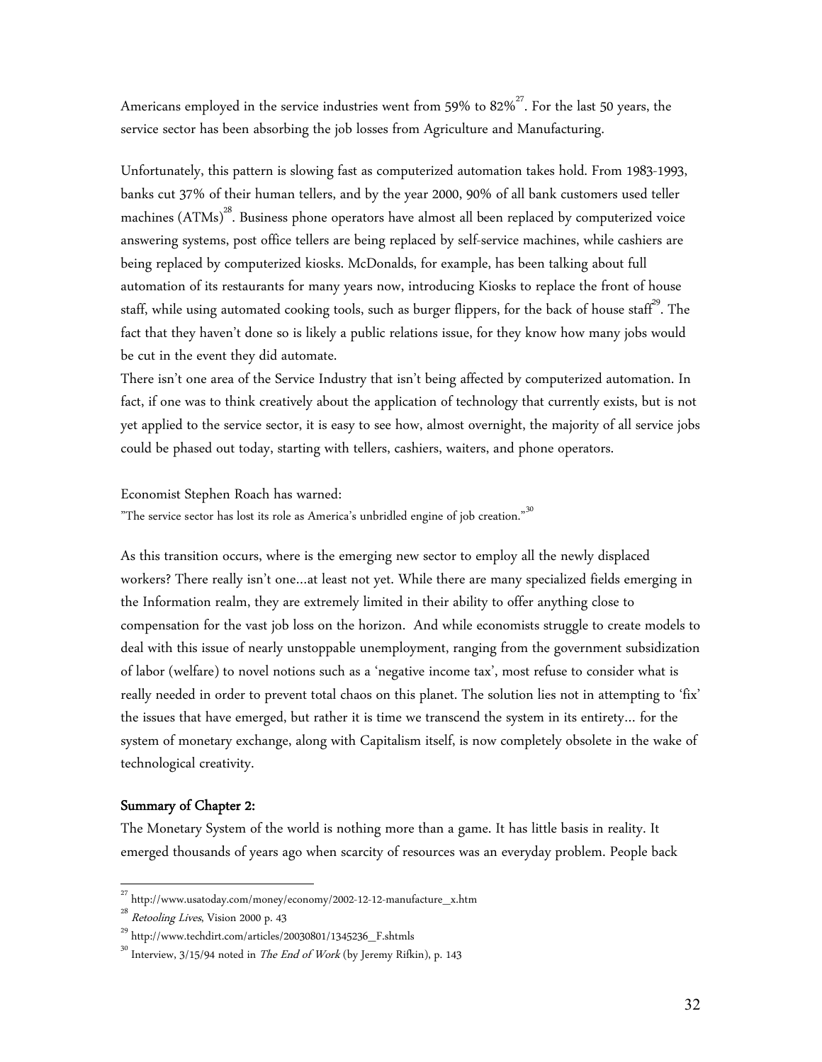Americans employed in the service industries went from 59% to 82%[27]. For the last 50 years, the service sector has been absorbing the job losses from Agriculture and Manufacturing.

Unfortunately, this pattern is slowing fast as computerized automation takes hold. From 1983-1993, banks cut 37% of their human tellers, and by the year 2000, 90% of all bank customers used teller machines (ATMs)[28]. Business phone operators have almost all been replaced by computerized voice answering systems, post office tellers are being replaced by self-service machines, while cashiers are being replaced by computerized kiosks. McDonalds, for example, has been talking about full automation of its restaurants for many years now, introducing Kiosks to replace the front of house staff, while using automated cooking tools, such as burger flippers, for the back of house staff[29]. The fact that they haven't done so is likely a public relations issue, for they know how many jobs would be cut in the event they did automate.

There isn't one area of the Service Industry that isn't being affected by computerized automation. In fact, if one was to think creatively about the application of technology that currently exists, but is not yet applied to the service sector, it is easy to see how, almost overnight, the majority of all service jobs could be phased out today, starting with tellers, cashiers, waiters, and phone operators.

Economist Stephen Roach has warned:

"The service sector has lost its role as America's unbridled engine of job creation."[30]

As this transition occurs, where is the emerging new sector to employ all the newly displaced workers? There really isn't one…at least not yet. While there are many specialized fields emerging in the Information realm, they are extremely limited in their ability to offer anything close to compensation for the vast job loss on the horizon. And while economists struggle to create models to deal with this issue of nearly unstoppable unemployment, ranging from the government subsidization of labor (welfare) to novel notions such as a 'negative income tax', most refuse to consider what is really needed in order to prevent total chaos on this planet. The solution lies not in attempting to 'fix' the issues that have emerged, but rather it is time we transcend the system in its entirety… for the system of monetary exchange, along with Capitalism itself, is now completely obsolete in the wake of technological creativity.

**Summary of Chapter 2:**

The Monetary System of the world is nothing more than a game. It has little basis in reality. It emerged thousands of years ago when scarcity of resources was an everyday problem. People back

---

[27] http://www.usatoday.com/money/economy/2002-12-12-manufacture_x.htm

[28] *Retooling Lives*, Vision 2000 p. 43

[29] http://www.techdirt.com/articles/20030801/1345236_F.shtmls

[30] Interview, 3/15/94 noted in *The End of Work* (by Jeremy Rifkin), p. 143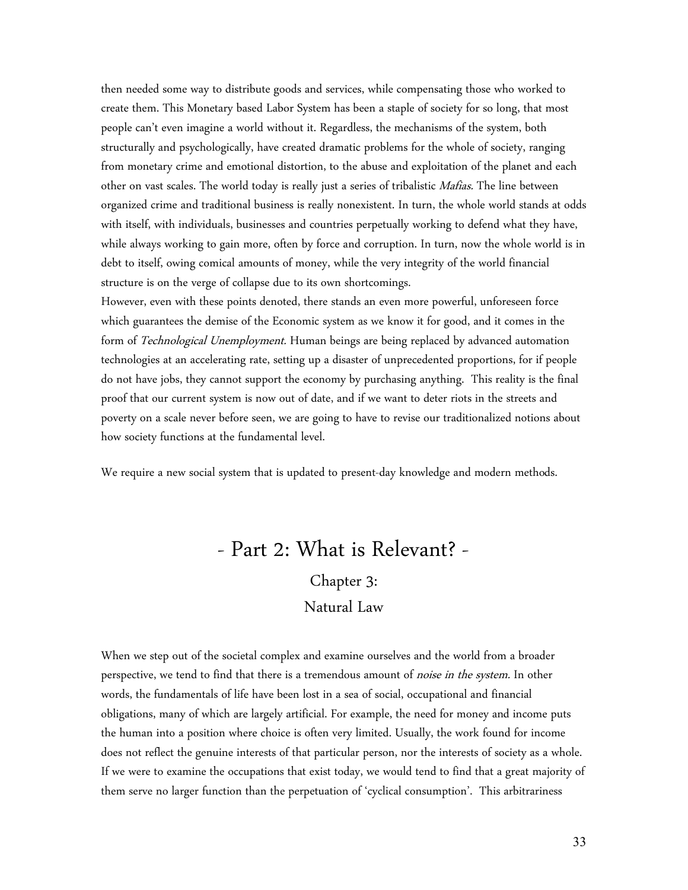then needed some way to distribute goods and services, while compensating those who worked to create them. This Monetary based Labor System has been a staple of society for so long, that most people can't even imagine a world without it. Regardless, the mechanisms of the system, both structurally and psychologically, have created dramatic problems for the whole of society, ranging from monetary crime and emotional distortion, to the abuse and exploitation of the planet and each other on vast scales. The world today is really just a series of tribalistic *Mafias.* The line between organized crime and traditional business is really nonexistent. In turn, the whole world stands at odds with itself, with individuals, businesses and countries perpetually working to defend what they have, while always working to gain more, often by force and corruption. In turn, now the whole world is in debt to itself, owing comical amounts of money, while the very integrity of the world financial structure is on the verge of collapse due to its own shortcomings.

However, even with these points denoted, there stands an even more powerful, unforeseen force which guarantees the demise of the Economic system as we know it for good, and it comes in the form of *Technological Unemployment.* Human beings are being replaced by advanced automation technologies at an accelerating rate, setting up a disaster of unprecedented proportions, for if people do not have jobs, they cannot support the economy by purchasing anything. This reality is the final proof that our current system is now out of date, and if we want to deter riots in the streets and poverty on a scale never before seen, we are going to have to revise our traditionalized notions about how society functions at the fundamental level.

We require a new social system that is updated to present-day knowledge and modern methods.

# - Part 2: What is Relevant? -

## Chapter 3:
## Natural Law

When we step out of the societal complex and examine ourselves and the world from a broader perspective, we tend to find that there is a tremendous amount of *noise in the system.* In other words, the fundamentals of life have been lost in a sea of social, occupational and financial obligations, many of which are largely artificial. For example, the need for money and income puts the human into a position where choice is often very limited. Usually, the work found for income does not reflect the genuine interests of that particular person, nor the interests of society as a whole. If we were to examine the occupations that exist today, we would tend to find that a great majority of them serve no larger function than the perpetuation of 'cyclical consumption'. This arbitrariness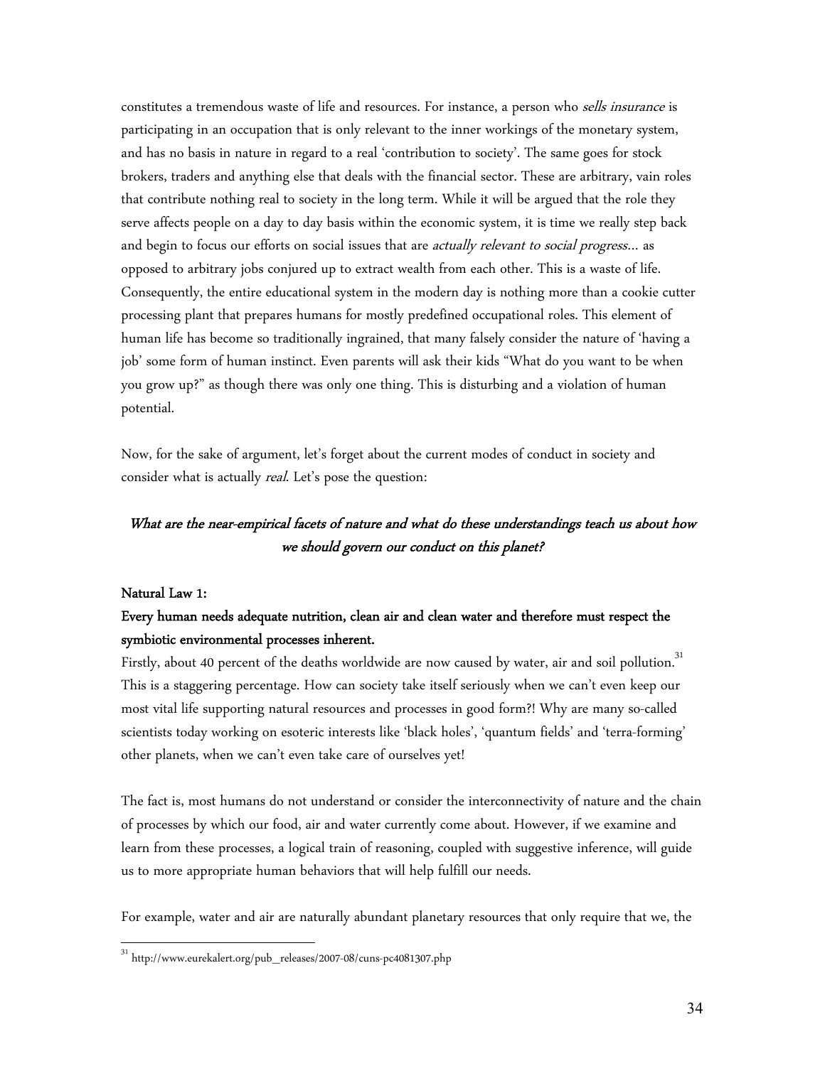constitutes a tremendous waste of life and resources. For instance, a person who *sells insurance* is participating in an occupation that is only relevant to the inner workings of the monetary system, and has no basis in nature in regard to a real 'contribution to society'. The same goes for stock brokers, traders and anything else that deals with the financial sector. These are arbitrary, vain roles that contribute nothing real to society in the long term. While it will be argued that the role they serve affects people on a day to day basis within the economic system, it is time we really step back and begin to focus our efforts on social issues that are *actually relevant to social progress*… as opposed to arbitrary jobs conjured up to extract wealth from each other. This is a waste of life. Consequently, the entire educational system in the modern day is nothing more than a cookie cutter processing plant that prepares humans for mostly predefined occupational roles. This element of human life has become so traditionally ingrained, that many falsely consider the nature of 'having a job' some form of human instinct. Even parents will ask their kids "What do you want to be when you grow up?" as though there was only one thing. This is disturbing and a violation of human potential.

Now, for the sake of argument, let's forget about the current modes of conduct in society and consider what is actually *real*. Let's pose the question:

***What are the near-empirical facets of nature and what do these understandings teach us about how we should govern our conduct on this planet?***

**Natural Law 1:**

**Every human needs adequate nutrition, clean air and clean water and therefore must respect the symbiotic environmental processes inherent.**

Firstly, about 40 percent of the deaths worldwide are now caused by water, air and soil pollution.[31] This is a staggering percentage. How can society take itself seriously when we can't even keep our most vital life supporting natural resources and processes in good form?! Why are many so-called scientists today working on esoteric interests like 'black holes', 'quantum fields' and 'terra-forming' other planets, when we can't even take care of ourselves yet!

The fact is, most humans do not understand or consider the interconnectivity of nature and the chain of processes by which our food, air and water currently come about. However, if we examine and learn from these processes, a logical train of reasoning, coupled with suggestive inference, will guide us to more appropriate human behaviors that will help fulfill our needs.

For example, water and air are naturally abundant planetary resources that only require that we, the

[31] http://www.eurekalert.org/pub_releases/2007-08/cuns-pc4081307.php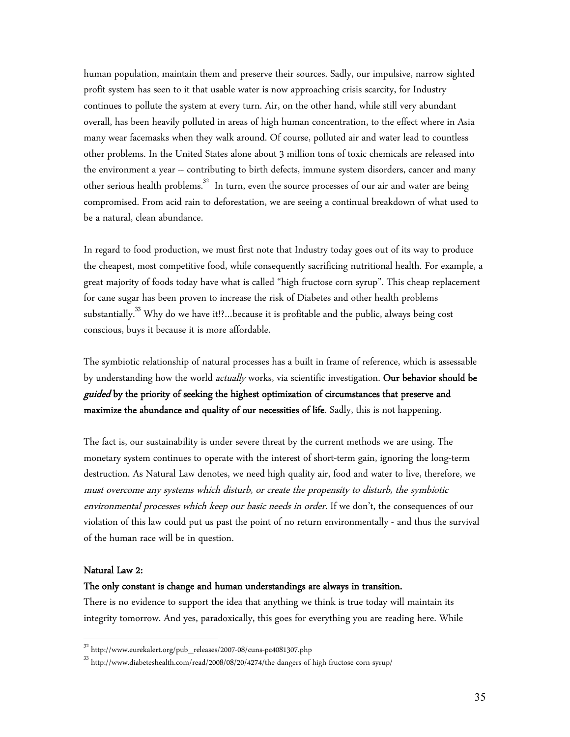human population, maintain them and preserve their sources. Sadly, our impulsive, narrow sighted profit system has seen to it that usable water is now approaching crisis scarcity, for Industry continues to pollute the system at every turn. Air, on the other hand, while still very abundant overall, has been heavily polluted in areas of high human concentration, to the effect where in Asia many wear facemasks when they walk around. Of course, polluted air and water lead to countless other problems. In the United States alone about 3 million tons of toxic chemicals are released into the environment a year -- contributing to birth defects, immune system disorders, cancer and many other serious health problems.[32] In turn, even the source processes of our air and water are being compromised. From acid rain to deforestation, we are seeing a continual breakdown of what used to be a natural, clean abundance.

In regard to food production, we must first note that Industry today goes out of its way to produce the cheapest, most competitive food, while consequently sacrificing nutritional health. For example, a great majority of foods today have what is called "high fructose corn syrup". This cheap replacement for cane sugar has been proven to increase the risk of Diabetes and other health problems substantially.[33] Why do we have it!?…because it is profitable and the public, always being cost conscious, buys it because it is more affordable.

The symbiotic relationship of natural processes has a built in frame of reference, which is assessable by understanding how the world *actually* works, via scientific investigation. **Our behavior should be *guided* by the priority of seeking the highest optimization of circumstances that preserve and maximize the abundance and quality of our necessities of life**. Sadly, this is not happening.

The fact is, our sustainability is under severe threat by the current methods we are using. The monetary system continues to operate with the interest of short-term gain, ignoring the long-term destruction. As Natural Law denotes, we need high quality air, food and water to live, therefore, we *must overcome any systems which disturb, or create the propensity to disturb, the symbiotic environmental processes which keep our basic needs in order.* If we don't, the consequences of our violation of this law could put us past the point of no return environmentally - and thus the survival of the human race will be in question.

**Natural Law 2:**

**The only constant is change and human understandings are always in transition.**

There is no evidence to support the idea that anything we think is true today will maintain its integrity tomorrow. And yes, paradoxically, this goes for everything you are reading here. While

[32] http://www.eurekalert.org/pub_releases/2007-08/cuns-pc4081307.php

[33] http://www.diabeteshealth.com/read/2008/08/20/4274/the-dangers-of-high-fructose-corn-syrup/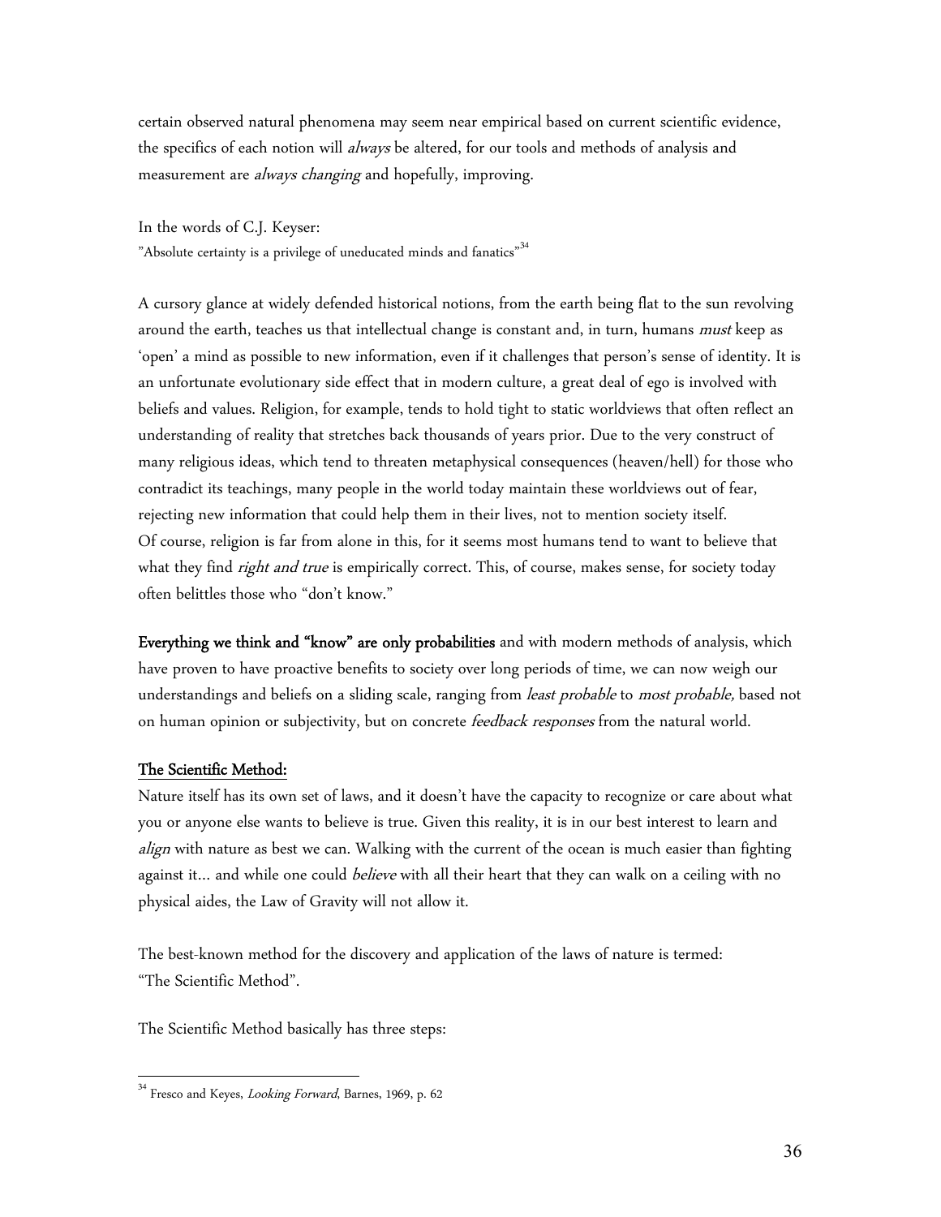certain observed natural phenomena may seem near empirical based on current scientific evidence, the specifics of each notion will *always* be altered, for our tools and methods of analysis and measurement are *always changing* and hopefully, improving.

In the words of C.J. Keyser:
"Absolute certainty is a privilege of uneducated minds and fanatics"[34]

A cursory glance at widely defended historical notions, from the earth being flat to the sun revolving around the earth, teaches us that intellectual change is constant and, in turn, humans *must* keep as 'open' a mind as possible to new information, even if it challenges that person's sense of identity. It is an unfortunate evolutionary side effect that in modern culture, a great deal of ego is involved with beliefs and values. Religion, for example, tends to hold tight to static worldviews that often reflect an understanding of reality that stretches back thousands of years prior. Due to the very construct of many religious ideas, which tend to threaten metaphysical consequences (heaven/hell) for those who contradict its teachings, many people in the world today maintain these worldviews out of fear, rejecting new information that could help them in their lives, not to mention society itself.
Of course, religion is far from alone in this, for it seems most humans tend to want to believe that what they find *right and true* is empirically correct. This, of course, makes sense, for society today often belittles those who "don't know."

**Everything we think and "know" are only probabilities** and with modern methods of analysis, which have proven to have proactive benefits to society over long periods of time, we can now weigh our understandings and beliefs on a sliding scale, ranging from *least probable* to *most probable,* based not on human opinion or subjectivity, but on concrete *feedback responses* from the natural world.

**The Scientific Method:**

Nature itself has its own set of laws, and it doesn't have the capacity to recognize or care about what you or anyone else wants to believe is true. Given this reality, it is in our best interest to learn and *align* with nature as best we can. Walking with the current of the ocean is much easier than fighting against it… and while one could *believe* with all their heart that they can walk on a ceiling with no physical aides, the Law of Gravity will not allow it.

The best-known method for the discovery and application of the laws of nature is termed: "The Scientific Method".

The Scientific Method basically has three steps:

---

[34] Fresco and Keyes, *Looking Forward*, Barnes, 1969, p. 62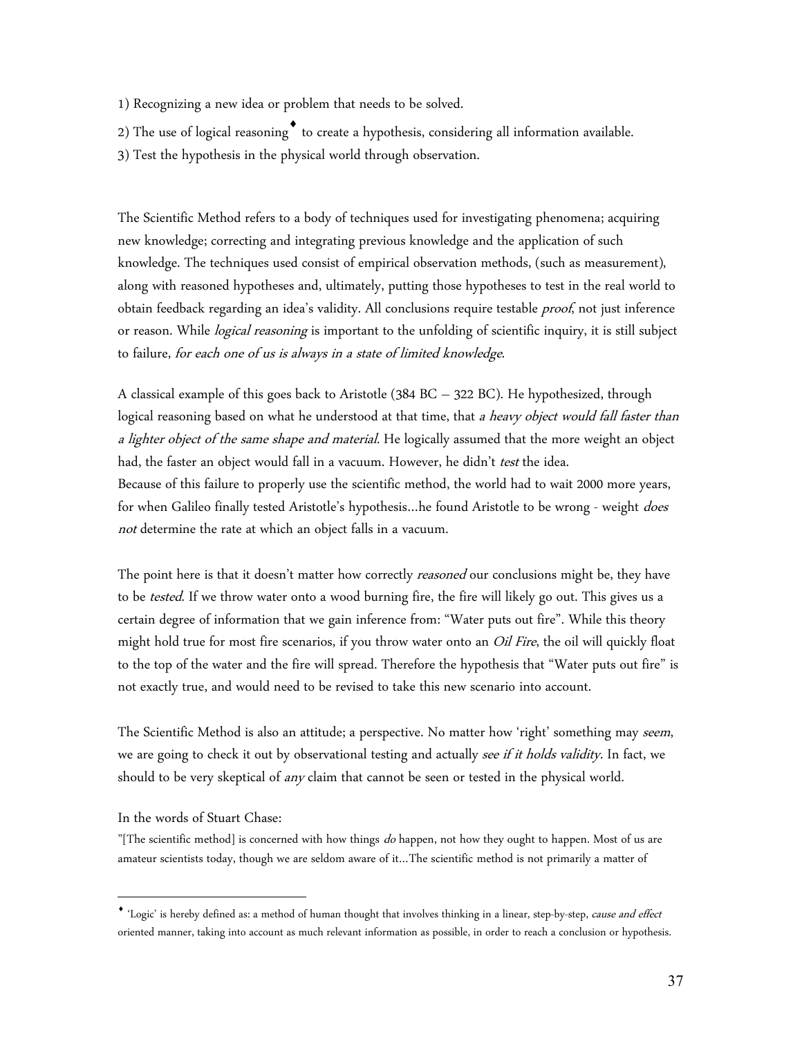1) Recognizing a new idea or problem that needs to be solved.

2) The use of logical reasoning[♦] to create a hypothesis, considering all information available.

3) Test the hypothesis in the physical world through observation.

The Scientific Method refers to a body of techniques used for investigating phenomena; acquiring new knowledge; correcting and integrating previous knowledge and the application of such knowledge. The techniques used consist of empirical observation methods, (such as measurement), along with reasoned hypotheses and, ultimately, putting those hypotheses to test in the real world to obtain feedback regarding an idea's validity. All conclusions require testable *proof*, not just inference or reason. While *logical reasoning* is important to the unfolding of scientific inquiry, it is still subject to failure, *for each one of us is always in a state of limited knowledge*.

A classical example of this goes back to Aristotle (384 BC – 322 BC). He hypothesized, through logical reasoning based on what he understood at that time, that *a heavy object would fall faster than a lighter object of the same shape and material.* He logically assumed that the more weight an object had, the faster an object would fall in a vacuum. However, he didn't *test* the idea.
Because of this failure to properly use the scientific method, the world had to wait 2000 more years, for when Galileo finally tested Aristotle's hypothesis…he found Aristotle to be wrong - weight *does not* determine the rate at which an object falls in a vacuum.

The point here is that it doesn't matter how correctly *reasoned* our conclusions might be, they have to be *tested*. If we throw water onto a wood burning fire, the fire will likely go out. This gives us a certain degree of information that we gain inference from: "Water puts out fire". While this theory might hold true for most fire scenarios, if you throw water onto an *Oil Fire*, the oil will quickly float to the top of the water and the fire will spread. Therefore the hypothesis that "Water puts out fire" is not exactly true, and would need to be revised to take this new scenario into account.

The Scientific Method is also an attitude; a perspective. No matter how 'right' something may *seem*, we are going to check it out by observational testing and actually *see if it holds validity.* In fact, we should to be very skeptical of *any* claim that cannot be seen or tested in the physical world.

In the words of Stuart Chase:

"[The scientific method] is concerned with how things *do* happen, not how they ought to happen. Most of us are amateur scientists today, though we are seldom aware of it…The scientific method is not primarily a matter of

---

[♦] 'Logic' is hereby defined as: a method of human thought that involves thinking in a linear, step-by-step, *cause and effect* oriented manner, taking into account as much relevant information as possible, in order to reach a conclusion or hypothesis.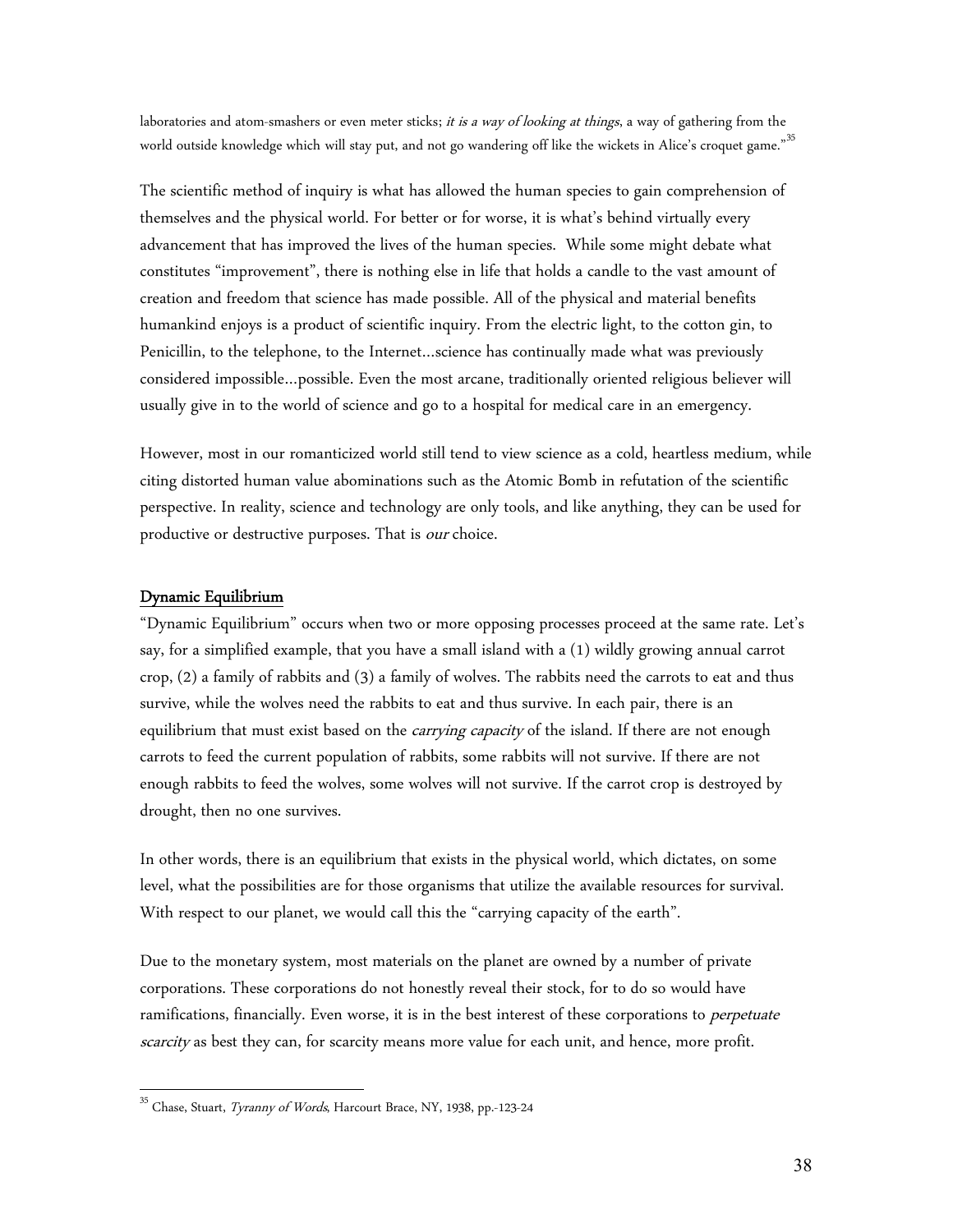laboratories and atom-smashers or even meter sticks; *it is a way of looking at things*, a way of gathering from the world outside knowledge which will stay put, and not go wandering off like the wickets in Alice's croquet game."[35]

The scientific method of inquiry is what has allowed the human species to gain comprehension of themselves and the physical world. For better or for worse, it is what's behind virtually every advancement that has improved the lives of the human species. While some might debate what constitutes "improvement", there is nothing else in life that holds a candle to the vast amount of creation and freedom that science has made possible. All of the physical and material benefits humankind enjoys is a product of scientific inquiry. From the electric light, to the cotton gin, to Penicillin, to the telephone, to the Internet…science has continually made what was previously considered impossible…possible. Even the most arcane, traditionally oriented religious believer will usually give in to the world of science and go to a hospital for medical care in an emergency.

However, most in our romanticized world still tend to view science as a cold, heartless medium, while citing distorted human value abominations such as the Atomic Bomb in refutation of the scientific perspective. In reality, science and technology are only tools, and like anything, they can be used for productive or destructive purposes. That is *our* choice.

## Dynamic Equilibrium

"Dynamic Equilibrium" occurs when two or more opposing processes proceed at the same rate. Let's say, for a simplified example, that you have a small island with a (1) wildly growing annual carrot crop, (2) a family of rabbits and (3) a family of wolves. The rabbits need the carrots to eat and thus survive, while the wolves need the rabbits to eat and thus survive. In each pair, there is an equilibrium that must exist based on the *carrying capacity* of the island. If there are not enough carrots to feed the current population of rabbits, some rabbits will not survive. If there are not enough rabbits to feed the wolves, some wolves will not survive. If the carrot crop is destroyed by drought, then no one survives.

In other words, there is an equilibrium that exists in the physical world, which dictates, on some level, what the possibilities are for those organisms that utilize the available resources for survival. With respect to our planet, we would call this the "carrying capacity of the earth".

Due to the monetary system, most materials on the planet are owned by a number of private corporations. These corporations do not honestly reveal their stock, for to do so would have ramifications, financially. Even worse, it is in the best interest of these corporations to *perpetuate scarcity* as best they can, for scarcity means more value for each unit, and hence, more profit.

[35] Chase, Stuart, *Tyranny of Words*, Harcourt Brace, NY, 1938, pp.-123-24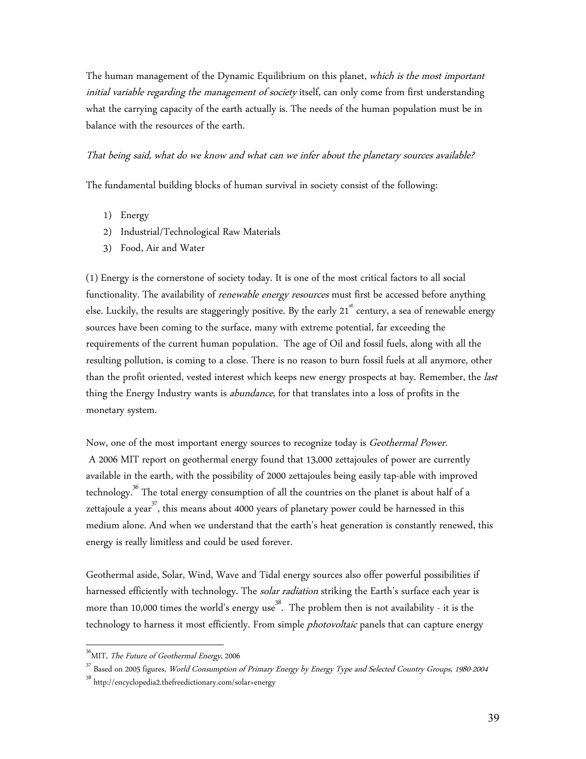The human management of the Dynamic Equilibrium on this planet, *which is the most important initial variable regarding the management of society* itself, can only come from first understanding what the carrying capacity of the earth actually is. The needs of the human population must be in balance with the resources of the earth.

*That being said, what do we know and what can we infer about the planetary sources available?*

The fundamental building blocks of human survival in society consist of the following:

1) Energy
2) Industrial/Technological Raw Materials
3) Food, Air and Water

(1) Energy is the cornerstone of society today. It is one of the most critical factors to all social functionality. The availability of *renewable energy resources* must first be accessed before anything else. Luckily, the results are staggeringly positive. By the early 21st century, a sea of renewable energy sources have been coming to the surface, many with extreme potential, far exceeding the requirements of the current human population. The age of Oil and fossil fuels, along with all the resulting pollution, is coming to a close. There is no reason to burn fossil fuels at all anymore, other than the profit oriented, vested interest which keeps new energy prospects at bay. Remember, the *last* thing the Energy Industry wants is *abundance*, for that translates into a loss of profits in the monetary system.

Now, one of the most important energy sources to recognize today is *Geothermal Power*. A 2006 MIT report on geothermal energy found that 13,000 zettajoules of power are currently available in the earth, with the possibility of 2000 zettajoules being easily tap-able with improved technology.[36] The total energy consumption of all the countries on the planet is about half of a zettajoule a year[37], this means about 4000 years of planetary power could be harnessed in this medium alone. And when we understand that the earth's heat generation is constantly renewed, this energy is really limitless and could be used forever.

Geothermal aside, Solar, Wind, Wave and Tidal energy sources also offer powerful possibilities if harnessed efficiently with technology. The *solar radiation* striking the Earth's surface each year is more than 10,000 times the world's energy use[38]. The problem then is not availability - it is the technology to harness it most efficiently. From simple *photovoltaic* panels that can capture energy

---

[36] MIT, *The Future of Geothermal Energy*, 2006

[37] Based on 2005 figures, *World Consumption of Primary Energy by Energy Type and Selected Country Groups, 1980-2004*

[38] http://encyclopedia2.thefreedictionary.com/solar+energy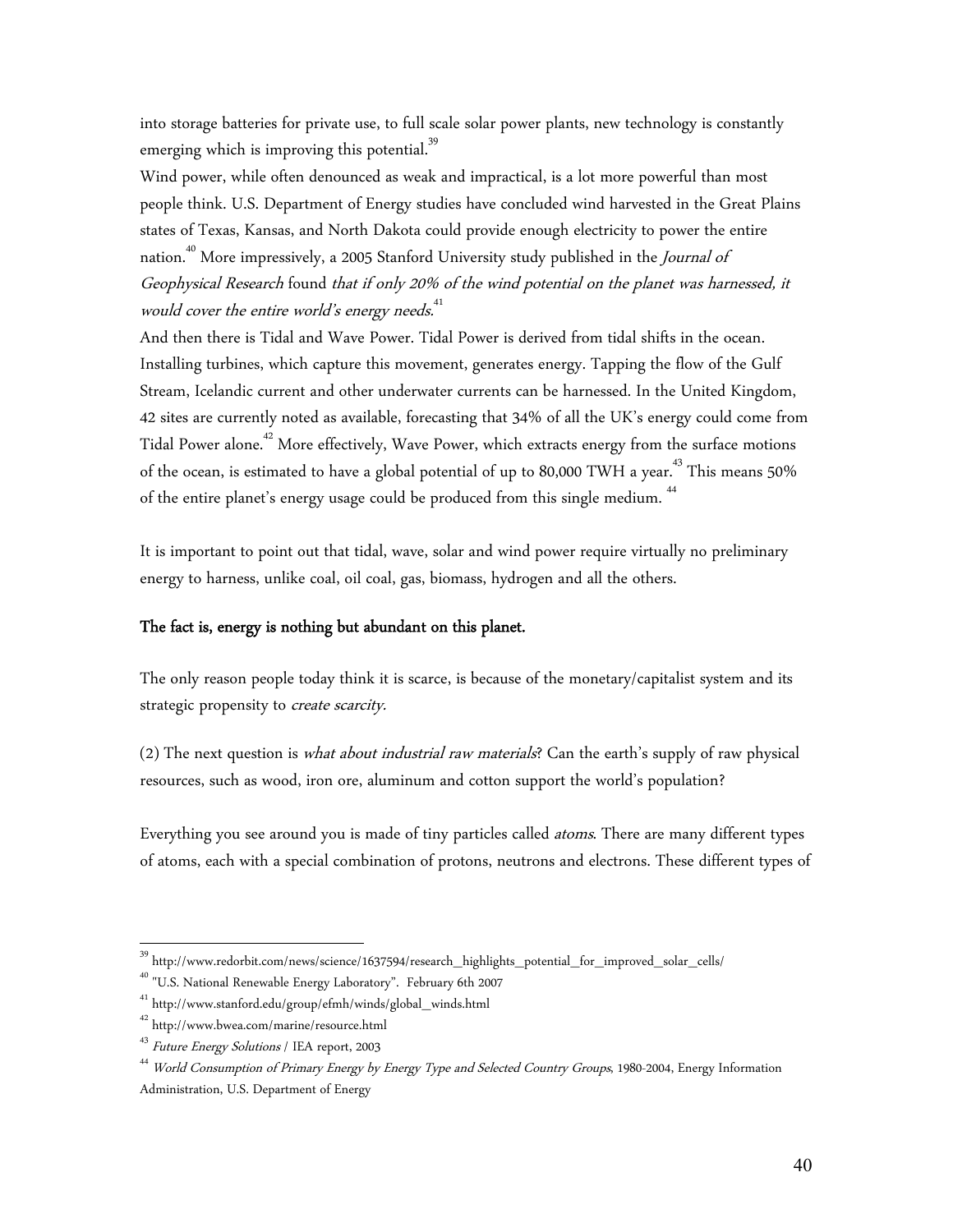into storage batteries for private use, to full scale solar power plants, new technology is constantly emerging which is improving this potential.[39]

Wind power, while often denounced as weak and impractical, is a lot more powerful than most people think. U.S. Department of Energy studies have concluded wind harvested in the Great Plains states of Texas, Kansas, and North Dakota could provide enough electricity to power the entire nation.[40] More impressively, a 2005 Stanford University study published in the *Journal of Geophysical Research* found *that if only 20% of the wind potential on the planet was harnessed, it would cover the entire world's energy needs.*[41]

And then there is Tidal and Wave Power. Tidal Power is derived from tidal shifts in the ocean. Installing turbines, which capture this movement, generates energy. Tapping the flow of the Gulf Stream, Icelandic current and other underwater currents can be harnessed. In the United Kingdom, 42 sites are currently noted as available, forecasting that 34% of all the UK's energy could come from Tidal Power alone.[42] More effectively, Wave Power, which extracts energy from the surface motions of the ocean, is estimated to have a global potential of up to 80,000 TWH a year.[43] This means 50% of the entire planet's energy usage could be produced from this single medium.[44]

It is important to point out that tidal, wave, solar and wind power require virtually no preliminary energy to harness, unlike coal, oil coal, gas, biomass, hydrogen and all the others.

**The fact is, energy is nothing but abundant on this planet.**

The only reason people today think it is scarce, is because of the monetary/capitalist system and its strategic propensity to *create scarcity*.

(2) The next question is *what about industrial raw materials*? Can the earth's supply of raw physical resources, such as wood, iron ore, aluminum and cotton support the world's population?

Everything you see around you is made of tiny particles called *atoms*. There are many different types of atoms, each with a special combination of protons, neutrons and electrons. These different types of

---

[39] http://www.redorbit.com/news/science/1637594/research_highlights_potential_for_improved_solar_cells/

[40] "U.S. National Renewable Energy Laboratory". February 6th 2007

[41] http://www.stanford.edu/group/efmh/winds/global_winds.html

[42] http://www.bwea.com/marine/resource.html

[43] *Future Energy Solutions* / IEA report, 2003

[44] *World Consumption of Primary Energy by Energy Type and Selected Country Groups*, 1980-2004, Energy Information Administration, U.S. Department of Energy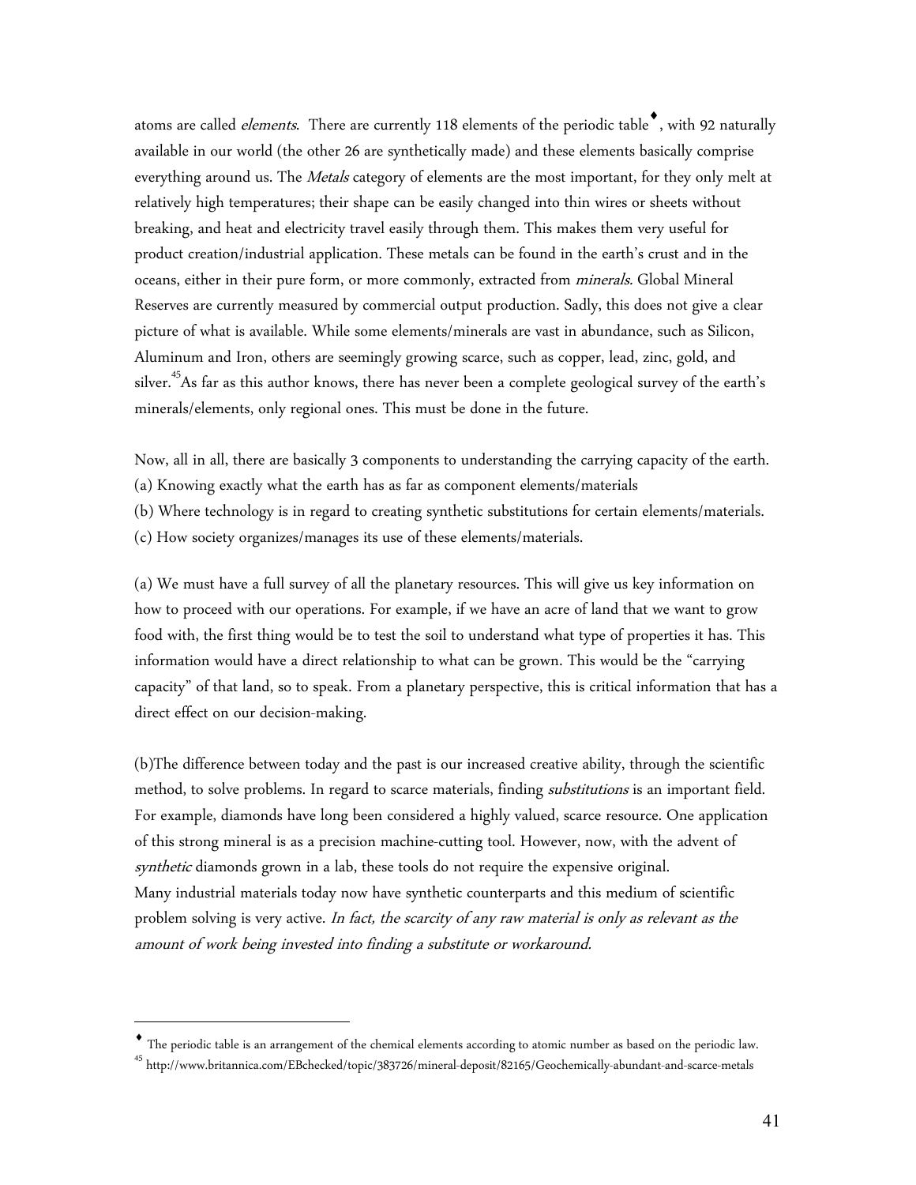atoms are called *elements*. There are currently 118 elements of the periodic table[♦], with 92 naturally available in our world (the other 26 are synthetically made) and these elements basically comprise everything around us. The *Metals* category of elements are the most important, for they only melt at relatively high temperatures; their shape can be easily changed into thin wires or sheets without breaking, and heat and electricity travel easily through them. This makes them very useful for product creation/industrial application. These metals can be found in the earth's crust and in the oceans, either in their pure form, or more commonly, extracted from *minerals.* Global Mineral Reserves are currently measured by commercial output production. Sadly, this does not give a clear picture of what is available. While some elements/minerals are vast in abundance, such as Silicon, Aluminum and Iron, others are seemingly growing scarce, such as copper, lead, zinc, gold, and silver.[45] As far as this author knows, there has never been a complete geological survey of the earth's minerals/elements, only regional ones. This must be done in the future.

Now, all in all, there are basically 3 components to understanding the carrying capacity of the earth.
(a) Knowing exactly what the earth has as far as component elements/materials
(b) Where technology is in regard to creating synthetic substitutions for certain elements/materials.
(c) How society organizes/manages its use of these elements/materials.

(a) We must have a full survey of all the planetary resources. This will give us key information on how to proceed with our operations. For example, if we have an acre of land that we want to grow food with, the first thing would be to test the soil to understand what type of properties it has. This information would have a direct relationship to what can be grown. This would be the "carrying capacity" of that land, so to speak. From a planetary perspective, this is critical information that has a direct effect on our decision-making.

(b)The difference between today and the past is our increased creative ability, through the scientific method, to solve problems. In regard to scarce materials, finding *substitutions* is an important field. For example, diamonds have long been considered a highly valued, scarce resource. One application of this strong mineral is as a precision machine-cutting tool. However, now, with the advent of *synthetic* diamonds grown in a lab, these tools do not require the expensive original.
Many industrial materials today now have synthetic counterparts and this medium of scientific problem solving is very active. *In fact, the scarcity of any raw material is only as relevant as the amount of work being invested into finding a substitute or workaround.*

---

[♦] The periodic table is an arrangement of the chemical elements according to atomic number as based on the periodic law.

[45] http://www.britannica.com/EBchecked/topic/383726/mineral-deposit/82165/Geochemically-abundant-and-scarce-metals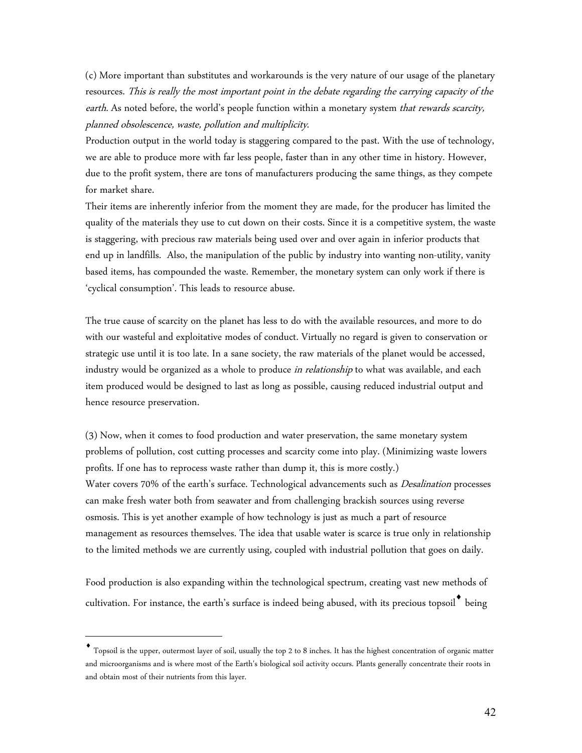(c) More important than substitutes and workarounds is the very nature of our usage of the planetary resources. *This is really the most important point in the debate regarding the carrying capacity of the earth.* As noted before, the world's people function within a monetary system *that rewards scarcity, planned obsolescence, waste, pollution and multiplicity*.

Production output in the world today is staggering compared to the past. With the use of technology, we are able to produce more with far less people, faster than in any other time in history. However, due to the profit system, there are tons of manufacturers producing the same things, as they compete for market share.

Their items are inherently inferior from the moment they are made, for the producer has limited the quality of the materials they use to cut down on their costs. Since it is a competitive system, the waste is staggering, with precious raw materials being used over and over again in inferior products that end up in landfills. Also, the manipulation of the public by industry into wanting non-utility, vanity based items, has compounded the waste. Remember, the monetary system can only work if there is 'cyclical consumption'. This leads to resource abuse.

The true cause of scarcity on the planet has less to do with the available resources, and more to do with our wasteful and exploitative modes of conduct. Virtually no regard is given to conservation or strategic use until it is too late. In a sane society, the raw materials of the planet would be accessed, industry would be organized as a whole to produce *in relationship* to what was available, and each item produced would be designed to last as long as possible, causing reduced industrial output and hence resource preservation.

(3) Now, when it comes to food production and water preservation, the same monetary system problems of pollution, cost cutting processes and scarcity come into play. (Minimizing waste lowers profits. If one has to reprocess waste rather than dump it, this is more costly.)

Water covers 70% of the earth's surface. Technological advancements such as *Desalination* processes can make fresh water both from seawater and from challenging brackish sources using reverse osmosis. This is yet another example of how technology is just as much a part of resource management as resources themselves. The idea that usable water is scarce is true only in relationship to the limited methods we are currently using, coupled with industrial pollution that goes on daily.

Food production is also expanding within the technological spectrum, creating vast new methods of cultivation. For instance, the earth's surface is indeed being abused, with its precious topsoil♦ being

♦ Topsoil is the upper, outermost layer of soil, usually the top 2 to 8 inches. It has the highest concentration of organic matter and microorganisms and is where most of the Earth's biological soil activity occurs. Plants generally concentrate their roots in and obtain most of their nutrients from this layer.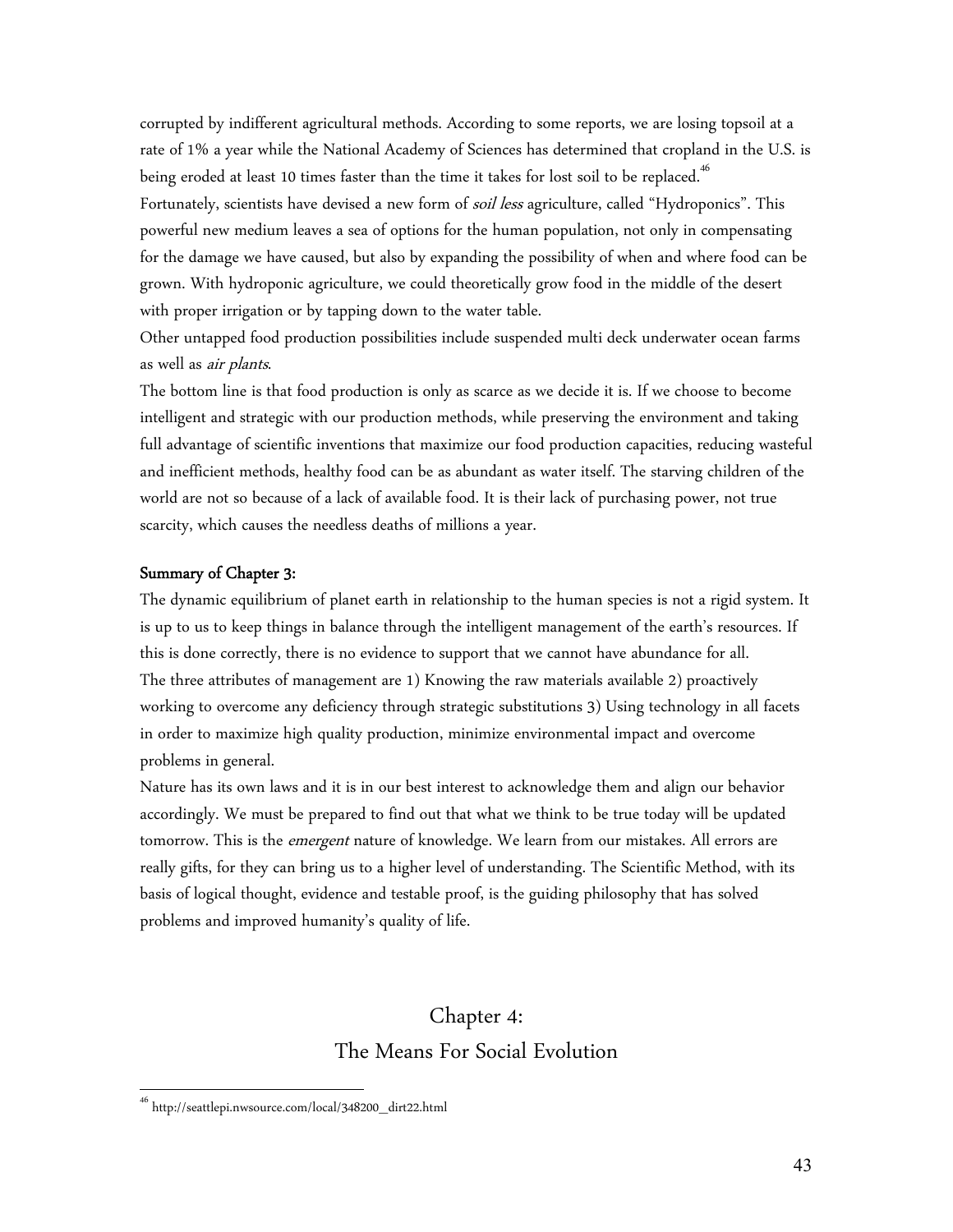corrupted by indifferent agricultural methods. According to some reports, we are losing topsoil at a rate of 1% a year while the National Academy of Sciences has determined that cropland in the U.S. is being eroded at least 10 times faster than the time it takes for lost soil to be replaced.[46]

Fortunately, scientists have devised a new form of *soil less* agriculture, called "Hydroponics". This powerful new medium leaves a sea of options for the human population, not only in compensating for the damage we have caused, but also by expanding the possibility of when and where food can be grown. With hydroponic agriculture, we could theoretically grow food in the middle of the desert with proper irrigation or by tapping down to the water table.

Other untapped food production possibilities include suspended multi deck underwater ocean farms as well as *air plants*.

The bottom line is that food production is only as scarce as we decide it is. If we choose to become intelligent and strategic with our production methods, while preserving the environment and taking full advantage of scientific inventions that maximize our food production capacities, reducing wasteful and inefficient methods, healthy food can be as abundant as water itself. The starving children of the world are not so because of a lack of available food. It is their lack of purchasing power, not true scarcity, which causes the needless deaths of millions a year.

**Summary of Chapter 3:**

The dynamic equilibrium of planet earth in relationship to the human species is not a rigid system. It is up to us to keep things in balance through the intelligent management of the earth's resources. If this is done correctly, there is no evidence to support that we cannot have abundance for all.

The three attributes of management are 1) Knowing the raw materials available 2) proactively working to overcome any deficiency through strategic substitutions 3) Using technology in all facets in order to maximize high quality production, minimize environmental impact and overcome problems in general.

Nature has its own laws and it is in our best interest to acknowledge them and align our behavior accordingly. We must be prepared to find out that what we think to be true today will be updated tomorrow. This is the *emergent* nature of knowledge. We learn from our mistakes. All errors are really gifts, for they can bring us to a higher level of understanding. The Scientific Method, with its basis of logical thought, evidence and testable proof, is the guiding philosophy that has solved problems and improved humanity's quality of life.

# Chapter 4:
# The Means For Social Evolution

[46] http://seattlepi.nwsource.com/local/348200_dirt22.html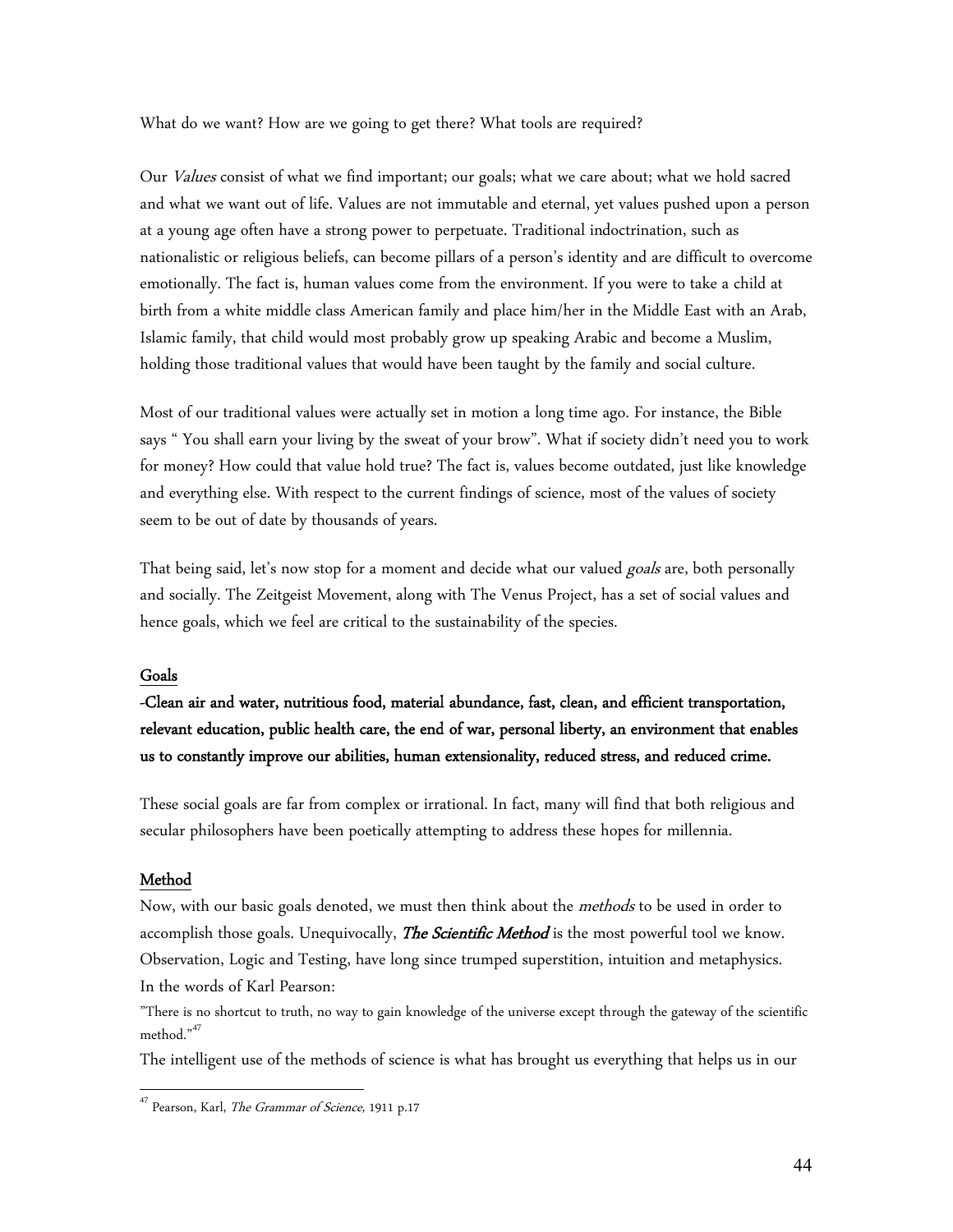What do we want? How are we going to get there? What tools are required?

Our *Values* consist of what we find important; our goals; what we care about; what we hold sacred and what we want out of life. Values are not immutable and eternal, yet values pushed upon a person at a young age often have a strong power to perpetuate. Traditional indoctrination, such as nationalistic or religious beliefs, can become pillars of a person's identity and are difficult to overcome emotionally. The fact is, human values come from the environment. If you were to take a child at birth from a white middle class American family and place him/her in the Middle East with an Arab, Islamic family, that child would most probably grow up speaking Arabic and become a Muslim, holding those traditional values that would have been taught by the family and social culture.

Most of our traditional values were actually set in motion a long time ago. For instance, the Bible says " You shall earn your living by the sweat of your brow". What if society didn't need you to work for money? How could that value hold true? The fact is, values become outdated, just like knowledge and everything else. With respect to the current findings of science, most of the values of society seem to be out of date by thousands of years.

That being said, let's now stop for a moment and decide what our valued *goals* are, both personally and socially. The Zeitgeist Movement, along with The Venus Project, has a set of social values and hence goals, which we feel are critical to the sustainability of the species.

## Goals

**-Clean air and water, nutritious food, material abundance, fast, clean, and efficient transportation, relevant education, public health care, the end of war, personal liberty, an environment that enables us to constantly improve our abilities, human extensionality, reduced stress, and reduced crime.**

These social goals are far from complex or irrational. In fact, many will find that both religious and secular philosophers have been poetically attempting to address these hopes for millennia.

## Method

Now, with our basic goals denoted, we must then think about the *methods* to be used in order to accomplish those goals. Unequivocally, ***The Scientific Method*** is the most powerful tool we know. Observation, Logic and Testing, have long since trumped superstition, intuition and metaphysics. In the words of Karl Pearson:

"There is no shortcut to truth, no way to gain knowledge of the universe except through the gateway of the scientific method."[47]

The intelligent use of the methods of science is what has brought us everything that helps us in our

[47] Pearson, Karl, *The Grammar of Science,* 1911 p.17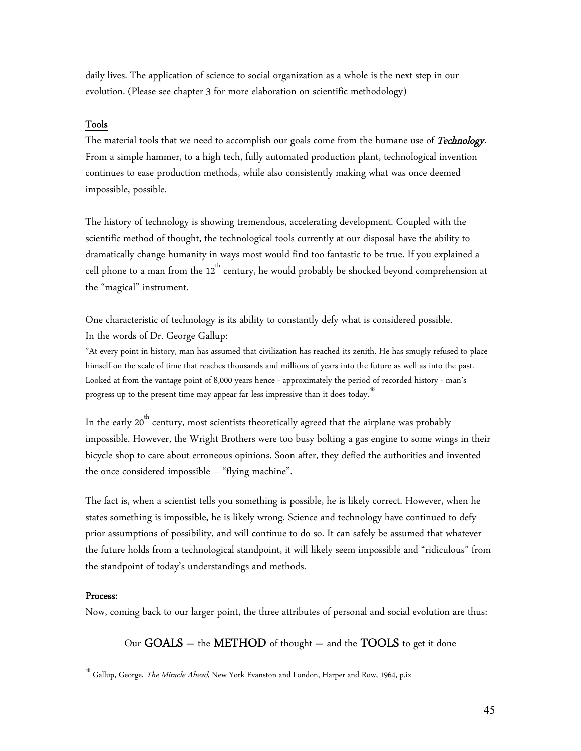daily lives. The application of science to social organization as a whole is the next step in our evolution. (Please see chapter 3 for more elaboration on scientific methodology)

## Tools

The material tools that we need to accomplish our goals come from the humane use of ***Technology***. From a simple hammer, to a high tech, fully automated production plant, technological invention continues to ease production methods, while also consistently making what was once deemed impossible, possible.

The history of technology is showing tremendous, accelerating development. Coupled with the scientific method of thought, the technological tools currently at our disposal have the ability to dramatically change humanity in ways most would find too fantastic to be true. If you explained a cell phone to a man from the 12th century, he would probably be shocked beyond comprehension at the "magical" instrument.

One characteristic of technology is its ability to constantly defy what is considered possible.
In the words of Dr. George Gallup:

"At every point in history, man has assumed that civilization has reached its zenith. He has smugly refused to place himself on the scale of time that reaches thousands and millions of years into the future as well as into the past. Looked at from the vantage point of 8,000 years hence - approximately the period of recorded history - man's progress up to the present time may appear far less impressive than it does today.[48]

In the early 20th century, most scientists theoretically agreed that the airplane was probably impossible. However, the Wright Brothers were too busy bolting a gas engine to some wings in their bicycle shop to care about erroneous opinions. Soon after, they defied the authorities and invented the once considered impossible – "flying machine".

The fact is, when a scientist tells you something is possible, he is likely correct. However, when he states something is impossible, he is likely wrong. Science and technology have continued to defy prior assumptions of possibility, and will continue to do so. It can safely be assumed that whatever the future holds from a technological standpoint, it will likely seem impossible and "ridiculous" from the standpoint of today's understandings and methods.

## Process:

Now, coming back to our larger point, the three attributes of personal and social evolution are thus:

Our **GOALS** – the **METHOD** of thought – and the **TOOLS** to get it done

---

[48] Gallup, George, *The Miracle Ahead*, New York Evanston and London, Harper and Row, 1964, p.ix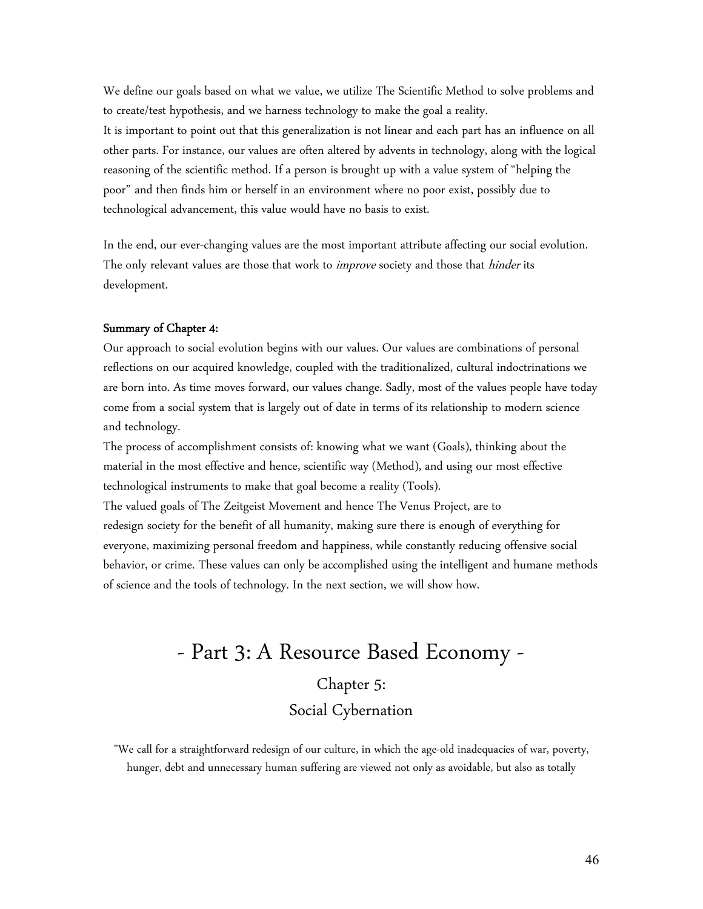We define our goals based on what we value, we utilize The Scientific Method to solve problems and to create/test hypothesis, and we harness technology to make the goal a reality.
It is important to point out that this generalization is not linear and each part has an influence on all other parts. For instance, our values are often altered by advents in technology, along with the logical reasoning of the scientific method. If a person is brought up with a value system of "helping the poor" and then finds him or herself in an environment where no poor exist, possibly due to technological advancement, this value would have no basis to exist.

In the end, our ever-changing values are the most important attribute affecting our social evolution. The only relevant values are those that work to *improve* society and those that *hinder* its development.

**Summary of Chapter 4:**

Our approach to social evolution begins with our values. Our values are combinations of personal reflections on our acquired knowledge, coupled with the traditionalized, cultural indoctrinations we are born into. As time moves forward, our values change. Sadly, most of the values people have today come from a social system that is largely out of date in terms of its relationship to modern science and technology.
The process of accomplishment consists of: knowing what we want (Goals), thinking about the material in the most effective and hence, scientific way (Method), and using our most effective technological instruments to make that goal become a reality (Tools).
The valued goals of The Zeitgeist Movement and hence The Venus Project, are to redesign society for the benefit of all humanity, making sure there is enough of everything for everyone, maximizing personal freedom and happiness, while constantly reducing offensive social behavior, or crime. These values can only be accomplished using the intelligent and humane methods of science and the tools of technology. In the next section, we will show how.

# - Part 3: A Resource Based Economy -

## Chapter 5:
## Social Cybernation

"We call for a straightforward redesign of our culture, in which the age-old inadequacies of war, poverty, hunger, debt and unnecessary human suffering are viewed not only as avoidable, but also as totally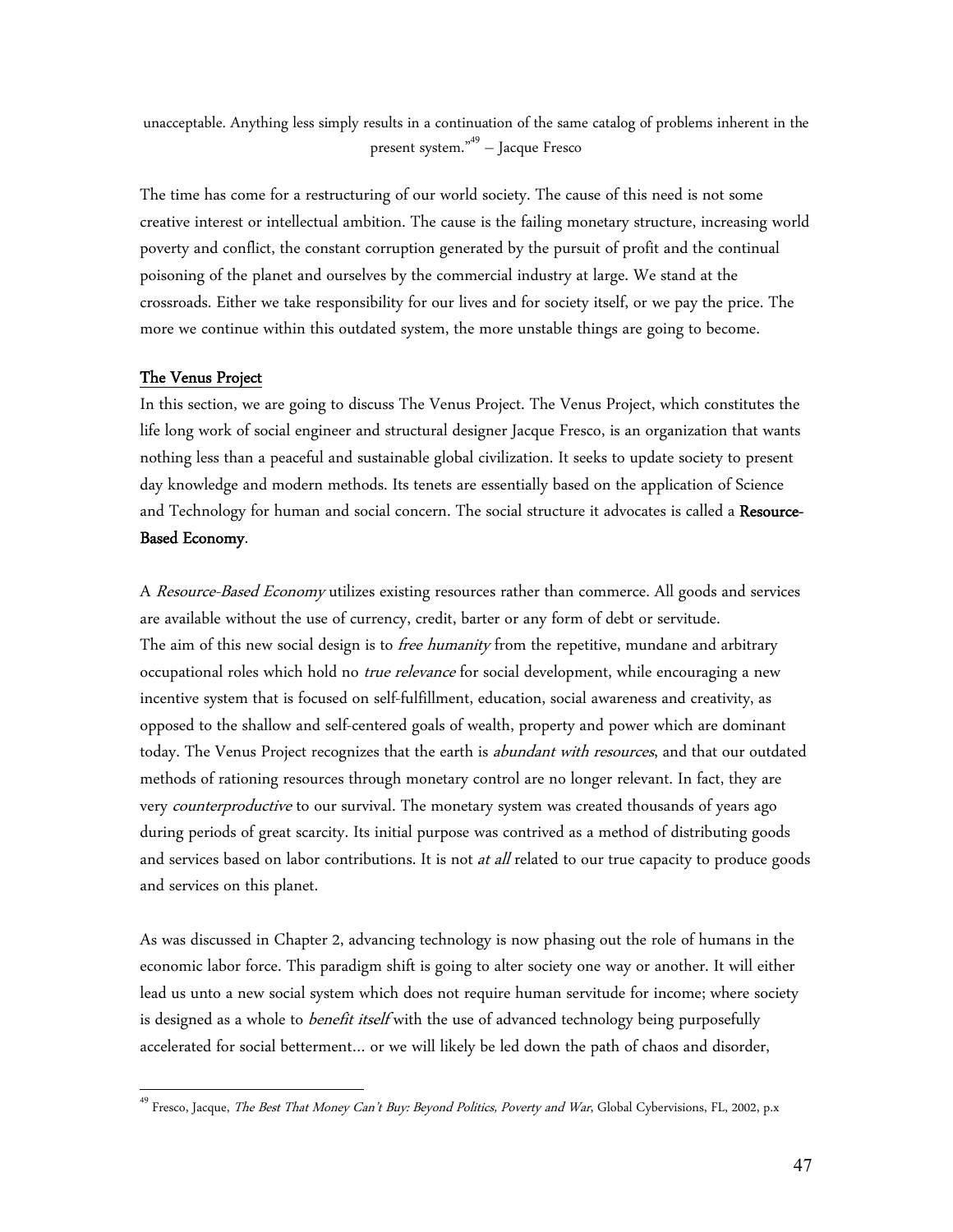unacceptable. Anything less simply results in a continuation of the same catalog of problems inherent in the present system."[49] – Jacque Fresco

The time has come for a restructuring of our world society. The cause of this need is not some creative interest or intellectual ambition. The cause is the failing monetary structure, increasing world poverty and conflict, the constant corruption generated by the pursuit of profit and the continual poisoning of the planet and ourselves by the commercial industry at large. We stand at the crossroads. Either we take responsibility for our lives and for society itself, or we pay the price. The more we continue within this outdated system, the more unstable things are going to become.

**The Venus Project**

In this section, we are going to discuss The Venus Project. The Venus Project, which constitutes the life long work of social engineer and structural designer Jacque Fresco, is an organization that wants nothing less than a peaceful and sustainable global civilization. It seeks to update society to present day knowledge and modern methods. Its tenets are essentially based on the application of Science and Technology for human and social concern. The social structure it advocates is called a **Resource-Based Economy**.

A *Resource-Based Economy* utilizes existing resources rather than commerce. All goods and services are available without the use of currency, credit, barter or any form of debt or servitude. The aim of this new social design is to *free humanity* from the repetitive, mundane and arbitrary occupational roles which hold no *true relevance* for social development, while encouraging a new incentive system that is focused on self-fulfillment, education, social awareness and creativity, as opposed to the shallow and self-centered goals of wealth, property and power which are dominant today. The Venus Project recognizes that the earth is *abundant with resources*, and that our outdated methods of rationing resources through monetary control are no longer relevant. In fact, they are very *counterproductive* to our survival. The monetary system was created thousands of years ago during periods of great scarcity. Its initial purpose was contrived as a method of distributing goods and services based on labor contributions. It is not *at all* related to our true capacity to produce goods and services on this planet.

As was discussed in Chapter 2, advancing technology is now phasing out the role of humans in the economic labor force. This paradigm shift is going to alter society one way or another. It will either lead us unto a new social system which does not require human servitude for income; where society is designed as a whole to *benefit itself* with the use of advanced technology being purposefully accelerated for social betterment… or we will likely be led down the path of chaos and disorder,

[49] Fresco, Jacque, *The Best That Money Can't Buy: Beyond Politics, Poverty and War*, Global Cybervisions, FL, 2002, p.x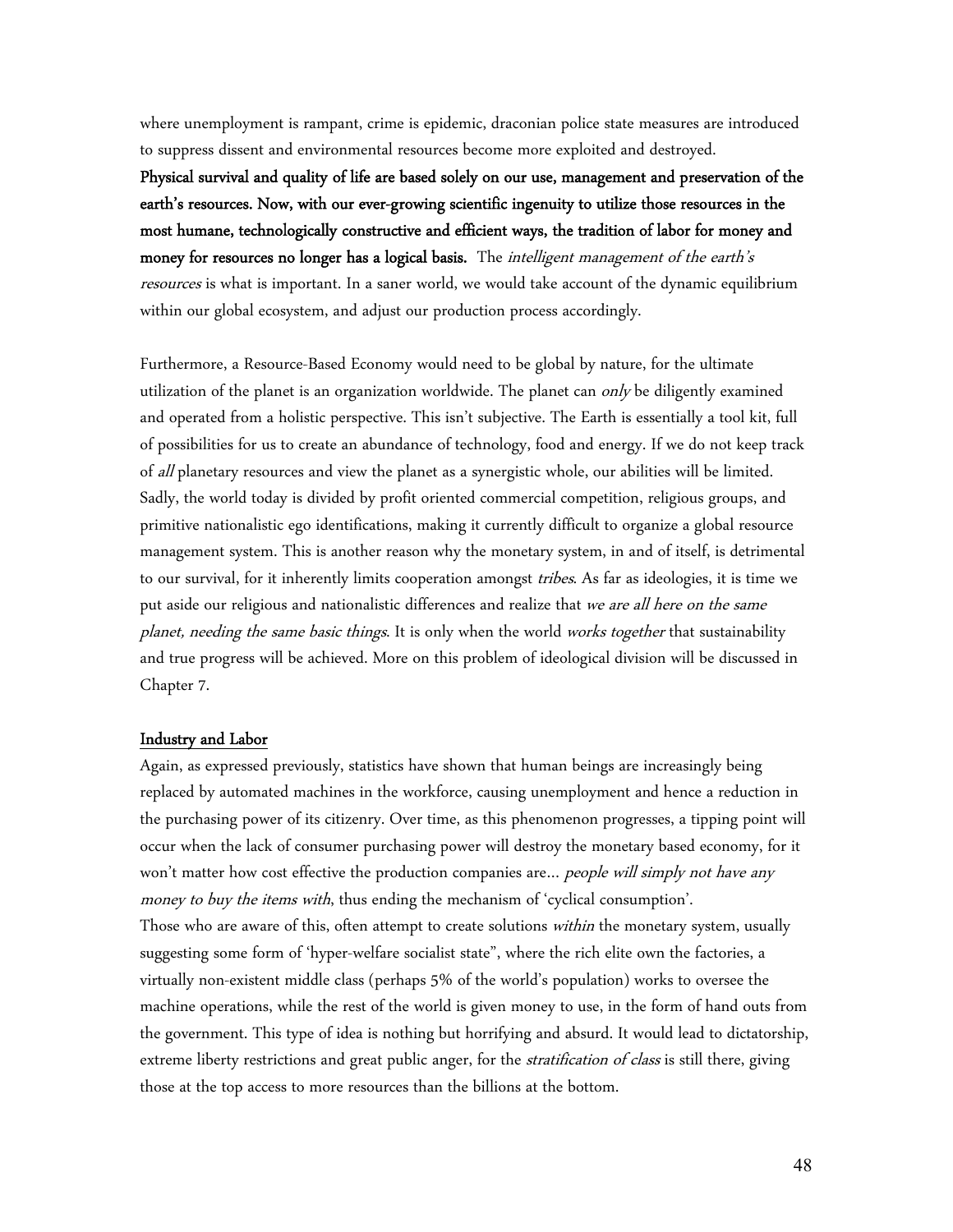where unemployment is rampant, crime is epidemic, draconian police state measures are introduced to suppress dissent and environmental resources become more exploited and destroyed.

**Physical survival and quality of life are based solely on our use, management and preservation of the earth's resources. Now, with our ever-growing scientific ingenuity to utilize those resources in the most humane, technologically constructive and efficient ways, the tradition of labor for money and money for resources no longer has a logical basis.** The *intelligent management of the earth's resources* is what is important. In a saner world, we would take account of the dynamic equilibrium within our global ecosystem, and adjust our production process accordingly.

Furthermore, a Resource-Based Economy would need to be global by nature, for the ultimate utilization of the planet is an organization worldwide. The planet can *only* be diligently examined and operated from a holistic perspective. This isn't subjective. The Earth is essentially a tool kit, full of possibilities for us to create an abundance of technology, food and energy. If we do not keep track of *all* planetary resources and view the planet as a synergistic whole, our abilities will be limited. Sadly, the world today is divided by profit oriented commercial competition, religious groups, and primitive nationalistic ego identifications, making it currently difficult to organize a global resource management system. This is another reason why the monetary system, in and of itself, is detrimental to our survival, for it inherently limits cooperation amongst *tribes*. As far as ideologies, it is time we put aside our religious and nationalistic differences and realize that *we are all here on the same planet, needing the same basic things*. It is only when the world *works together* that sustainability and true progress will be achieved. More on this problem of ideological division will be discussed in Chapter 7.

## Industry and Labor

Again, as expressed previously, statistics have shown that human beings are increasingly being replaced by automated machines in the workforce, causing unemployment and hence a reduction in the purchasing power of its citizenry. Over time, as this phenomenon progresses, a tipping point will occur when the lack of consumer purchasing power will destroy the monetary based economy, for it won't matter how cost effective the production companies are… *people will simply not have any money to buy the items with*, thus ending the mechanism of 'cyclical consumption'.

Those who are aware of this, often attempt to create solutions *within* the monetary system, usually suggesting some form of 'hyper-welfare socialist state", where the rich elite own the factories, a virtually non-existent middle class (perhaps 5% of the world's population) works to oversee the machine operations, while the rest of the world is given money to use, in the form of hand outs from the government. This type of idea is nothing but horrifying and absurd. It would lead to dictatorship, extreme liberty restrictions and great public anger, for the *stratification of class* is still there, giving those at the top access to more resources than the billions at the bottom.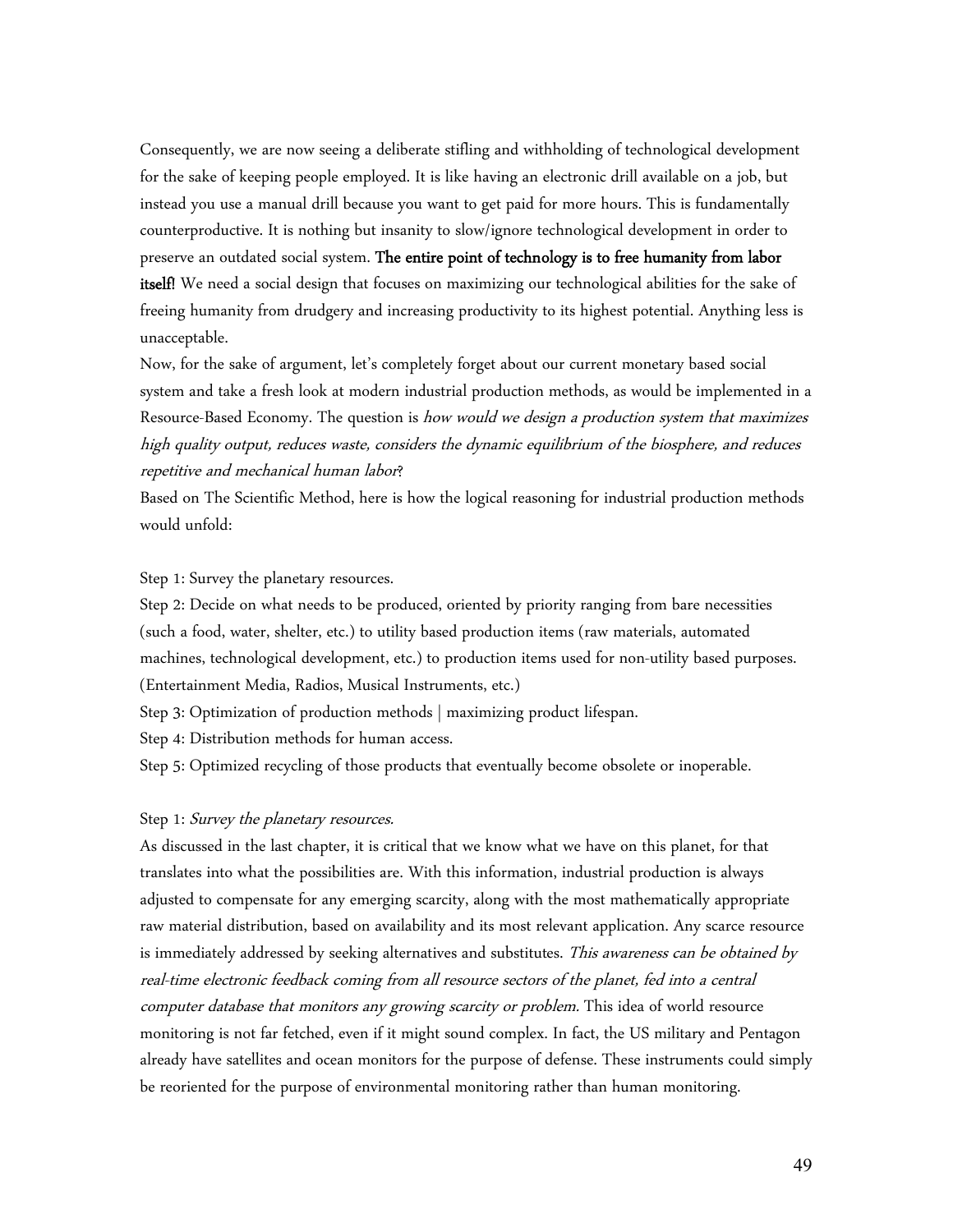Consequently, we are now seeing a deliberate stifling and withholding of technological development for the sake of keeping people employed. It is like having an electronic drill available on a job, but instead you use a manual drill because you want to get paid for more hours. This is fundamentally counterproductive. It is nothing but insanity to slow/ignore technological development in order to preserve an outdated social system. **The entire point of technology is to free humanity from labor itself!** We need a social design that focuses on maximizing our technological abilities for the sake of freeing humanity from drudgery and increasing productivity to its highest potential. Anything less is unacceptable.

Now, for the sake of argument, let's completely forget about our current monetary based social system and take a fresh look at modern industrial production methods, as would be implemented in a Resource-Based Economy. The question is *how would we design a production system that maximizes high quality output, reduces waste, considers the dynamic equilibrium of the biosphere, and reduces repetitive and mechanical human labor*?

Based on The Scientific Method, here is how the logical reasoning for industrial production methods would unfold:

Step 1: Survey the planetary resources.

Step 2: Decide on what needs to be produced, oriented by priority ranging from bare necessities (such a food, water, shelter, etc.) to utility based production items (raw materials, automated machines, technological development, etc.) to production items used for non-utility based purposes. (Entertainment Media, Radios, Musical Instruments, etc.)

Step 3: Optimization of production methods | maximizing product lifespan.

Step 4: Distribution methods for human access.

Step 5: Optimized recycling of those products that eventually become obsolete or inoperable.

Step 1: *Survey the planetary resources.*

As discussed in the last chapter, it is critical that we know what we have on this planet, for that translates into what the possibilities are. With this information, industrial production is always adjusted to compensate for any emerging scarcity, along with the most mathematically appropriate raw material distribution, based on availability and its most relevant application. Any scarce resource is immediately addressed by seeking alternatives and substitutes. *This awareness can be obtained by real-time electronic feedback coming from all resource sectors of the planet, fed into a central computer database that monitors any growing scarcity or problem.* This idea of world resource monitoring is not far fetched, even if it might sound complex. In fact, the US military and Pentagon already have satellites and ocean monitors for the purpose of defense. These instruments could simply be reoriented for the purpose of environmental monitoring rather than human monitoring.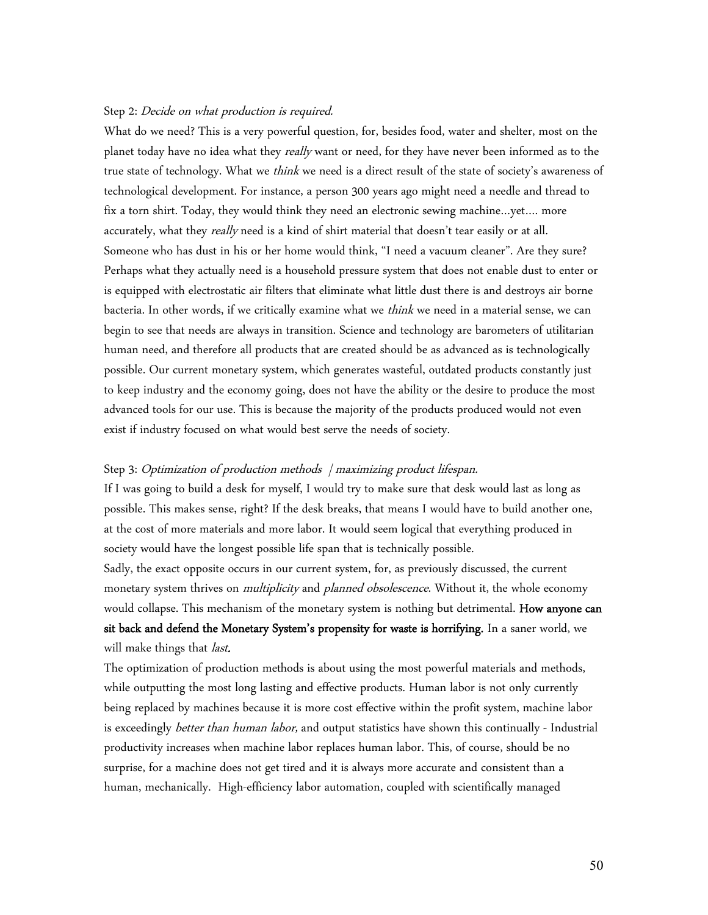Step 2: *Decide on what production is required.*

What do we need? This is a very powerful question, for, besides food, water and shelter, most on the planet today have no idea what they *really* want or need, for they have never been informed as to the true state of technology. What we *think* we need is a direct result of the state of society's awareness of technological development. For instance, a person 300 years ago might need a needle and thread to fix a torn shirt. Today, they would think they need an electronic sewing machine…yet…. more accurately, what they *really* need is a kind of shirt material that doesn't tear easily or at all. Someone who has dust in his or her home would think, "I need a vacuum cleaner". Are they sure? Perhaps what they actually need is a household pressure system that does not enable dust to enter or is equipped with electrostatic air filters that eliminate what little dust there is and destroys air borne bacteria. In other words, if we critically examine what we *think* we need in a material sense, we can begin to see that needs are always in transition. Science and technology are barometers of utilitarian human need, and therefore all products that are created should be as advanced as is technologically possible. Our current monetary system, which generates wasteful, outdated products constantly just to keep industry and the economy going, does not have the ability or the desire to produce the most advanced tools for our use. This is because the majority of the products produced would not even exist if industry focused on what would best serve the needs of society.

Step 3: *Optimization of production methods / maximizing product lifespan.*

If I was going to build a desk for myself, I would try to make sure that desk would last as long as possible. This makes sense, right? If the desk breaks, that means I would have to build another one, at the cost of more materials and more labor. It would seem logical that everything produced in society would have the longest possible life span that is technically possible.

Sadly, the exact opposite occurs in our current system, for, as previously discussed, the current monetary system thrives on *multiplicity* and *planned obsolescence*. Without it, the whole economy would collapse. This mechanism of the monetary system is nothing but detrimental. **How anyone can sit back and defend the Monetary System's propensity for waste is horrifying.** In a saner world, we will make things that *last*.

The optimization of production methods is about using the most powerful materials and methods, while outputting the most long lasting and effective products. Human labor is not only currently being replaced by machines because it is more cost effective within the profit system, machine labor is exceedingly *better than human labor,* and output statistics have shown this continually - Industrial productivity increases when machine labor replaces human labor. This, of course, should be no surprise, for a machine does not get tired and it is always more accurate and consistent than a human, mechanically. High-efficiency labor automation, coupled with scientifically managed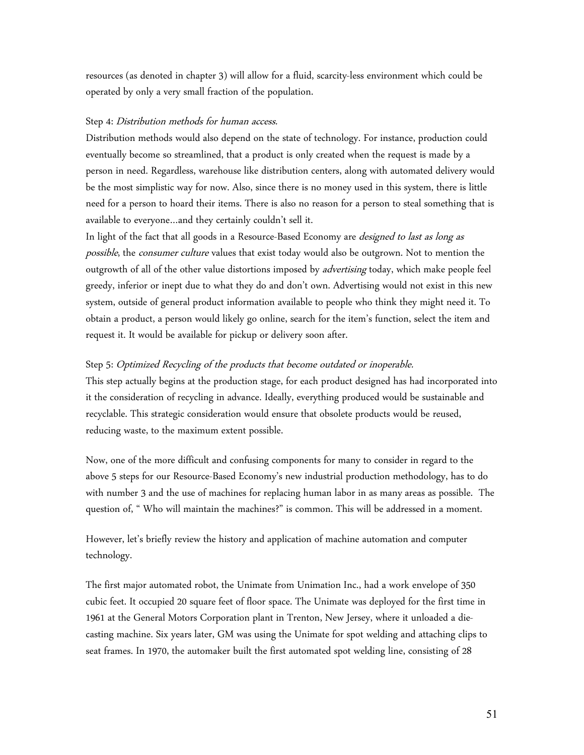resources (as denoted in chapter 3) will allow for a fluid, scarcity-less environment which could be operated by only a very small fraction of the population.

Step 4: *Distribution methods for human access.*

Distribution methods would also depend on the state of technology. For instance, production could eventually become so streamlined, that a product is only created when the request is made by a person in need. Regardless, warehouse like distribution centers, along with automated delivery would be the most simplistic way for now. Also, since there is no money used in this system, there is little need for a person to hoard their items. There is also no reason for a person to steal something that is available to everyone…and they certainly couldn't sell it.

In light of the fact that all goods in a Resource-Based Economy are *designed to last as long as possible*, the *consumer culture* values that exist today would also be outgrown. Not to mention the outgrowth of all of the other value distortions imposed by *advertising* today, which make people feel greedy, inferior or inept due to what they do and don't own. Advertising would not exist in this new system, outside of general product information available to people who think they might need it. To obtain a product, a person would likely go online, search for the item's function, select the item and request it. It would be available for pickup or delivery soon after.

Step 5: *Optimized Recycling of the products that become outdated or inoperable.*

This step actually begins at the production stage, for each product designed has had incorporated into it the consideration of recycling in advance. Ideally, everything produced would be sustainable and recyclable. This strategic consideration would ensure that obsolete products would be reused, reducing waste, to the maximum extent possible.

Now, one of the more difficult and confusing components for many to consider in regard to the above 5 steps for our Resource-Based Economy's new industrial production methodology, has to do with number 3 and the use of machines for replacing human labor in as many areas as possible. The question of, " Who will maintain the machines?" is common. This will be addressed in a moment.

However, let's briefly review the history and application of machine automation and computer technology.

The first major automated robot, the Unimate from Unimation Inc., had a work envelope of 350 cubic feet. It occupied 20 square feet of floor space. The Unimate was deployed for the first time in 1961 at the General Motors Corporation plant in Trenton, New Jersey, where it unloaded a die-casting machine. Six years later, GM was using the Unimate for spot welding and attaching clips to seat frames. In 1970, the automaker built the first automated spot welding line, consisting of 28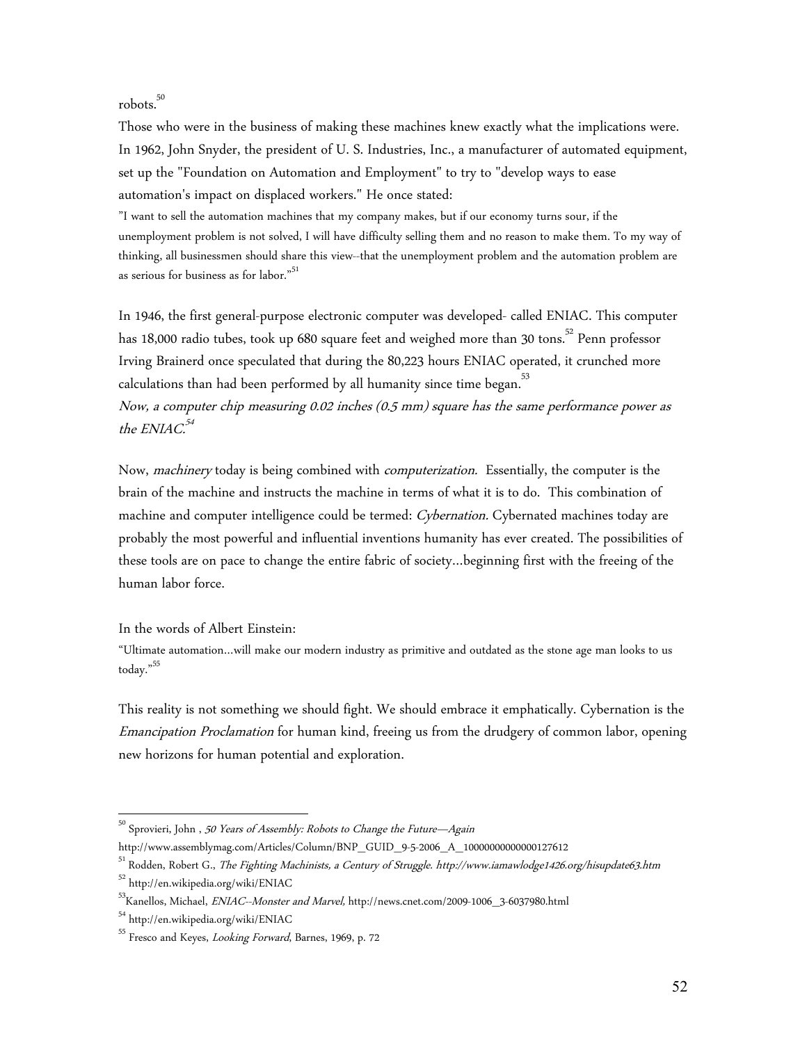robots.[50]

Those who were in the business of making these machines knew exactly what the implications were. In 1962, John Snyder, the president of U. S. Industries, Inc., a manufacturer of automated equipment, set up the "Foundation on Automation and Employment" to try to "develop ways to ease automation's impact on displaced workers." He once stated:

"I want to sell the automation machines that my company makes, but if our economy turns sour, if the unemployment problem is not solved, I will have difficulty selling them and no reason to make them. To my way of thinking, all businessmen should share this view--that the unemployment problem and the automation problem are as serious for business as for labor."[51]

In 1946, the first general-purpose electronic computer was developed- called ENIAC. This computer has 18,000 radio tubes, took up 680 square feet and weighed more than 30 tons.[52] Penn professor Irving Brainerd once speculated that during the 80,223 hours ENIAC operated, it crunched more calculations than had been performed by all humanity since time began.[53]

*Now, a computer chip measuring 0.02 inches (0.5 mm) square has the same performance power as the ENIAC.*[54]

Now, *machinery* today is being combined with *computerization.* Essentially, the computer is the brain of the machine and instructs the machine in terms of what it is to do. This combination of machine and computer intelligence could be termed: *Cybernation.* Cybernated machines today are probably the most powerful and influential inventions humanity has ever created. The possibilities of these tools are on pace to change the entire fabric of society…beginning first with the freeing of the human labor force.

In the words of Albert Einstein:

"Ultimate automation…will make our modern industry as primitive and outdated as the stone age man looks to us today."[55]

This reality is not something we should fight. We should embrace it emphatically. Cybernation is the *Emancipation Proclamation* for human kind, freeing us from the drudgery of common labor, opening new horizons for human potential and exploration.

---

[50] Sprovieri, John , *50 Years of Assembly: Robots to Change the Future—Again* http://www.assemblymag.com/Articles/Column/BNP_GUID_9-5-2006_A_10000000000000127612

[51] Rodden, Robert G., *The Fighting Machinists, a Century of Struggle. http://www.iamawlodge1426.org/hisupdate63.htm*

[52] http://en.wikipedia.org/wiki/ENIAC

[53] Kanellos, Michael, *ENIAC--Monster and Marvel,* http://news.cnet.com/2009-1006_3-6037980.html

[54] http://en.wikipedia.org/wiki/ENIAC

[55] Fresco and Keyes, *Looking Forward*, Barnes, 1969, p. 72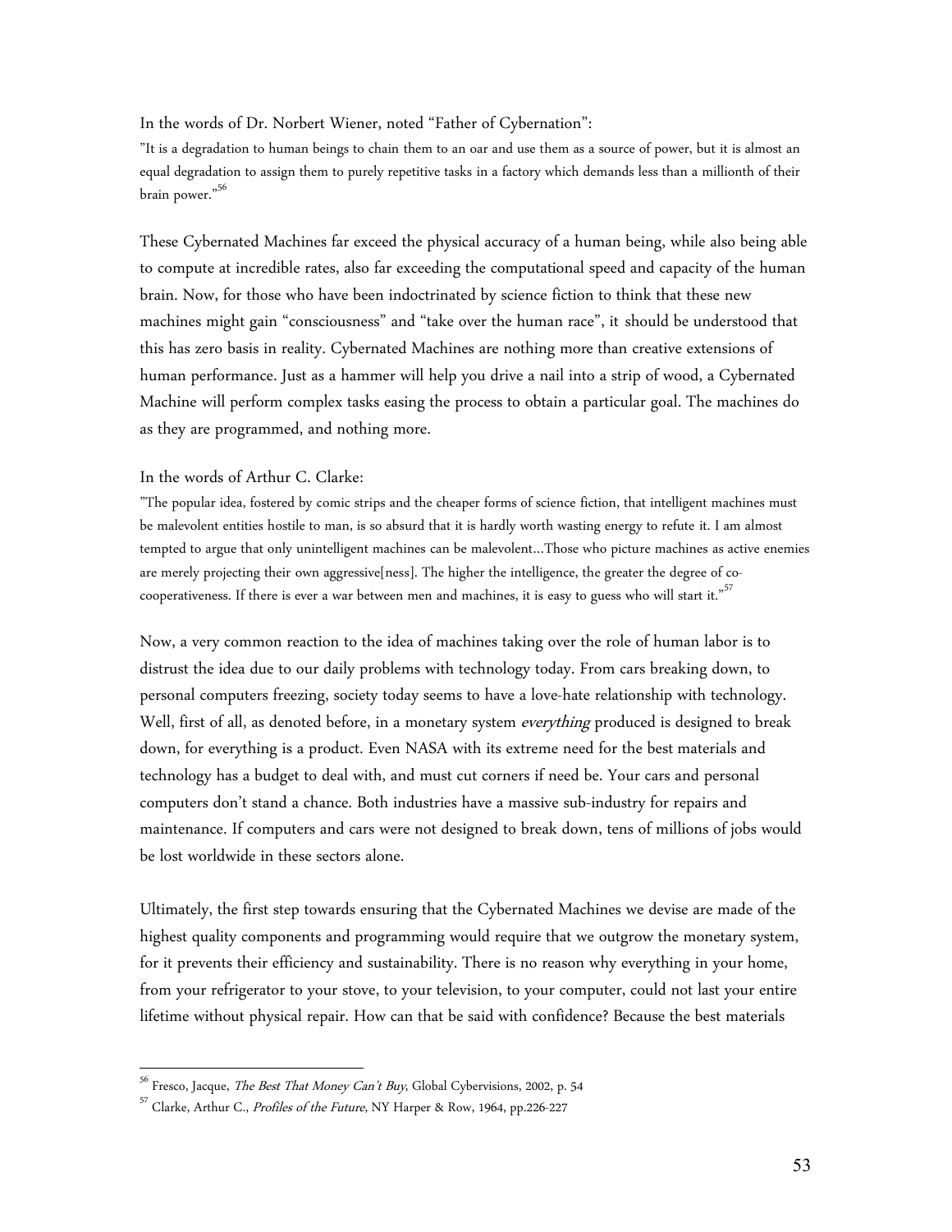In the words of Dr. Norbert Wiener, noted "Father of Cybernation":

"It is a degradation to human beings to chain them to an oar and use them as a source of power, but it is almost an equal degradation to assign them to purely repetitive tasks in a factory which demands less than a millionth of their brain power."[56]

These Cybernated Machines far exceed the physical accuracy of a human being, while also being able to compute at incredible rates, also far exceeding the computational speed and capacity of the human brain. Now, for those who have been indoctrinated by science fiction to think that these new machines might gain "consciousness" and "take over the human race", it should be understood that this has zero basis in reality. Cybernated Machines are nothing more than creative extensions of human performance. Just as a hammer will help you drive a nail into a strip of wood, a Cybernated Machine will perform complex tasks easing the process to obtain a particular goal. The machines do as they are programmed, and nothing more.

In the words of Arthur C. Clarke:

"The popular idea, fostered by comic strips and the cheaper forms of science fiction, that intelligent machines must be malevolent entities hostile to man, is so absurd that it is hardly worth wasting energy to refute it. I am almost tempted to argue that only unintelligent machines can be malevolent…Those who picture machines as active enemies are merely projecting their own aggressive[ness]. The higher the intelligence, the greater the degree of co-cooperativeness. If there is ever a war between men and machines, it is easy to guess who will start it."[57]

Now, a very common reaction to the idea of machines taking over the role of human labor is to distrust the idea due to our daily problems with technology today. From cars breaking down, to personal computers freezing, society today seems to have a love-hate relationship with technology. Well, first of all, as denoted before, in a monetary system *everything* produced is designed to break down, for everything is a product. Even NASA with its extreme need for the best materials and technology has a budget to deal with, and must cut corners if need be. Your cars and personal computers don't stand a chance. Both industries have a massive sub-industry for repairs and maintenance. If computers and cars were not designed to break down, tens of millions of jobs would be lost worldwide in these sectors alone.

Ultimately, the first step towards ensuring that the Cybernated Machines we devise are made of the highest quality components and programming would require that we outgrow the monetary system, for it prevents their efficiency and sustainability. There is no reason why everything in your home, from your refrigerator to your stove, to your television, to your computer, could not last your entire lifetime without physical repair. How can that be said with confidence? Because the best materials

---

[56] Fresco, Jacque, *The Best That Money Can't Buy*, Global Cybervisions, 2002, p. 54

[57] Clarke, Arthur C., *Profiles of the Future*, NY Harper & Row, 1964, pp.226-227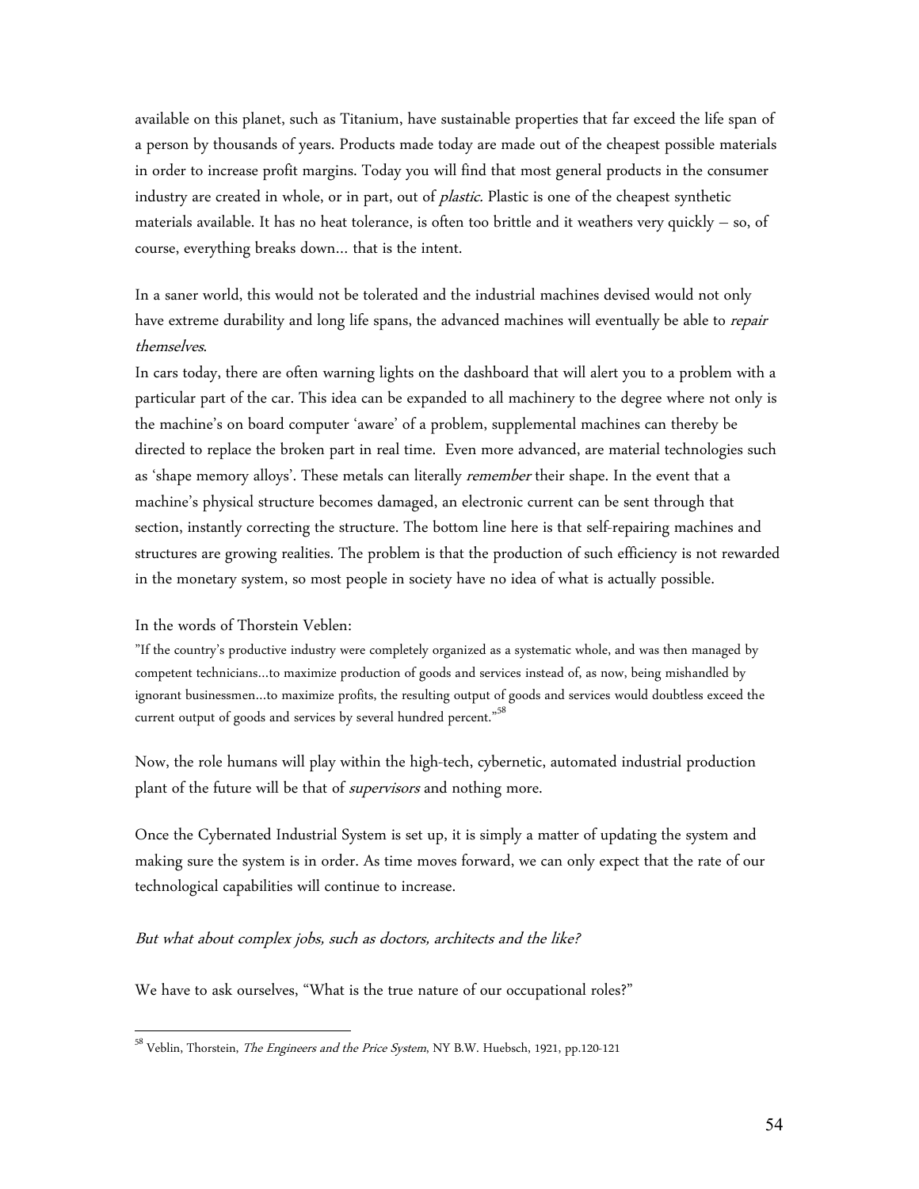available on this planet, such as Titanium, have sustainable properties that far exceed the life span of a person by thousands of years. Products made today are made out of the cheapest possible materials in order to increase profit margins. Today you will find that most general products in the consumer industry are created in whole, or in part, out of *plastic*. Plastic is one of the cheapest synthetic materials available. It has no heat tolerance, is often too brittle and it weathers very quickly – so, of course, everything breaks down… that is the intent.

In a saner world, this would not be tolerated and the industrial machines devised would not only have extreme durability and long life spans, the advanced machines will eventually be able to *repair themselves*.

In cars today, there are often warning lights on the dashboard that will alert you to a problem with a particular part of the car. This idea can be expanded to all machinery to the degree where not only is the machine's on board computer 'aware' of a problem, supplemental machines can thereby be directed to replace the broken part in real time. Even more advanced, are material technologies such as 'shape memory alloys'. These metals can literally *remember* their shape. In the event that a machine's physical structure becomes damaged, an electronic current can be sent through that section, instantly correcting the structure. The bottom line here is that self-repairing machines and structures are growing realities. The problem is that the production of such efficiency is not rewarded in the monetary system, so most people in society have no idea of what is actually possible.

In the words of Thorstein Veblen:

"If the country's productive industry were completely organized as a systematic whole, and was then managed by competent technicians…to maximize production of goods and services instead of, as now, being mishandled by ignorant businessmen…to maximize profits, the resulting output of goods and services would doubtless exceed the current output of goods and services by several hundred percent."[58]

Now, the role humans will play within the high-tech, cybernetic, automated industrial production plant of the future will be that of *supervisors* and nothing more.

Once the Cybernated Industrial System is set up, it is simply a matter of updating the system and making sure the system is in order. As time moves forward, we can only expect that the rate of our technological capabilities will continue to increase.

*But what about complex jobs, such as doctors, architects and the like?*

We have to ask ourselves, "What is the true nature of our occupational roles?"

---

[58] Veblin, Thorstein, *The Engineers and the Price System*, NY B.W. Huebsch, 1921, pp.120-121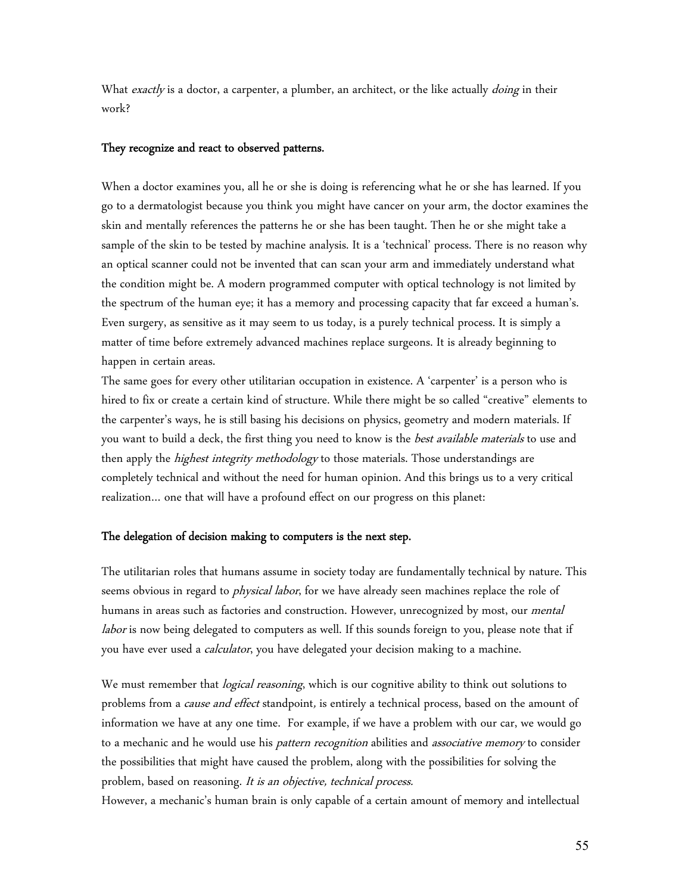What *exactly* is a doctor, a carpenter, a plumber, an architect, or the like actually *doing* in their work?

**They recognize and react to observed patterns.**

When a doctor examines you, all he or she is doing is referencing what he or she has learned. If you go to a dermatologist because you think you might have cancer on your arm, the doctor examines the skin and mentally references the patterns he or she has been taught. Then he or she might take a sample of the skin to be tested by machine analysis. It is a 'technical' process. There is no reason why an optical scanner could not be invented that can scan your arm and immediately understand what the condition might be. A modern programmed computer with optical technology is not limited by the spectrum of the human eye; it has a memory and processing capacity that far exceed a human's. Even surgery, as sensitive as it may seem to us today, is a purely technical process. It is simply a matter of time before extremely advanced machines replace surgeons. It is already beginning to happen in certain areas.

The same goes for every other utilitarian occupation in existence. A 'carpenter' is a person who is hired to fix or create a certain kind of structure. While there might be so called "creative" elements to the carpenter's ways, he is still basing his decisions on physics, geometry and modern materials. If you want to build a deck, the first thing you need to know is the *best available materials* to use and then apply the *highest integrity methodology* to those materials. Those understandings are completely technical and without the need for human opinion. And this brings us to a very critical realization… one that will have a profound effect on our progress on this planet:

**The delegation of decision making to computers is the next step.**

The utilitarian roles that humans assume in society today are fundamentally technical by nature. This seems obvious in regard to *physical labor*, for we have already seen machines replace the role of humans in areas such as factories and construction. However, unrecognized by most, our *mental labor* is now being delegated to computers as well. If this sounds foreign to you, please note that if you have ever used a *calculator*, you have delegated your decision making to a machine.

We must remember that *logical reasoning*, which is our cognitive ability to think out solutions to problems from a *cause and effect* standpoint, is entirely a technical process, based on the amount of information we have at any one time. For example, if we have a problem with our car, we would go to a mechanic and he would use his *pattern recognition* abilities and *associative memory* to consider the possibilities that might have caused the problem, along with the possibilities for solving the problem, based on reasoning. *It is an objective, technical process.*

However, a mechanic's human brain is only capable of a certain amount of memory and intellectual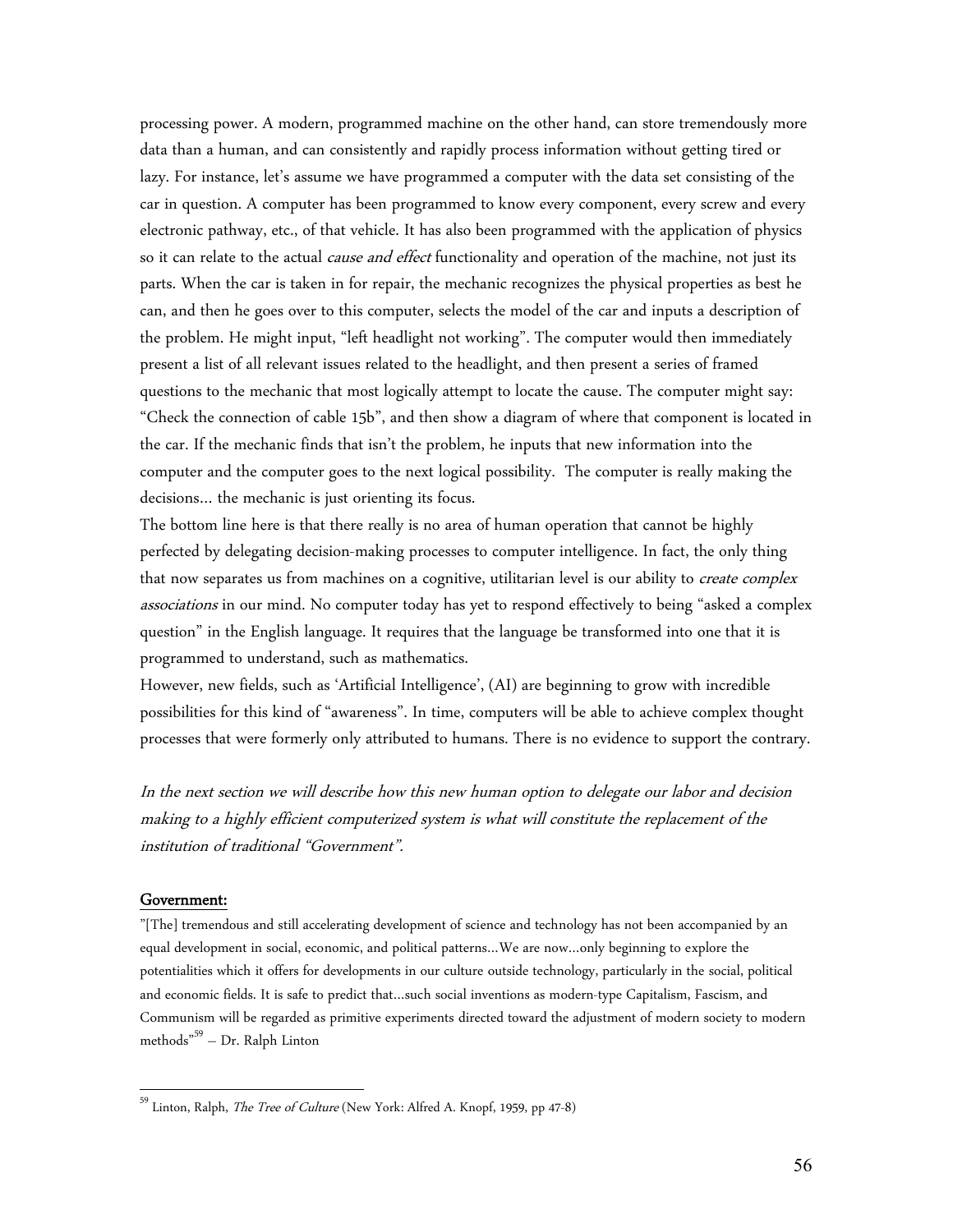processing power. A modern, programmed machine on the other hand, can store tremendously more data than a human, and can consistently and rapidly process information without getting tired or lazy. For instance, let's assume we have programmed a computer with the data set consisting of the car in question. A computer has been programmed to know every component, every screw and every electronic pathway, etc., of that vehicle. It has also been programmed with the application of physics so it can relate to the actual *cause and effect* functionality and operation of the machine, not just its parts. When the car is taken in for repair, the mechanic recognizes the physical properties as best he can, and then he goes over to this computer, selects the model of the car and inputs a description of the problem. He might input, "left headlight not working". The computer would then immediately present a list of all relevant issues related to the headlight, and then present a series of framed questions to the mechanic that most logically attempt to locate the cause. The computer might say: "Check the connection of cable 15b", and then show a diagram of where that component is located in the car. If the mechanic finds that isn't the problem, he inputs that new information into the computer and the computer goes to the next logical possibility. The computer is really making the decisions… the mechanic is just orienting its focus.

The bottom line here is that there really is no area of human operation that cannot be highly perfected by delegating decision-making processes to computer intelligence. In fact, the only thing that now separates us from machines on a cognitive, utilitarian level is our ability to *create complex associations* in our mind. No computer today has yet to respond effectively to being "asked a complex question" in the English language. It requires that the language be transformed into one that it is programmed to understand, such as mathematics.

However, new fields, such as 'Artificial Intelligence', (AI) are beginning to grow with incredible possibilities for this kind of "awareness". In time, computers will be able to achieve complex thought processes that were formerly only attributed to humans. There is no evidence to support the contrary.

*In the next section we will describe how this new human option to delegate our labor and decision making to a highly efficient computerized system is what will constitute the replacement of the institution of traditional "Government".*

## Government:

"[The] tremendous and still accelerating development of science and technology has not been accompanied by an equal development in social, economic, and political patterns…We are now…only beginning to explore the potentialities which it offers for developments in our culture outside technology, particularly in the social, political and economic fields. It is safe to predict that…such social inventions as modern-type Capitalism, Fascism, and Communism will be regarded as primitive experiments directed toward the adjustment of modern society to modern methods"[59] – Dr. Ralph Linton

[59] Linton, Ralph, *The Tree of Culture* (New York: Alfred A. Knopf, 1959, pp 47-8)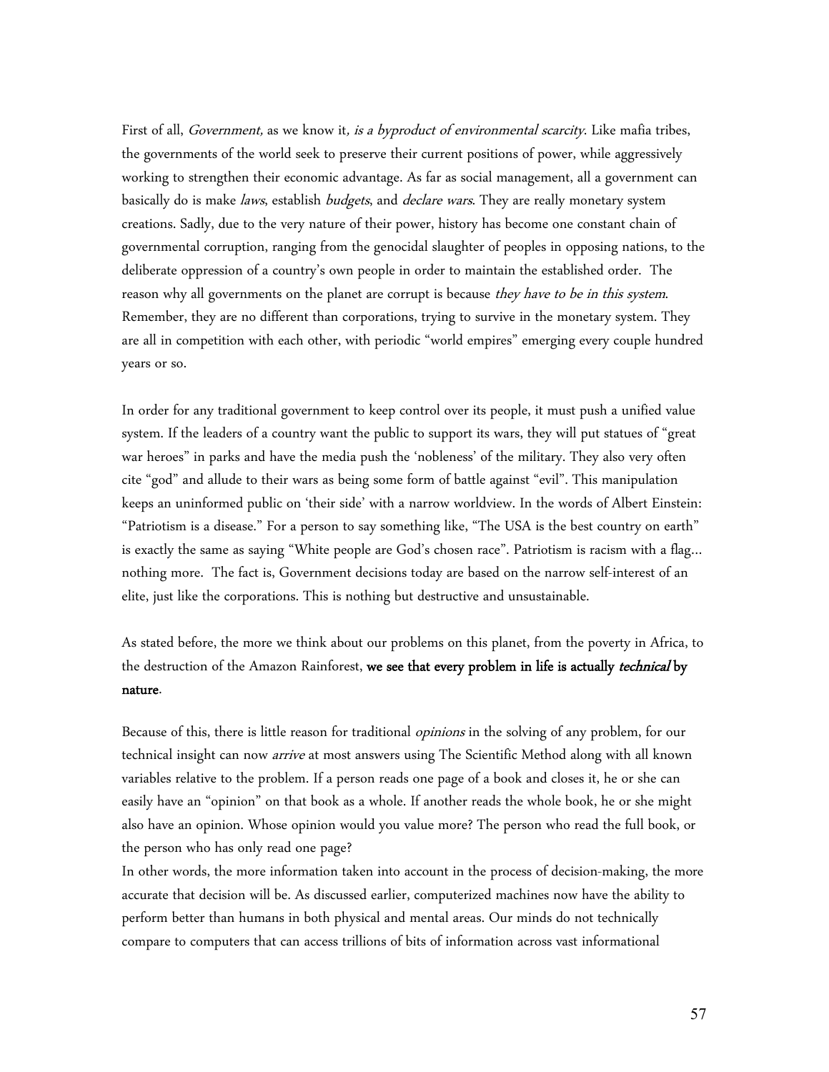First of all, *Government,* as we know it*, is a byproduct of environmental scarcity*. Like mafia tribes, the governments of the world seek to preserve their current positions of power, while aggressively working to strengthen their economic advantage. As far as social management, all a government can basically do is make *laws*, establish *budgets*, and *declare wars*. They are really monetary system creations. Sadly, due to the very nature of their power, history has become one constant chain of governmental corruption, ranging from the genocidal slaughter of peoples in opposing nations, to the deliberate oppression of a country's own people in order to maintain the established order. The reason why all governments on the planet are corrupt is because *they have to be in this system*. Remember, they are no different than corporations, trying to survive in the monetary system. They are all in competition with each other, with periodic "world empires" emerging every couple hundred years or so.

In order for any traditional government to keep control over its people, it must push a unified value system. If the leaders of a country want the public to support its wars, they will put statues of "great war heroes" in parks and have the media push the 'nobleness' of the military. They also very often cite "god" and allude to their wars as being some form of battle against "evil". This manipulation keeps an uninformed public on 'their side' with a narrow worldview. In the words of Albert Einstein: "Patriotism is a disease." For a person to say something like, "The USA is the best country on earth" is exactly the same as saying "White people are God's chosen race". Patriotism is racism with a flag… nothing more. The fact is, Government decisions today are based on the narrow self-interest of an elite, just like the corporations. This is nothing but destructive and unsustainable.

As stated before, the more we think about our problems on this planet, from the poverty in Africa, to the destruction of the Amazon Rainforest, **we see that every problem in life is actually *technical* by nature**.

Because of this, there is little reason for traditional *opinions* in the solving of any problem, for our technical insight can now *arrive* at most answers using The Scientific Method along with all known variables relative to the problem. If a person reads one page of a book and closes it, he or she can easily have an "opinion" on that book as a whole. If another reads the whole book, he or she might also have an opinion. Whose opinion would you value more? The person who read the full book, or the person who has only read one page?

In other words, the more information taken into account in the process of decision-making, the more accurate that decision will be. As discussed earlier, computerized machines now have the ability to perform better than humans in both physical and mental areas. Our minds do not technically compare to computers that can access trillions of bits of information across vast informational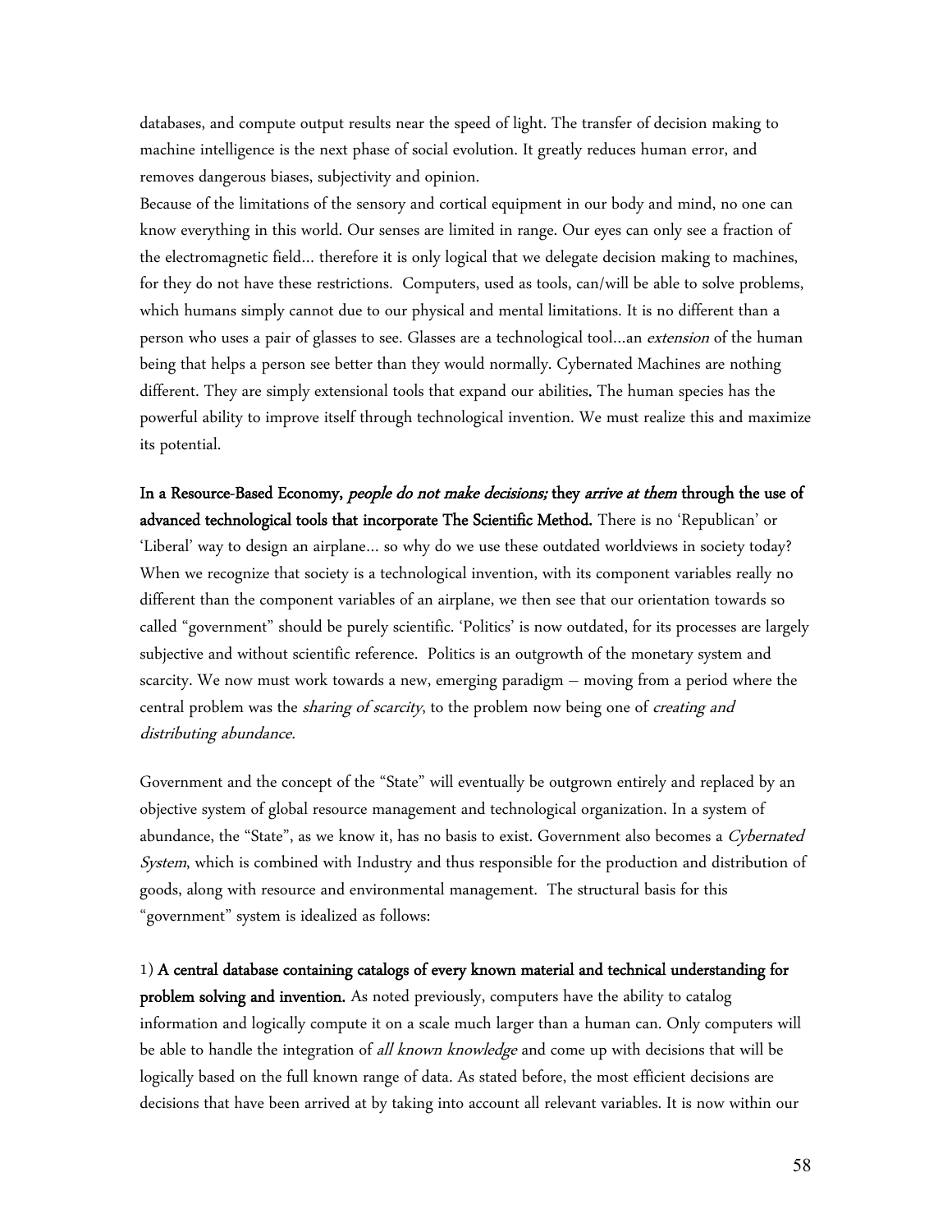databases, and compute output results near the speed of light. The transfer of decision making to machine intelligence is the next phase of social evolution. It greatly reduces human error, and removes dangerous biases, subjectivity and opinion.

Because of the limitations of the sensory and cortical equipment in our body and mind, no one can know everything in this world. Our senses are limited in range. Our eyes can only see a fraction of the electromagnetic field… therefore it is only logical that we delegate decision making to machines, for they do not have these restrictions. Computers, used as tools, can/will be able to solve problems, which humans simply cannot due to our physical and mental limitations. It is no different than a person who uses a pair of glasses to see. Glasses are a technological tool…an *extension* of the human being that helps a person see better than they would normally. Cybernated Machines are nothing different. They are simply extensional tools that expand our abilities**.** The human species has the powerful ability to improve itself through technological invention. We must realize this and maximize its potential.

**In a Resource-Based Economy, *people do not make decisions;* they *arrive at them* through the use of advanced technological tools that incorporate The Scientific Method.** There is no 'Republican' or 'Liberal' way to design an airplane… so why do we use these outdated worldviews in society today? When we recognize that society is a technological invention, with its component variables really no different than the component variables of an airplane, we then see that our orientation towards so called "government" should be purely scientific. 'Politics' is now outdated, for its processes are largely subjective and without scientific reference. Politics is an outgrowth of the monetary system and scarcity. We now must work towards a new, emerging paradigm – moving from a period where the central problem was the *sharing of scarcity*, to the problem now being one of *creating and distributing abundance.*

Government and the concept of the "State" will eventually be outgrown entirely and replaced by an objective system of global resource management and technological organization. In a system of abundance, the "State", as we know it, has no basis to exist. Government also becomes a *Cybernated System*, which is combined with Industry and thus responsible for the production and distribution of goods, along with resource and environmental management. The structural basis for this "government" system is idealized as follows:

1) **A central database containing catalogs of every known material and technical understanding for problem solving and invention.** As noted previously, computers have the ability to catalog information and logically compute it on a scale much larger than a human can. Only computers will be able to handle the integration of *all known knowledge* and come up with decisions that will be logically based on the full known range of data. As stated before, the most efficient decisions are decisions that have been arrived at by taking into account all relevant variables. It is now within our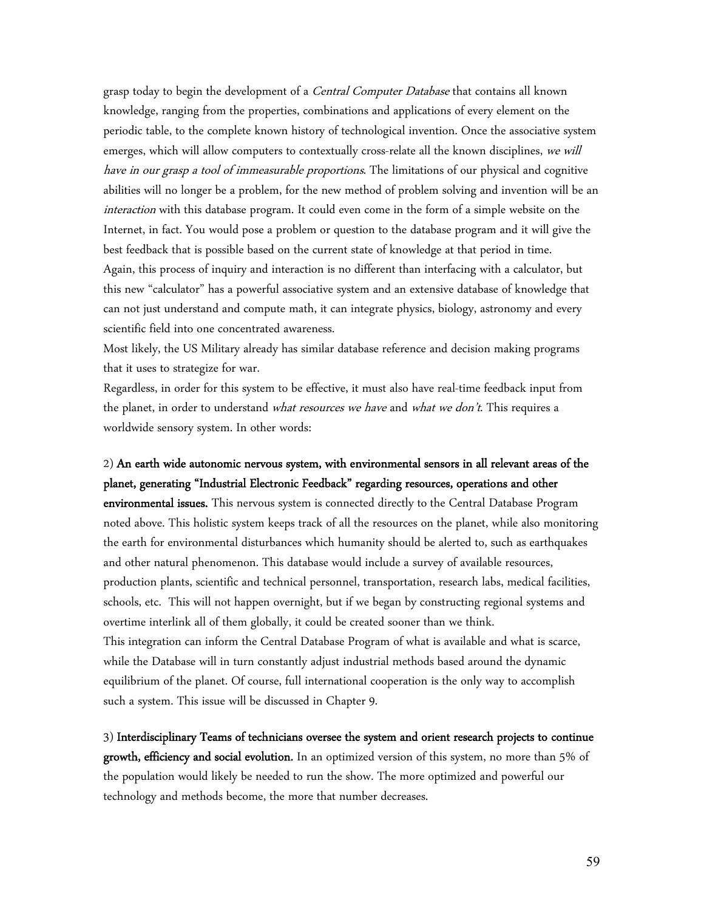grasp today to begin the development of a *Central Computer Database* that contains all known knowledge, ranging from the properties, combinations and applications of every element on the periodic table, to the complete known history of technological invention. Once the associative system emerges, which will allow computers to contextually cross-relate all the known disciplines, *we will have in our grasp a tool of immeasurable proportions*. The limitations of our physical and cognitive abilities will no longer be a problem, for the new method of problem solving and invention will be an *interaction* with this database program. It could even come in the form of a simple website on the Internet, in fact. You would pose a problem or question to the database program and it will give the best feedback that is possible based on the current state of knowledge at that period in time.

Again, this process of inquiry and interaction is no different than interfacing with a calculator, but this new "calculator" has a powerful associative system and an extensive database of knowledge that can not just understand and compute math, it can integrate physics, biology, astronomy and every scientific field into one concentrated awareness.

Most likely, the US Military already has similar database reference and decision making programs that it uses to strategize for war.

Regardless, in order for this system to be effective, it must also have real-time feedback input from the planet, in order to understand *what resources we have* and *what we don't*. This requires a worldwide sensory system. In other words:

2) **An earth wide autonomic nervous system, with environmental sensors in all relevant areas of the planet, generating "Industrial Electronic Feedback" regarding resources, operations and other environmental issues.** This nervous system is connected directly to the Central Database Program noted above. This holistic system keeps track of all the resources on the planet, while also monitoring the earth for environmental disturbances which humanity should be alerted to, such as earthquakes and other natural phenomenon. This database would include a survey of available resources, production plants, scientific and technical personnel, transportation, research labs, medical facilities, schools, etc. This will not happen overnight, but if we began by constructing regional systems and overtime interlink all of them globally, it could be created sooner than we think.

This integration can inform the Central Database Program of what is available and what is scarce, while the Database will in turn constantly adjust industrial methods based around the dynamic equilibrium of the planet. Of course, full international cooperation is the only way to accomplish such a system. This issue will be discussed in Chapter 9.

3) **Interdisciplinary Teams of technicians oversee the system and orient research projects to continue growth, efficiency and social evolution.** In an optimized version of this system, no more than 5% of the population would likely be needed to run the show. The more optimized and powerful our technology and methods become, the more that number decreases.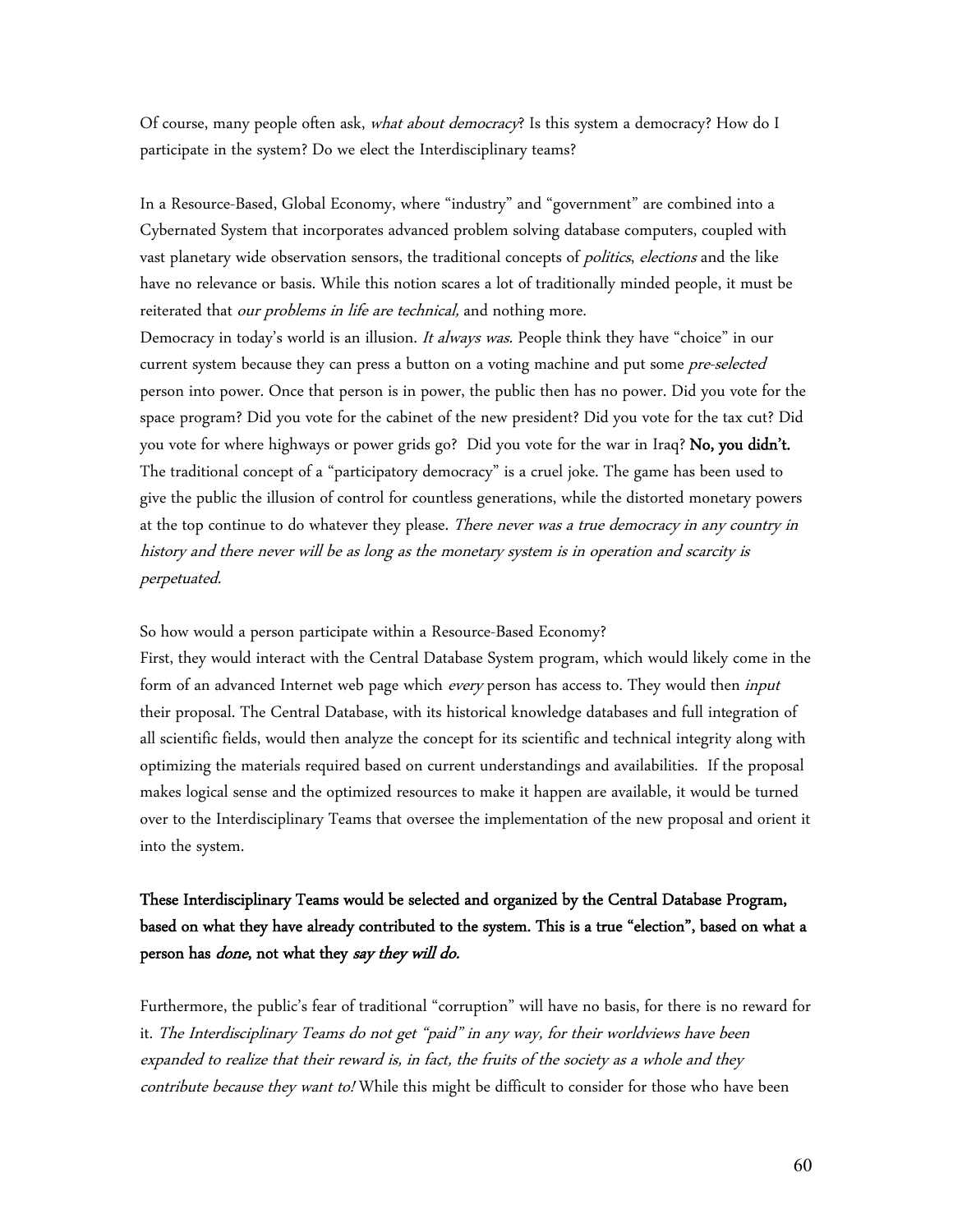Of course, many people often ask, *what about democracy*? Is this system a democracy? How do I participate in the system? Do we elect the Interdisciplinary teams?

In a Resource-Based, Global Economy, where "industry" and "government" are combined into a Cybernated System that incorporates advanced problem solving database computers, coupled with vast planetary wide observation sensors, the traditional concepts of *politics*, *elections* and the like have no relevance or basis. While this notion scares a lot of traditionally minded people, it must be reiterated that *our problems in life are technical,* and nothing more.

Democracy in today's world is an illusion. *It always was.* People think they have "choice" in our current system because they can press a button on a voting machine and put some *pre-selected* person into power. Once that person is in power, the public then has no power. Did you vote for the space program? Did you vote for the cabinet of the new president? Did you vote for the tax cut? Did you vote for where highways or power grids go? Did you vote for the war in Iraq? **No, you didn't.** The traditional concept of a "participatory democracy" is a cruel joke. The game has been used to give the public the illusion of control for countless generations, while the distorted monetary powers at the top continue to do whatever they please. *There never was a true democracy in any country in history and there never will be as long as the monetary system is in operation and scarcity is perpetuated.*

So how would a person participate within a Resource-Based Economy?

First, they would interact with the Central Database System program, which would likely come in the form of an advanced Internet web page which *every* person has access to. They would then *input* their proposal. The Central Database, with its historical knowledge databases and full integration of all scientific fields, would then analyze the concept for its scientific and technical integrity along with optimizing the materials required based on current understandings and availabilities. If the proposal makes logical sense and the optimized resources to make it happen are available, it would be turned over to the Interdisciplinary Teams that oversee the implementation of the new proposal and orient it into the system.

**These Interdisciplinary Teams would be selected and organized by the Central Database Program, based on what they have already contributed to the system. This is a true "election", based on what a person has *done*, not what they *say they will do.***

Furthermore, the public's fear of traditional "corruption" will have no basis, for there is no reward for it. *The Interdisciplinary Teams do not get "paid" in any way, for their worldviews have been expanded to realize that their reward is, in fact, the fruits of the society as a whole and they contribute because they want to!* While this might be difficult to consider for those who have been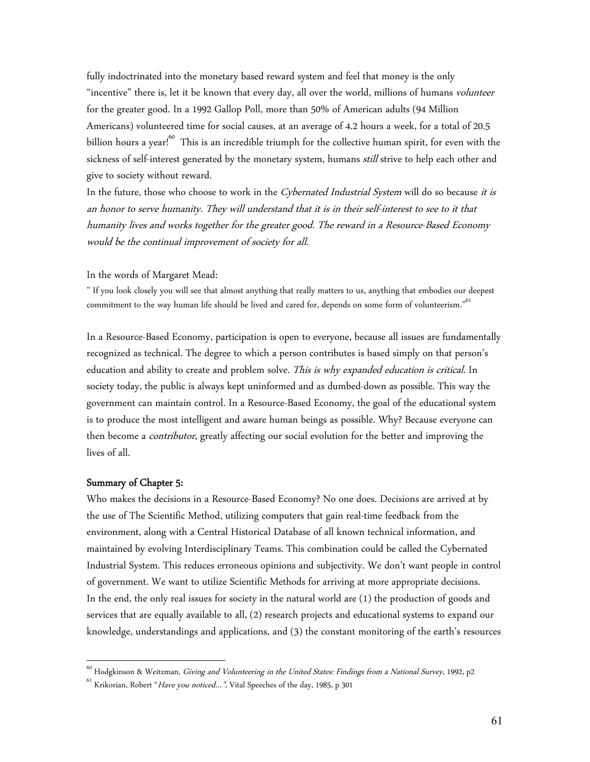fully indoctrinated into the monetary based reward system and feel that money is the only "incentive" there is, let it be known that every day, all over the world, millions of humans *volunteer* for the greater good. In a 1992 Gallop Poll, more than 50% of American adults (94 Million Americans) volunteered time for social causes, at an average of 4.2 hours a week, for a total of 20.5 billion hours a year![60] This is an incredible triumph for the collective human spirit, for even with the sickness of self-interest generated by the monetary system, humans *still* strive to help each other and give to society without reward.

In the future, those who choose to work in the *Cybernated Industrial System* will do so because *it is an honor to serve humanity. They will understand that it is in their self-interest to see to it that humanity lives and works together for the greater good. The reward in a Resource-Based Economy would be the continual improvement of society for all.*

In the words of Margaret Mead:

" If you look closely you will see that almost anything that really matters to us, anything that embodies our deepest commitment to the way human life should be lived and cared for, depends on some form of volunteerism."[61]

In a Resource-Based Economy, participation is open to everyone, because all issues are fundamentally recognized as technical. The degree to which a person contributes is based simply on that person's education and ability to create and problem solve. *This is why expanded education is critical.* In society today, the public is always kept uninformed and as dumbed-down as possible. This way the government can maintain control. In a Resource-Based Economy, the goal of the educational system is to produce the most intelligent and aware human beings as possible. Why? Because everyone can then become a *contributor*, greatly affecting our social evolution for the better and improving the lives of all.

### Summary of Chapter 5:

Who makes the decisions in a Resource-Based Economy? No one does. Decisions are arrived at by the use of The Scientific Method, utilizing computers that gain real-time feedback from the environment, along with a Central Historical Database of all known technical information, and maintained by evolving Interdisciplinary Teams. This combination could be called the Cybernated Industrial System. This reduces erroneous opinions and subjectivity. We don't want people in control of government. We want to utilize Scientific Methods for arriving at more appropriate decisions.

In the end, the only real issues for society in the natural world are (1) the production of goods and services that are equally available to all, (2) research projects and educational systems to expand our knowledge, understandings and applications, and (3) the constant monitoring of the earth's resources

---

[60] Hodgkinson & Weitzman, *Giving and Volunteering in the United States: Findings from a National Survey*, 1992, p2

[61] Krikorian, Robert "*Have you noticed…",* Vital Speeches of the day, 1985, p 301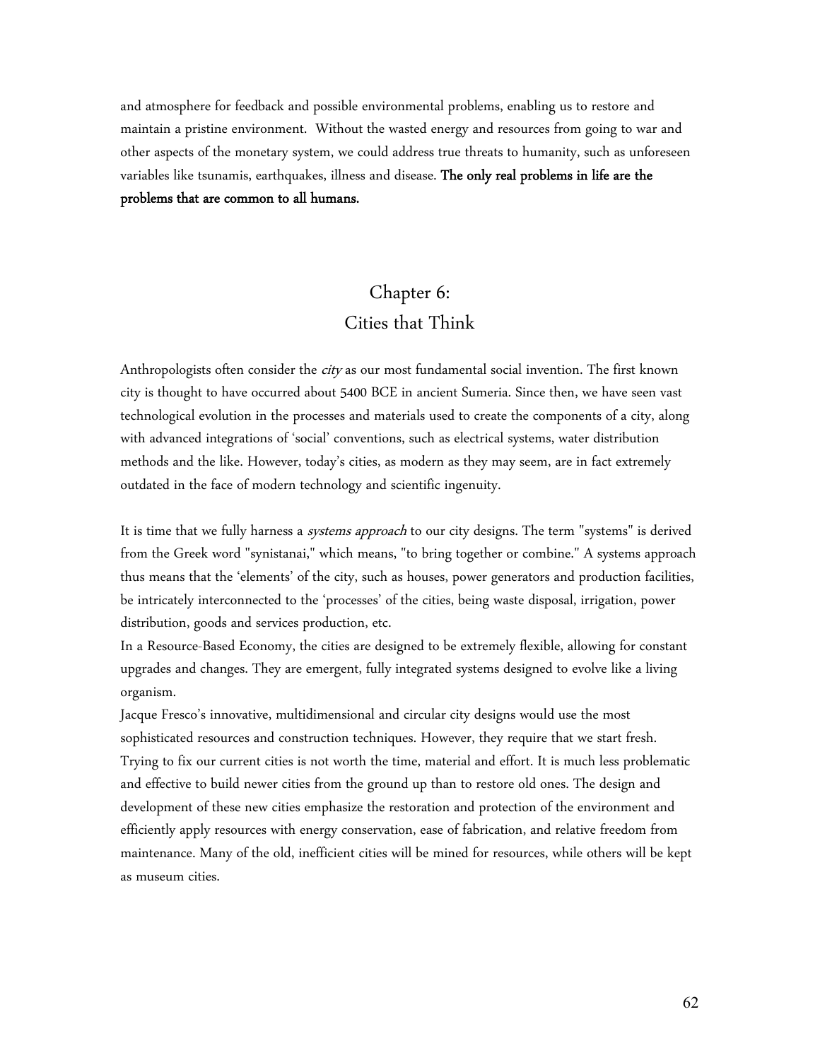and atmosphere for feedback and possible environmental problems, enabling us to restore and maintain a pristine environment. Without the wasted energy and resources from going to war and other aspects of the monetary system, we could address true threats to humanity, such as unforeseen variables like tsunamis, earthquakes, illness and disease. **The only real problems in life are the problems that are common to all humans.**

## Chapter 6: Cities that Think

Anthropologists often consider the *city* as our most fundamental social invention. The first known city is thought to have occurred about 5400 BCE in ancient Sumeria. Since then, we have seen vast technological evolution in the processes and materials used to create the components of a city, along with advanced integrations of 'social' conventions, such as electrical systems, water distribution methods and the like. However, today's cities, as modern as they may seem, are in fact extremely outdated in the face of modern technology and scientific ingenuity.

It is time that we fully harness a *systems approach* to our city designs. The term "systems" is derived from the Greek word "synistanai," which means, "to bring together or combine." A systems approach thus means that the 'elements' of the city, such as houses, power generators and production facilities, be intricately interconnected to the 'processes' of the cities, being waste disposal, irrigation, power distribution, goods and services production, etc.

In a Resource-Based Economy, the cities are designed to be extremely flexible, allowing for constant upgrades and changes. They are emergent, fully integrated systems designed to evolve like a living organism.

Jacque Fresco's innovative, multidimensional and circular city designs would use the most sophisticated resources and construction techniques. However, they require that we start fresh. Trying to fix our current cities is not worth the time, material and effort. It is much less problematic and effective to build newer cities from the ground up than to restore old ones. The design and development of these new cities emphasize the restoration and protection of the environment and efficiently apply resources with energy conservation, ease of fabrication, and relative freedom from maintenance. Many of the old, inefficient cities will be mined for resources, while others will be kept as museum cities.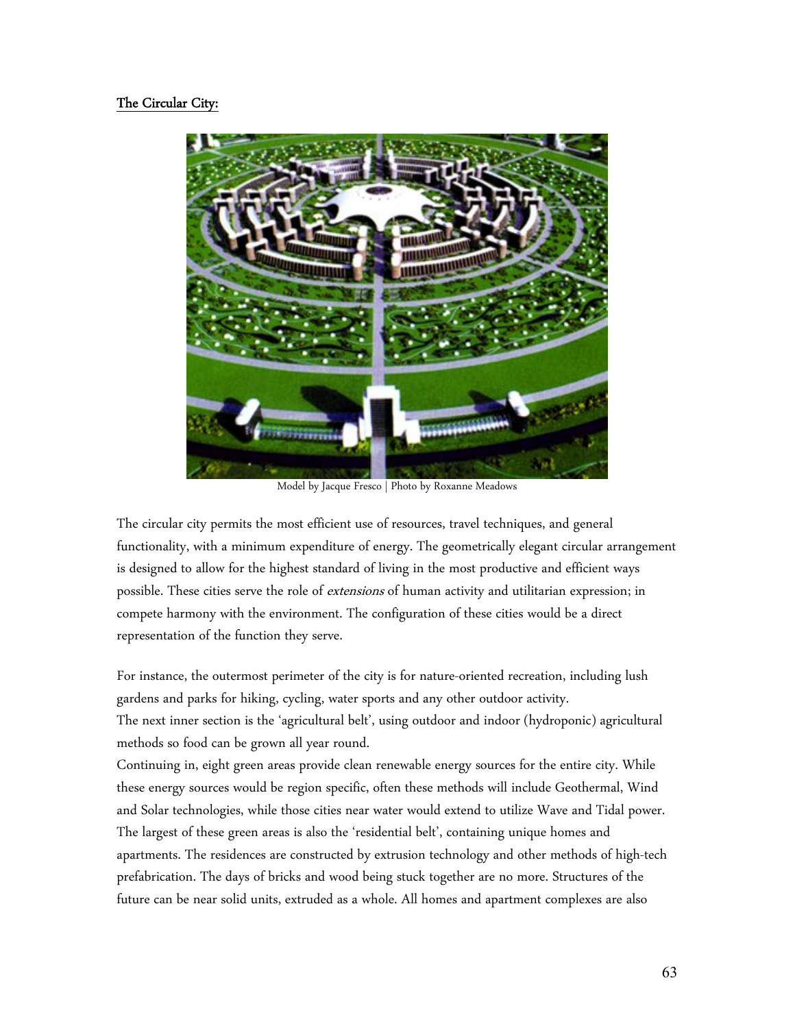<u>**The Circular City:**</u>

Model by Jacque Fresco | Photo by Roxanne Meadows

The circular city permits the most efficient use of resources, travel techniques, and general functionality, with a minimum expenditure of energy. The geometrically elegant circular arrangement is designed to allow for the highest standard of living in the most productive and efficient ways possible. These cities serve the role of *extensions* of human activity and utilitarian expression; in compete harmony with the environment. The configuration of these cities would be a direct representation of the function they serve.

For instance, the outermost perimeter of the city is for nature-oriented recreation, including lush gardens and parks for hiking, cycling, water sports and any other outdoor activity.
The next inner section is the 'agricultural belt', using outdoor and indoor (hydroponic) agricultural methods so food can be grown all year round.
Continuing in, eight green areas provide clean renewable energy sources for the entire city. While these energy sources would be region specific, often these methods will include Geothermal, Wind and Solar technologies, while those cities near water would extend to utilize Wave and Tidal power.
The largest of these green areas is also the 'residential belt', containing unique homes and apartments. The residences are constructed by extrusion technology and other methods of high-tech prefabrication. The days of bricks and wood being stuck together are no more. Structures of the future can be near solid units, extruded as a whole. All homes and apartment complexes are also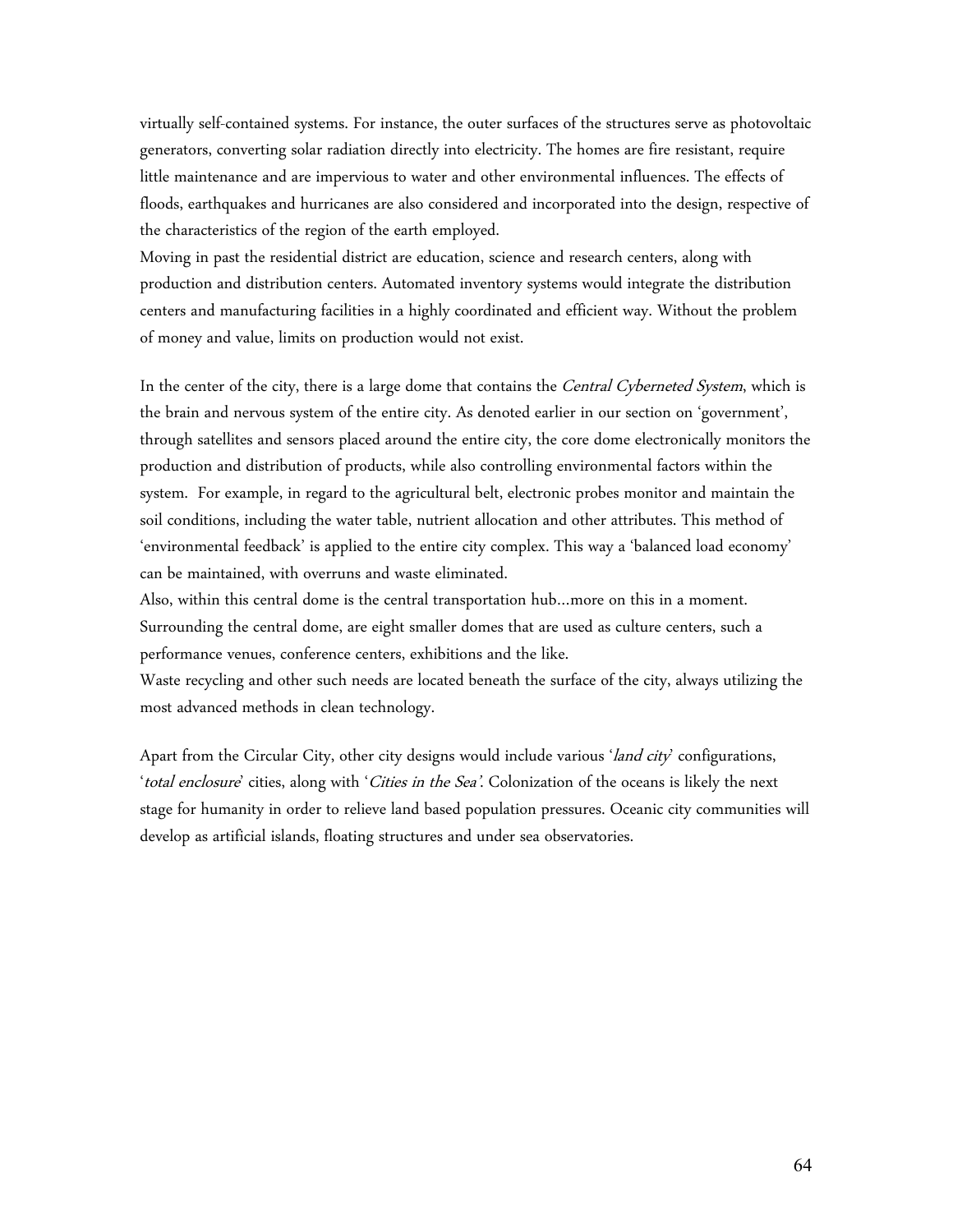virtually self-contained systems. For instance, the outer surfaces of the structures serve as photovoltaic generators, converting solar radiation directly into electricity. The homes are fire resistant, require little maintenance and are impervious to water and other environmental influences. The effects of floods, earthquakes and hurricanes are also considered and incorporated into the design, respective of the characteristics of the region of the earth employed.

Moving in past the residential district are education, science and research centers, along with production and distribution centers. Automated inventory systems would integrate the distribution centers and manufacturing facilities in a highly coordinated and efficient way. Without the problem of money and value, limits on production would not exist.

In the center of the city, there is a large dome that contains the *Central Cyberneted System*, which is the brain and nervous system of the entire city. As denoted earlier in our section on 'government', through satellites and sensors placed around the entire city, the core dome electronically monitors the production and distribution of products, while also controlling environmental factors within the system. For example, in regard to the agricultural belt, electronic probes monitor and maintain the soil conditions, including the water table, nutrient allocation and other attributes. This method of 'environmental feedback' is applied to the entire city complex. This way a 'balanced load economy' can be maintained, with overruns and waste eliminated.

Also, within this central dome is the central transportation hub…more on this in a moment.

Surrounding the central dome, are eight smaller domes that are used as culture centers, such a performance venues, conference centers, exhibitions and the like.

Waste recycling and other such needs are located beneath the surface of the city, always utilizing the most advanced methods in clean technology.

Apart from the Circular City, other city designs would include various '*land city*' configurations, '*total enclosure*' cities, along with '*Cities in the Sea'*. Colonization of the oceans is likely the next stage for humanity in order to relieve land based population pressures. Oceanic city communities will develop as artificial islands, floating structures and under sea observatories.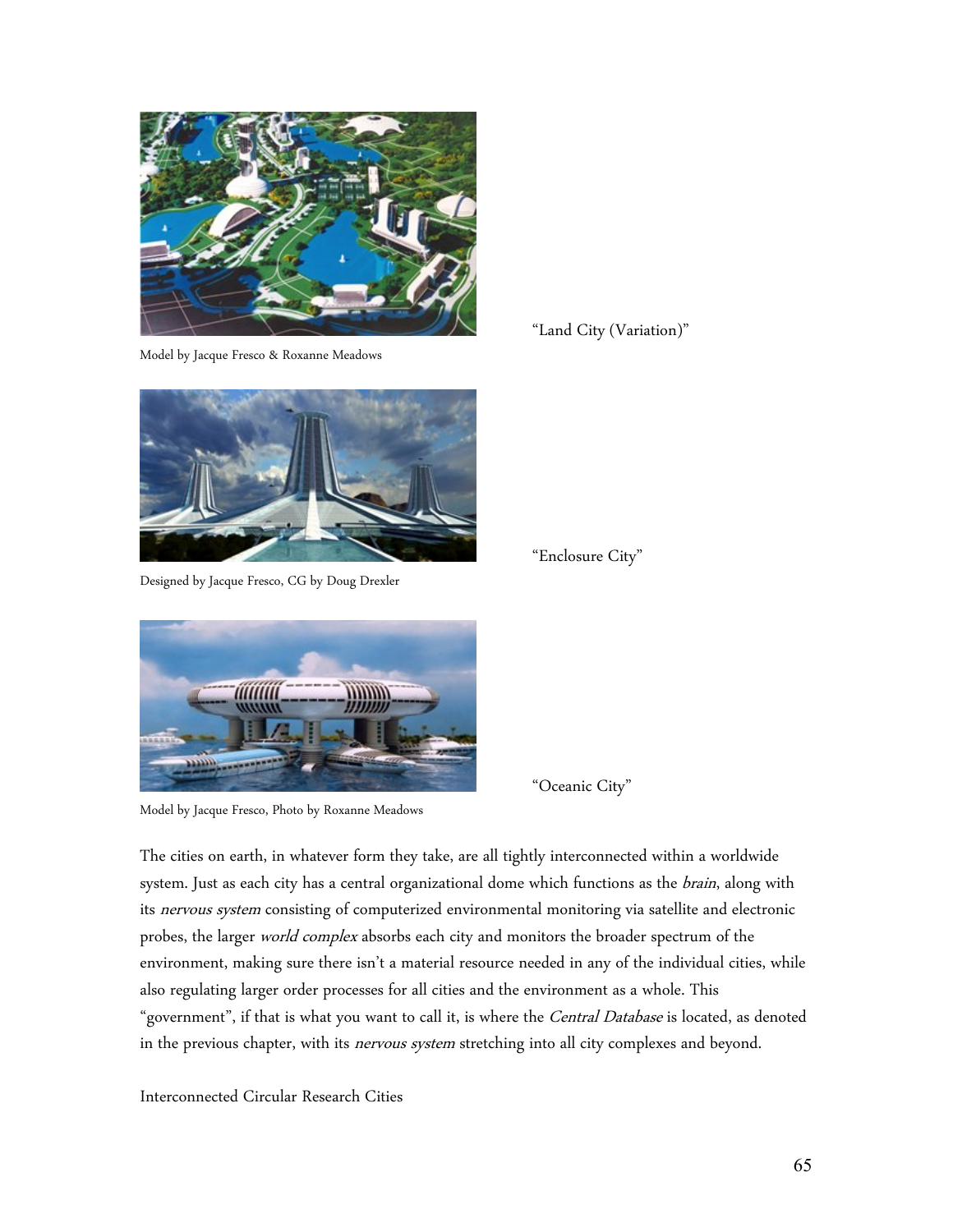Model by Jacque Fresco & Roxanne Meadows

"Land City (Variation)"

Designed by Jacque Fresco, CG by Doug Drexler

"Enclosure City"

Model by Jacque Fresco, Photo by Roxanne Meadows

"Oceanic City"

The cities on earth, in whatever form they take, are all tightly interconnected within a worldwide system. Just as each city has a central organizational dome which functions as the *brain*, along with its *nervous system* consisting of computerized environmental monitoring via satellite and electronic probes, the larger *world complex* absorbs each city and monitors the broader spectrum of the environment, making sure there isn't a material resource needed in any of the individual cities, while also regulating larger order processes for all cities and the environment as a whole. This "government", if that is what you want to call it, is where the *Central Database* is located, as denoted in the previous chapter, with its *nervous system* stretching into all city complexes and beyond.

Interconnected Circular Research Cities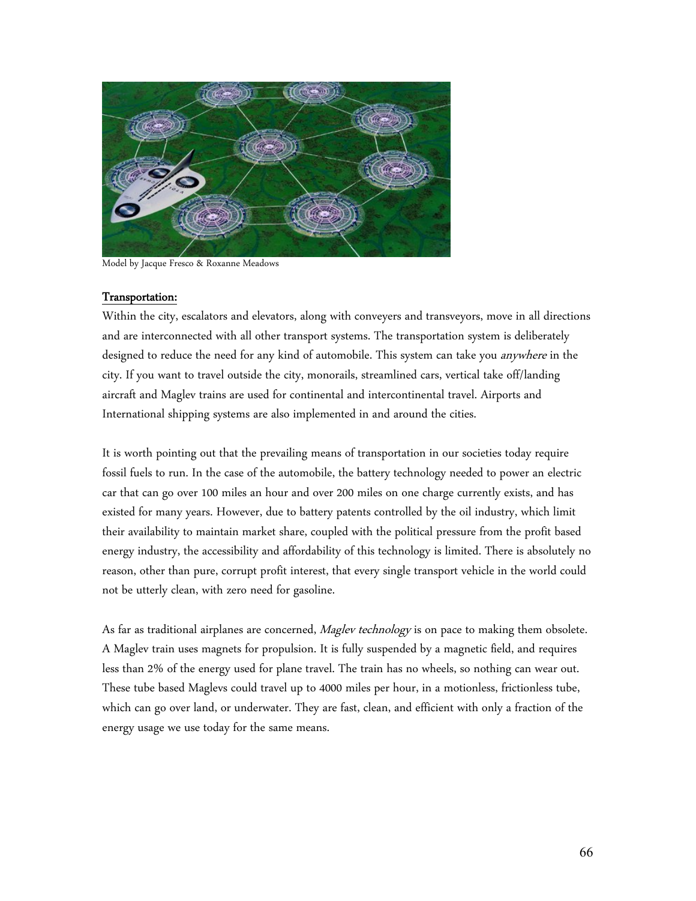Model by Jacque Fresco & Roxanne Meadows

**Transportation:**

Within the city, escalators and elevators, along with conveyers and transveyors, move in all directions and are interconnected with all other transport systems. The transportation system is deliberately designed to reduce the need for any kind of automobile. This system can take you *anywhere* in the city. If you want to travel outside the city, monorails, streamlined cars, vertical take off/landing aircraft and Maglev trains are used for continental and intercontinental travel. Airports and International shipping systems are also implemented in and around the cities.

It is worth pointing out that the prevailing means of transportation in our societies today require fossil fuels to run. In the case of the automobile, the battery technology needed to power an electric car that can go over 100 miles an hour and over 200 miles on one charge currently exists, and has existed for many years. However, due to battery patents controlled by the oil industry, which limit their availability to maintain market share, coupled with the political pressure from the profit based energy industry, the accessibility and affordability of this technology is limited. There is absolutely no reason, other than pure, corrupt profit interest, that every single transport vehicle in the world could not be utterly clean, with zero need for gasoline.

As far as traditional airplanes are concerned, *Maglev technology* is on pace to making them obsolete. A Maglev train uses magnets for propulsion. It is fully suspended by a magnetic field, and requires less than 2% of the energy used for plane travel. The train has no wheels, so nothing can wear out. These tube based Maglevs could travel up to 4000 miles per hour, in a motionless, frictionless tube, which can go over land, or underwater. They are fast, clean, and efficient with only a fraction of the energy usage we use today for the same means.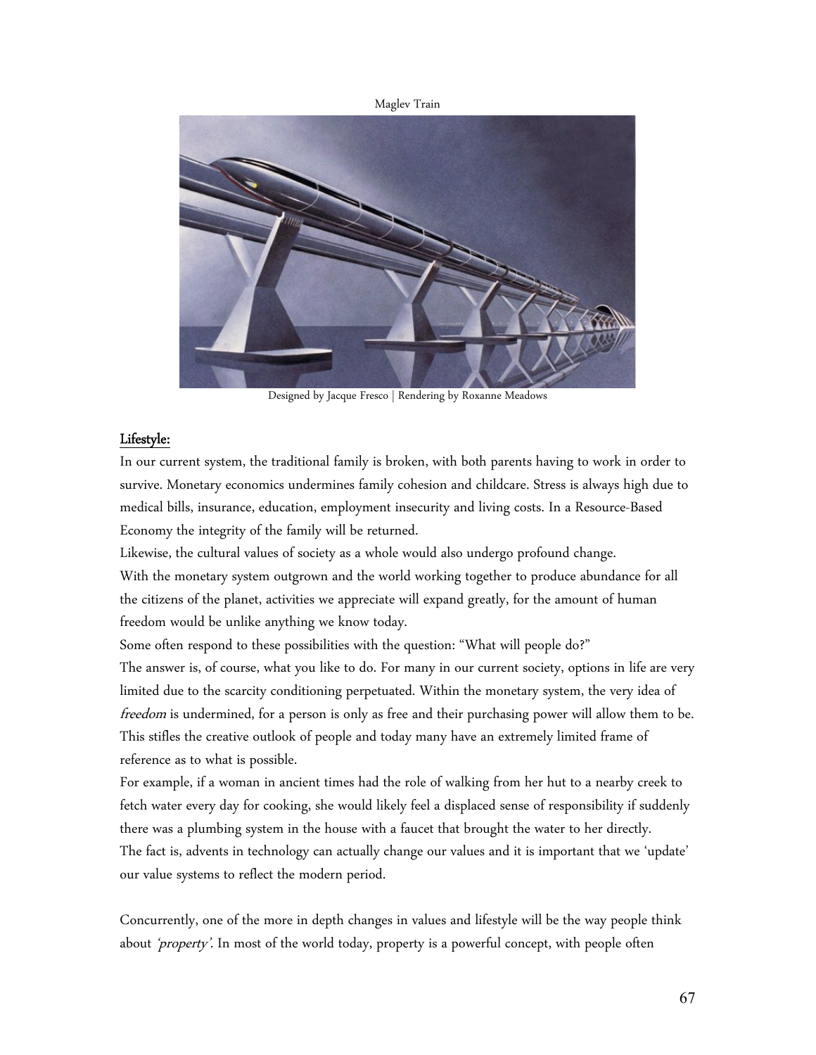Maglev Train

Designed by Jacque Fresco | Rendering by Roxanne Meadows

**Lifestyle:**

In our current system, the traditional family is broken, with both parents having to work in order to survive. Monetary economics undermines family cohesion and childcare. Stress is always high due to medical bills, insurance, education, employment insecurity and living costs. In a Resource-Based Economy the integrity of the family will be returned.

Likewise, the cultural values of society as a whole would also undergo profound change.

With the monetary system outgrown and the world working together to produce abundance for all the citizens of the planet, activities we appreciate will expand greatly, for the amount of human freedom would be unlike anything we know today.

Some often respond to these possibilities with the question: "What will people do?"

The answer is, of course, what you like to do. For many in our current society, options in life are very limited due to the scarcity conditioning perpetuated. Within the monetary system, the very idea of *freedom* is undermined, for a person is only as free and their purchasing power will allow them to be. This stifles the creative outlook of people and today many have an extremely limited frame of reference as to what is possible.

For example, if a woman in ancient times had the role of walking from her hut to a nearby creek to fetch water every day for cooking, she would likely feel a displaced sense of responsibility if suddenly there was a plumbing system in the house with a faucet that brought the water to her directly.

The fact is, advents in technology can actually change our values and it is important that we 'update' our value systems to reflect the modern period.

Concurrently, one of the more in depth changes in values and lifestyle will be the way people think about *'property'*. In most of the world today, property is a powerful concept, with people often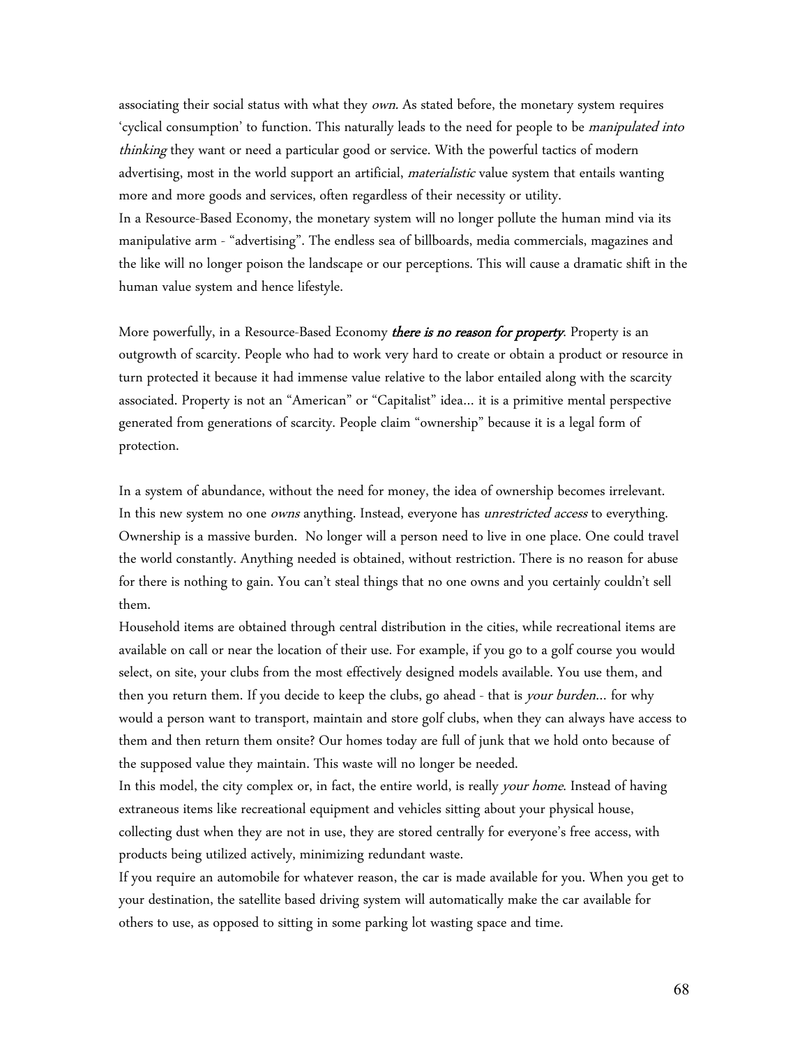associating their social status with what they *own.* As stated before, the monetary system requires 'cyclical consumption' to function. This naturally leads to the need for people to be *manipulated into thinking* they want or need a particular good or service. With the powerful tactics of modern advertising, most in the world support an artificial, *materialistic* value system that entails wanting more and more goods and services, often regardless of their necessity or utility.

In a Resource-Based Economy, the monetary system will no longer pollute the human mind via its manipulative arm - "advertising". The endless sea of billboards, media commercials, magazines and the like will no longer poison the landscape or our perceptions. This will cause a dramatic shift in the human value system and hence lifestyle.

More powerfully, in a Resource-Based Economy ***there is no reason for property***. Property is an outgrowth of scarcity. People who had to work very hard to create or obtain a product or resource in turn protected it because it had immense value relative to the labor entailed along with the scarcity associated. Property is not an "American" or "Capitalist" idea… it is a primitive mental perspective generated from generations of scarcity. People claim "ownership" because it is a legal form of protection.

In a system of abundance, without the need for money, the idea of ownership becomes irrelevant. In this new system no one *owns* anything. Instead, everyone has *unrestricted access* to everything. Ownership is a massive burden. No longer will a person need to live in one place. One could travel the world constantly. Anything needed is obtained, without restriction. There is no reason for abuse for there is nothing to gain. You can't steal things that no one owns and you certainly couldn't sell them.

Household items are obtained through central distribution in the cities, while recreational items are available on call or near the location of their use. For example, if you go to a golf course you would select, on site, your clubs from the most effectively designed models available. You use them, and then you return them. If you decide to keep the clubs, go ahead - that is *your burden*… for why would a person want to transport, maintain and store golf clubs, when they can always have access to them and then return them onsite? Our homes today are full of junk that we hold onto because of the supposed value they maintain. This waste will no longer be needed.

In this model, the city complex or, in fact, the entire world, is really *your home*. Instead of having extraneous items like recreational equipment and vehicles sitting about your physical house, collecting dust when they are not in use, they are stored centrally for everyone's free access, with products being utilized actively, minimizing redundant waste.

If you require an automobile for whatever reason, the car is made available for you. When you get to your destination, the satellite based driving system will automatically make the car available for others to use, as opposed to sitting in some parking lot wasting space and time.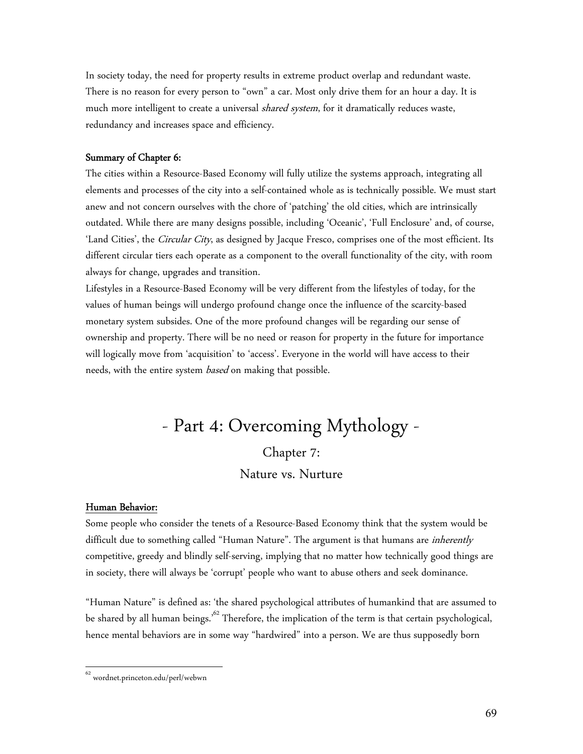In society today, the need for property results in extreme product overlap and redundant waste. There is no reason for every person to "own" a car. Most only drive them for an hour a day. It is much more intelligent to create a universal *shared system*, for it dramatically reduces waste, redundancy and increases space and efficiency.

**Summary of Chapter 6:**

The cities within a Resource-Based Economy will fully utilize the systems approach, integrating all elements and processes of the city into a self-contained whole as is technically possible. We must start anew and not concern ourselves with the chore of 'patching' the old cities, which are intrinsically outdated. While there are many designs possible, including 'Oceanic', 'Full Enclosure' and, of course, 'Land Cities', the *Circular City*, as designed by Jacque Fresco, comprises one of the most efficient. Its different circular tiers each operate as a component to the overall functionality of the city, with room always for change, upgrades and transition.

Lifestyles in a Resource-Based Economy will be very different from the lifestyles of today, for the values of human beings will undergo profound change once the influence of the scarcity-based monetary system subsides. One of the more profound changes will be regarding our sense of ownership and property. There will be no need or reason for property in the future for importance will logically move from 'acquisition' to 'access'. Everyone in the world will have access to their needs, with the entire system *based* on making that possible.

# - Part 4: Overcoming Mythology -

## Chapter 7:

## Nature vs. Nurture

### Human Behavior:

Some people who consider the tenets of a Resource-Based Economy think that the system would be difficult due to something called "Human Nature". The argument is that humans are *inherently* competitive, greedy and blindly self-serving, implying that no matter how technically good things are in society, there will always be 'corrupt' people who want to abuse others and seek dominance.

"Human Nature" is defined as: 'the shared psychological attributes of humankind that are assumed to be shared by all human beings.'[62] Therefore, the implication of the term is that certain psychological, hence mental behaviors are in some way "hardwired" into a person. We are thus supposedly born

[62] wordnet.princeton.edu/perl/webwn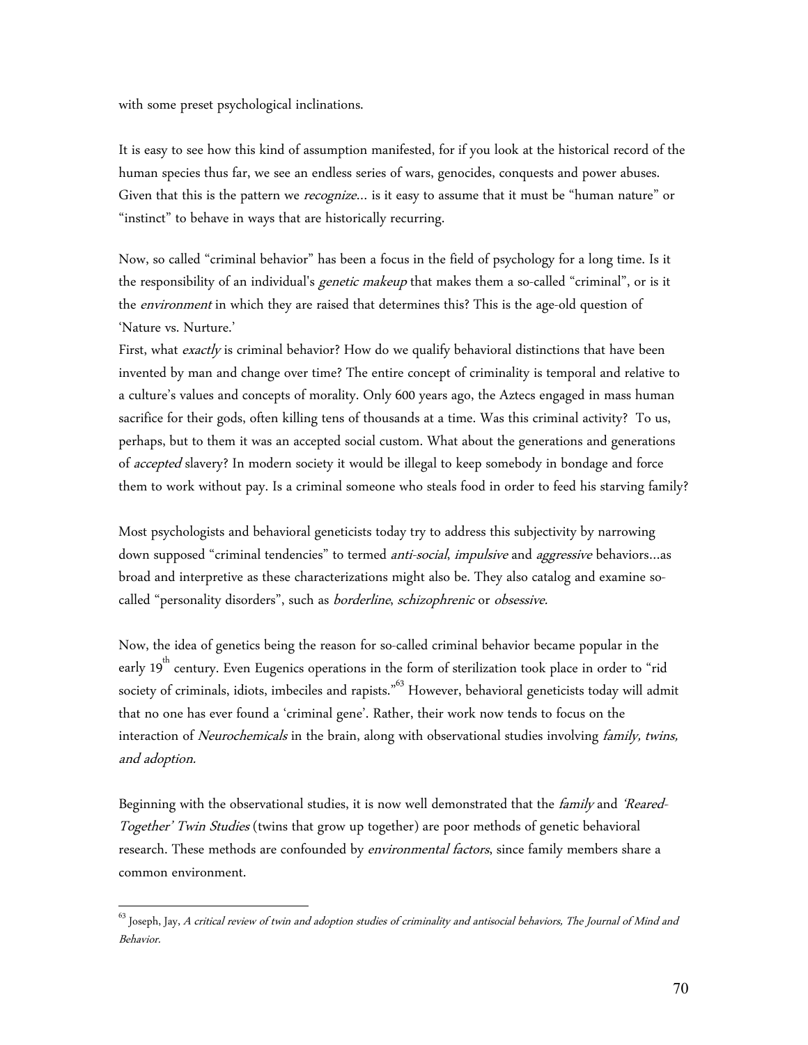with some preset psychological inclinations.

It is easy to see how this kind of assumption manifested, for if you look at the historical record of the human species thus far, we see an endless series of wars, genocides, conquests and power abuses. Given that this is the pattern we *recognize*… is it easy to assume that it must be "human nature" or "instinct" to behave in ways that are historically recurring.

Now, so called "criminal behavior" has been a focus in the field of psychology for a long time. Is it the responsibility of an individual's *genetic makeup* that makes them a so-called "criminal", or is it the *environment* in which they are raised that determines this? This is the age-old question of 'Nature vs. Nurture.'

First, what *exactly* is criminal behavior? How do we qualify behavioral distinctions that have been invented by man and change over time? The entire concept of criminality is temporal and relative to a culture's values and concepts of morality. Only 600 years ago, the Aztecs engaged in mass human sacrifice for their gods, often killing tens of thousands at a time. Was this criminal activity? To us, perhaps, but to them it was an accepted social custom. What about the generations and generations of *accepted* slavery? In modern society it would be illegal to keep somebody in bondage and force them to work without pay. Is a criminal someone who steals food in order to feed his starving family?

Most psychologists and behavioral geneticists today try to address this subjectivity by narrowing down supposed "criminal tendencies" to termed *anti-social*, *impulsive* and *aggressive* behaviors…as broad and interpretive as these characterizations might also be. They also catalog and examine so-called "personality disorders", such as *borderline*, *schizophrenic* or *obsessive*.

Now, the idea of genetics being the reason for so-called criminal behavior became popular in the early 19th century. Even Eugenics operations in the form of sterilization took place in order to "rid society of criminals, idiots, imbeciles and rapists."[63] However, behavioral geneticists today will admit that no one has ever found a 'criminal gene'. Rather, their work now tends to focus on the interaction of *Neurochemicals* in the brain, along with observational studies involving *family, twins, and adoption.*

Beginning with the observational studies, it is now well demonstrated that the *family* and *'Reared-Together' Twin Studies* (twins that grow up together) are poor methods of genetic behavioral research. These methods are confounded by *environmental factors*, since family members share a common environment.

---

[63] Joseph, Jay, *A critical review of twin and adoption studies of criminality and antisocial behaviors, The Journal of Mind and Behavior.*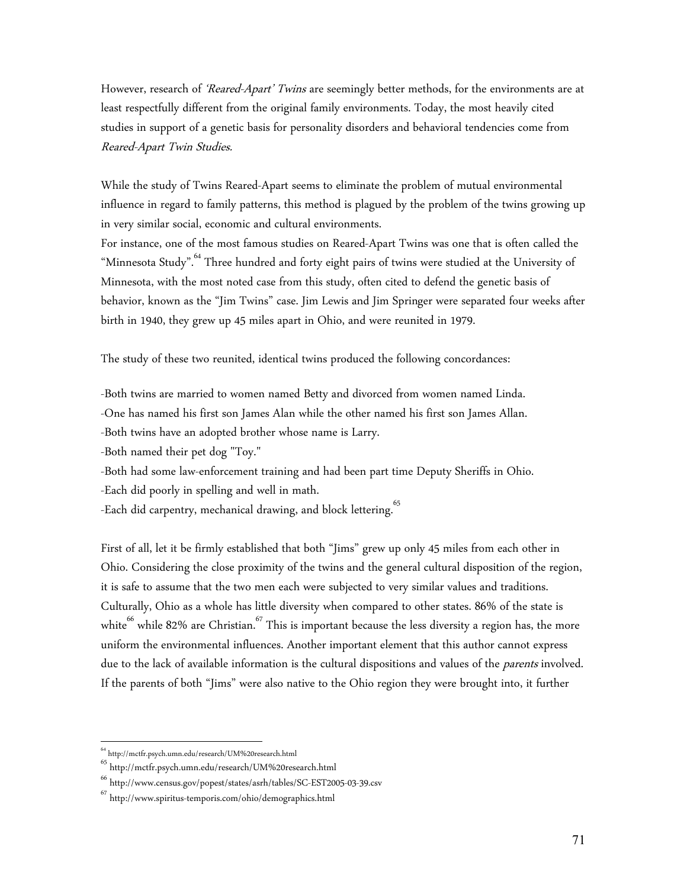However, research of *'Reared-Apart' Twins* are seemingly better methods, for the environments are at least respectfully different from the original family environments. Today, the most heavily cited studies in support of a genetic basis for personality disorders and behavioral tendencies come from *Reared-Apart Twin Studies.*

While the study of Twins Reared-Apart seems to eliminate the problem of mutual environmental influence in regard to family patterns, this method is plagued by the problem of the twins growing up in very similar social, economic and cultural environments.

For instance, one of the most famous studies on Reared-Apart Twins was one that is often called the "Minnesota Study".[64] Three hundred and forty eight pairs of twins were studied at the University of Minnesota, with the most noted case from this study, often cited to defend the genetic basis of behavior, known as the "Jim Twins" case. Jim Lewis and Jim Springer were separated four weeks after birth in 1940, they grew up 45 miles apart in Ohio, and were reunited in 1979.

The study of these two reunited, identical twins produced the following concordances:

-Both twins are married to women named Betty and divorced from women named Linda.
-One has named his first son James Alan while the other named his first son James Allan.
-Both twins have an adopted brother whose name is Larry.
-Both named their pet dog "Toy."
-Both had some law-enforcement training and had been part time Deputy Sheriffs in Ohio.
-Each did poorly in spelling and well in math.
-Each did carpentry, mechanical drawing, and block lettering.[65]

First of all, let it be firmly established that both "Jims" grew up only 45 miles from each other in Ohio. Considering the close proximity of the twins and the general cultural disposition of the region, it is safe to assume that the two men each were subjected to very similar values and traditions. Culturally, Ohio as a whole has little diversity when compared to other states. 86% of the state is white[66] while 82% are Christian.[67] This is important because the less diversity a region has, the more uniform the environmental influences. Another important element that this author cannot express due to the lack of available information is the cultural dispositions and values of the *parents* involved. If the parents of both "Jims" were also native to the Ohio region they were brought into, it further

---

[64] http://mctfr.psych.umn.edu/research/UM%20research.html

[65] http://mctfr.psych.umn.edu/research/UM%20research.html

[66] http://www.census.gov/popest/states/asrh/tables/SC-EST2005-03-39.csv

[67] http://www.spiritus-temporis.com/ohio/demographics.html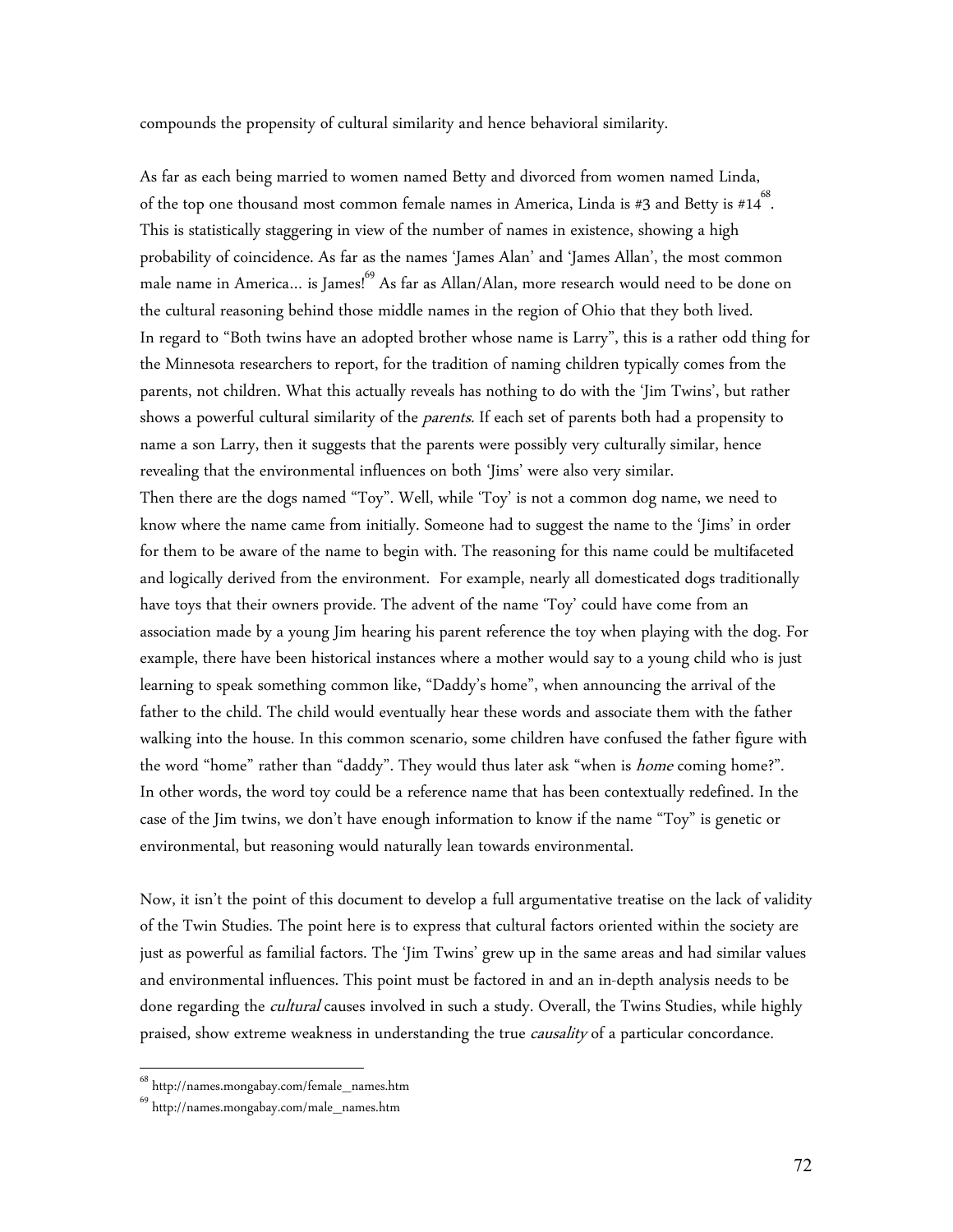compounds the propensity of cultural similarity and hence behavioral similarity.

As far as each being married to women named Betty and divorced from women named Linda, of the top one thousand most common female names in America, Linda is #3 and Betty is #14[68]. This is statistically staggering in view of the number of names in existence, showing a high probability of coincidence. As far as the names 'James Alan' and 'James Allan', the most common male name in America… is James![69] As far as Allan/Alan, more research would need to be done on the cultural reasoning behind those middle names in the region of Ohio that they both lived.

In regard to "Both twins have an adopted brother whose name is Larry", this is a rather odd thing for the Minnesota researchers to report, for the tradition of naming children typically comes from the parents, not children. What this actually reveals has nothing to do with the 'Jim Twins', but rather shows a powerful cultural similarity of the *parents*. If each set of parents both had a propensity to name a son Larry, then it suggests that the parents were possibly very culturally similar, hence revealing that the environmental influences on both 'Jims' were also very similar.

Then there are the dogs named "Toy". Well, while 'Toy' is not a common dog name, we need to know where the name came from initially. Someone had to suggest the name to the 'Jims' in order for them to be aware of the name to begin with. The reasoning for this name could be multifaceted and logically derived from the environment. For example, nearly all domesticated dogs traditionally have toys that their owners provide. The advent of the name 'Toy' could have come from an association made by a young Jim hearing his parent reference the toy when playing with the dog. For example, there have been historical instances where a mother would say to a young child who is just learning to speak something common like, "Daddy's home", when announcing the arrival of the father to the child. The child would eventually hear these words and associate them with the father walking into the house. In this common scenario, some children have confused the father figure with the word "home" rather than "daddy". They would thus later ask "when is *home* coming home?". In other words, the word toy could be a reference name that has been contextually redefined. In the case of the Jim twins, we don't have enough information to know if the name "Toy" is genetic or environmental, but reasoning would naturally lean towards environmental.

Now, it isn't the point of this document to develop a full argumentative treatise on the lack of validity of the Twin Studies. The point here is to express that cultural factors oriented within the society are just as powerful as familial factors. The 'Jim Twins' grew up in the same areas and had similar values and environmental influences. This point must be factored in and an in-depth analysis needs to be done regarding the *cultural* causes involved in such a study. Overall, the Twins Studies, while highly praised, show extreme weakness in understanding the true *causality* of a particular concordance.

---

[68] http://names.mongabay.com/female_names.htm

[69] http://names.mongabay.com/male_names.htm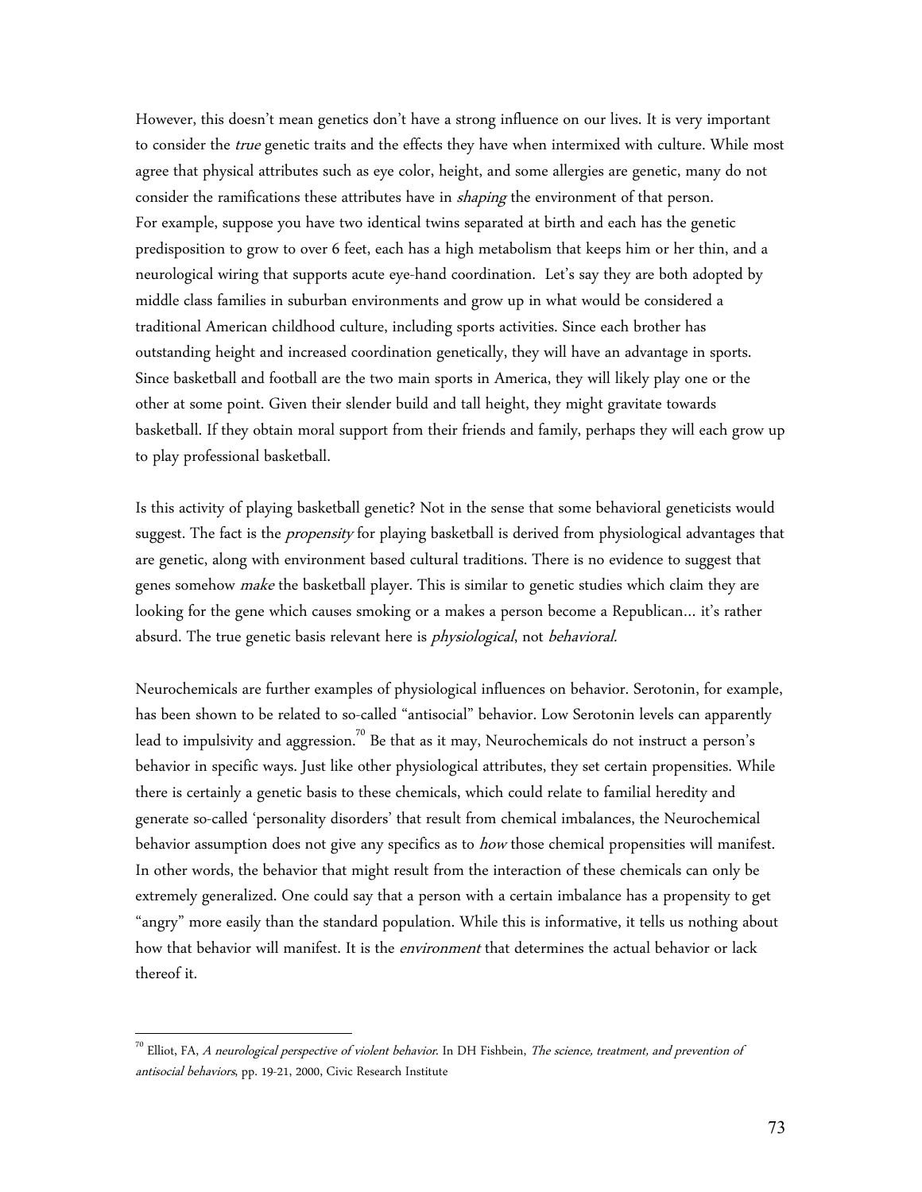However, this doesn't mean genetics don't have a strong influence on our lives. It is very important to consider the *true* genetic traits and the effects they have when intermixed with culture. While most agree that physical attributes such as eye color, height, and some allergies are genetic, many do not consider the ramifications these attributes have in *shaping* the environment of that person. For example, suppose you have two identical twins separated at birth and each has the genetic predisposition to grow to over 6 feet, each has a high metabolism that keeps him or her thin, and a neurological wiring that supports acute eye-hand coordination. Let's say they are both adopted by middle class families in suburban environments and grow up in what would be considered a traditional American childhood culture, including sports activities. Since each brother has outstanding height and increased coordination genetically, they will have an advantage in sports. Since basketball and football are the two main sports in America, they will likely play one or the other at some point. Given their slender build and tall height, they might gravitate towards basketball. If they obtain moral support from their friends and family, perhaps they will each grow up to play professional basketball.

Is this activity of playing basketball genetic? Not in the sense that some behavioral geneticists would suggest. The fact is the *propensity* for playing basketball is derived from physiological advantages that are genetic, along with environment based cultural traditions. There is no evidence to suggest that genes somehow *make* the basketball player. This is similar to genetic studies which claim they are looking for the gene which causes smoking or a makes a person become a Republican… it's rather absurd. The true genetic basis relevant here is *physiological*, not *behavioral.*

Neurochemicals are further examples of physiological influences on behavior. Serotonin, for example, has been shown to be related to so-called "antisocial" behavior. Low Serotonin levels can apparently lead to impulsivity and aggression.[70] Be that as it may, Neurochemicals do not instruct a person's behavior in specific ways. Just like other physiological attributes, they set certain propensities. While there is certainly a genetic basis to these chemicals, which could relate to familial heredity and generate so-called 'personality disorders' that result from chemical imbalances, the Neurochemical behavior assumption does not give any specifics as to *how* those chemical propensities will manifest. In other words, the behavior that might result from the interaction of these chemicals can only be extremely generalized. One could say that a person with a certain imbalance has a propensity to get "angry" more easily than the standard population. While this is informative, it tells us nothing about how that behavior will manifest. It is the *environment* that determines the actual behavior or lack thereof it.

---

[70] Elliot, FA, *A neurological perspective of violent behavior*. In DH Fishbein, *The science, treatment, and prevention of antisocial behaviors*, pp. 19-21, 2000, Civic Research Institute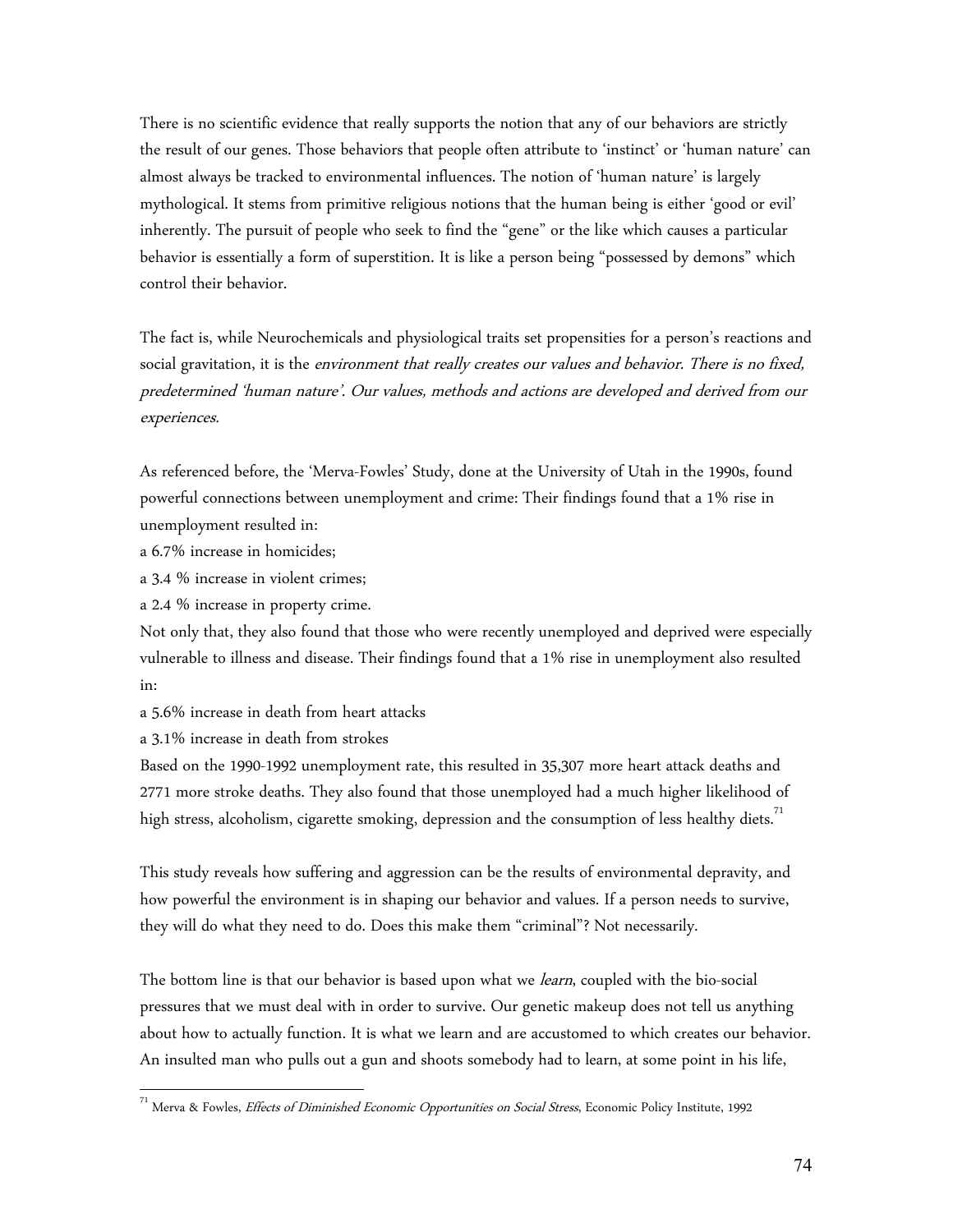There is no scientific evidence that really supports the notion that any of our behaviors are strictly the result of our genes. Those behaviors that people often attribute to 'instinct' or 'human nature' can almost always be tracked to environmental influences. The notion of 'human nature' is largely mythological. It stems from primitive religious notions that the human being is either 'good or evil' inherently. The pursuit of people who seek to find the "gene" or the like which causes a particular behavior is essentially a form of superstition. It is like a person being "possessed by demons" which control their behavior.

The fact is, while Neurochemicals and physiological traits set propensities for a person's reactions and social gravitation, it is the *environment that really creates our values and behavior. There is no fixed, predetermined 'human nature'. Our values, methods and actions are developed and derived from our experiences.*

As referenced before, the 'Merva-Fowles' Study, done at the University of Utah in the 1990s, found powerful connections between unemployment and crime: Their findings found that a 1% rise in unemployment resulted in:

a 6.7% increase in homicides;

a 3.4 % increase in violent crimes;

a 2.4 % increase in property crime.

Not only that, they also found that those who were recently unemployed and deprived were especially vulnerable to illness and disease. Their findings found that a 1% rise in unemployment also resulted in:

a 5.6% increase in death from heart attacks

a 3.1% increase in death from strokes

Based on the 1990-1992 unemployment rate, this resulted in 35,307 more heart attack deaths and 2771 more stroke deaths. They also found that those unemployed had a much higher likelihood of high stress, alcoholism, cigarette smoking, depression and the consumption of less healthy diets.[71]

This study reveals how suffering and aggression can be the results of environmental depravity, and how powerful the environment is in shaping our behavior and values. If a person needs to survive, they will do what they need to do. Does this make them "criminal"? Not necessarily.

The bottom line is that our behavior is based upon what we *learn*, coupled with the bio-social pressures that we must deal with in order to survive. Our genetic makeup does not tell us anything about how to actually function. It is what we learn and are accustomed to which creates our behavior. An insulted man who pulls out a gun and shoots somebody had to learn, at some point in his life,

---

[71] Merva & Fowles, *Effects of Diminished Economic Opportunities on Social Stress*, Economic Policy Institute, 1992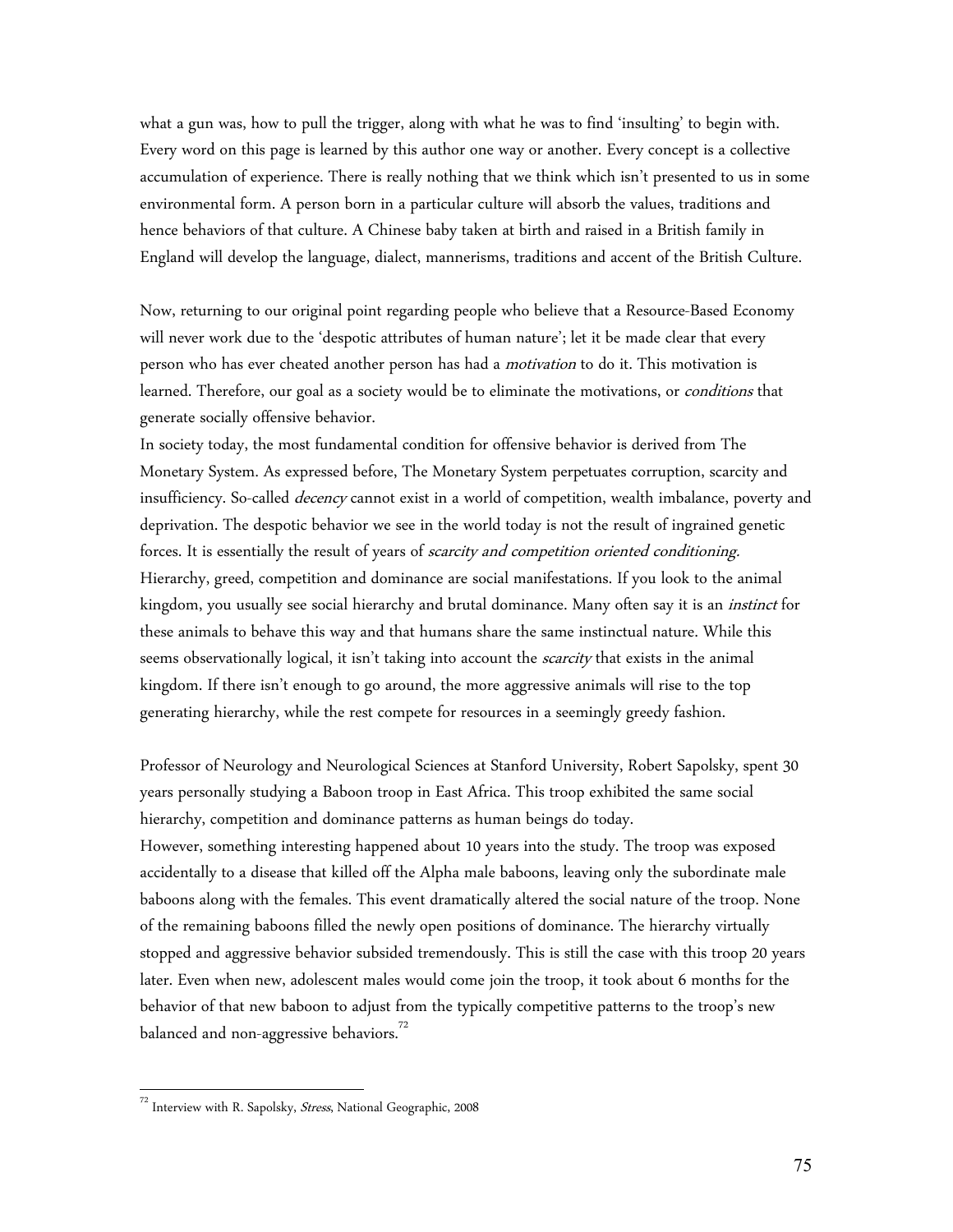what a gun was, how to pull the trigger, along with what he was to find 'insulting' to begin with. Every word on this page is learned by this author one way or another. Every concept is a collective accumulation of experience. There is really nothing that we think which isn't presented to us in some environmental form. A person born in a particular culture will absorb the values, traditions and hence behaviors of that culture. A Chinese baby taken at birth and raised in a British family in England will develop the language, dialect, mannerisms, traditions and accent of the British Culture.

Now, returning to our original point regarding people who believe that a Resource-Based Economy will never work due to the 'despotic attributes of human nature'; let it be made clear that every person who has ever cheated another person has had a *motivation* to do it. This motivation is learned. Therefore, our goal as a society would be to eliminate the motivations, or *conditions* that generate socially offensive behavior.

In society today, the most fundamental condition for offensive behavior is derived from The Monetary System. As expressed before, The Monetary System perpetuates corruption, scarcity and insufficiency. So-called *decency* cannot exist in a world of competition, wealth imbalance, poverty and deprivation. The despotic behavior we see in the world today is not the result of ingrained genetic forces. It is essentially the result of years of *scarcity and competition oriented conditioning.* Hierarchy, greed, competition and dominance are social manifestations. If you look to the animal kingdom, you usually see social hierarchy and brutal dominance. Many often say it is an *instinct* for these animals to behave this way and that humans share the same instinctual nature. While this seems observationally logical, it isn't taking into account the *scarcity* that exists in the animal kingdom. If there isn't enough to go around, the more aggressive animals will rise to the top generating hierarchy, while the rest compete for resources in a seemingly greedy fashion.

Professor of Neurology and Neurological Sciences at Stanford University, Robert Sapolsky, spent 30 years personally studying a Baboon troop in East Africa. This troop exhibited the same social hierarchy, competition and dominance patterns as human beings do today.

However, something interesting happened about 10 years into the study. The troop was exposed accidentally to a disease that killed off the Alpha male baboons, leaving only the subordinate male baboons along with the females. This event dramatically altered the social nature of the troop. None of the remaining baboons filled the newly open positions of dominance. The hierarchy virtually stopped and aggressive behavior subsided tremendously. This is still the case with this troop 20 years later. Even when new, adolescent males would come join the troop, it took about 6 months for the behavior of that new baboon to adjust from the typically competitive patterns to the troop's new balanced and non-aggressive behaviors.[72]

[72] Interview with R. Sapolsky, *Stress*, National Geographic, 2008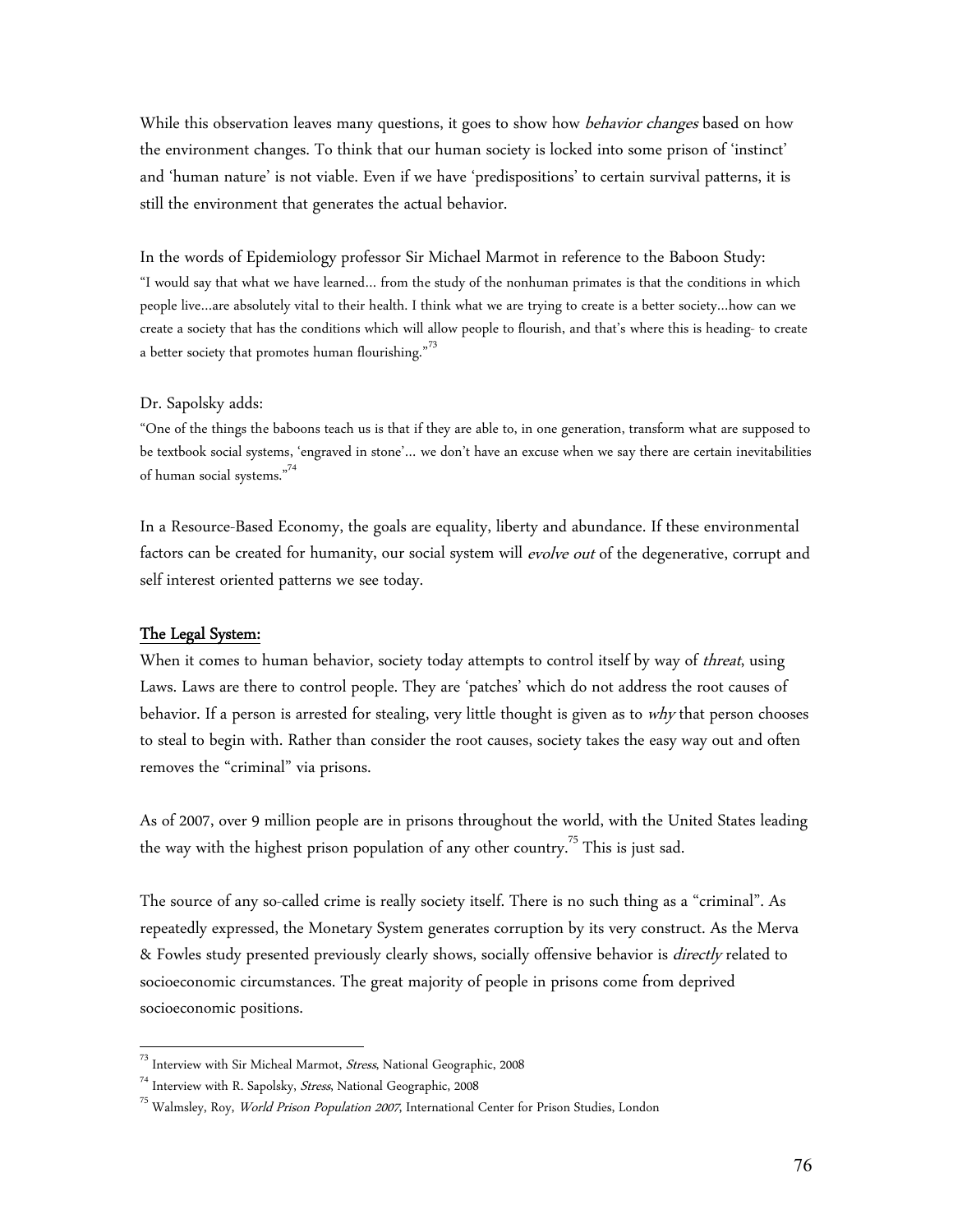While this observation leaves many questions, it goes to show how *behavior changes* based on how the environment changes. To think that our human society is locked into some prison of 'instinct' and 'human nature' is not viable. Even if we have 'predispositions' to certain survival patterns, it is still the environment that generates the actual behavior.

In the words of Epidemiology professor Sir Michael Marmot in reference to the Baboon Study:

"I would say that what we have learned… from the study of the nonhuman primates is that the conditions in which people live…are absolutely vital to their health. I think what we are trying to create is a better society…how can we create a society that has the conditions which will allow people to flourish, and that's where this is heading- to create a better society that promotes human flourishing."[73]

Dr. Sapolsky adds:

"One of the things the baboons teach us is that if they are able to, in one generation, transform what are supposed to be textbook social systems, 'engraved in stone'… we don't have an excuse when we say there are certain inevitabilities of human social systems."[74]

In a Resource-Based Economy, the goals are equality, liberty and abundance. If these environmental factors can be created for humanity, our social system will *evolve out* of the degenerative, corrupt and self interest oriented patterns we see today.

**The Legal System:**

When it comes to human behavior, society today attempts to control itself by way of *threat*, using Laws. Laws are there to control people. They are 'patches' which do not address the root causes of behavior. If a person is arrested for stealing, very little thought is given as to *why* that person chooses to steal to begin with. Rather than consider the root causes, society takes the easy way out and often removes the "criminal" via prisons.

As of 2007, over 9 million people are in prisons throughout the world, with the United States leading the way with the highest prison population of any other country.[75] This is just sad.

The source of any so-called crime is really society itself. There is no such thing as a "criminal". As repeatedly expressed, the Monetary System generates corruption by its very construct. As the Merva & Fowles study presented previously clearly shows, socially offensive behavior is *directly* related to socioeconomic circumstances. The great majority of people in prisons come from deprived socioeconomic positions.

---

[73] Interview with Sir Micheal Marmot, *Stress*, National Geographic, 2008

[74] Interview with R. Sapolsky, *Stress*, National Geographic, 2008

[75] Walmsley, Roy, *World Prison Population 2007*, International Center for Prison Studies, London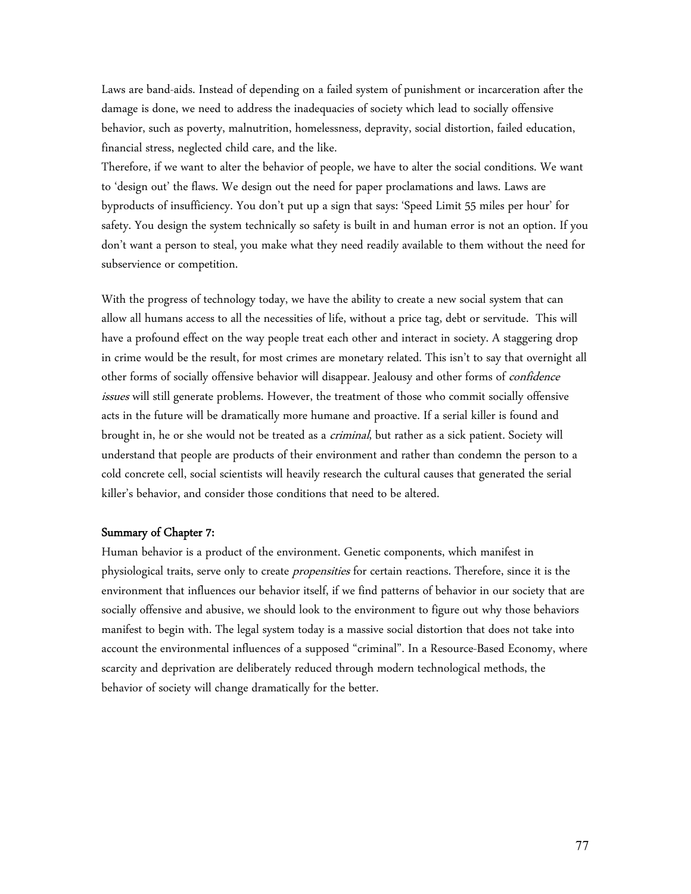Laws are band-aids. Instead of depending on a failed system of punishment or incarceration after the damage is done, we need to address the inadequacies of society which lead to socially offensive behavior, such as poverty, malnutrition, homelessness, depravity, social distortion, failed education, financial stress, neglected child care, and the like.

Therefore, if we want to alter the behavior of people, we have to alter the social conditions. We want to 'design out' the flaws. We design out the need for paper proclamations and laws. Laws are byproducts of insufficiency. You don't put up a sign that says: 'Speed Limit 55 miles per hour' for safety. You design the system technically so safety is built in and human error is not an option. If you don't want a person to steal, you make what they need readily available to them without the need for subservience or competition.

With the progress of technology today, we have the ability to create a new social system that can allow all humans access to all the necessities of life, without a price tag, debt or servitude. This will have a profound effect on the way people treat each other and interact in society. A staggering drop in crime would be the result, for most crimes are monetary related. This isn't to say that overnight all other forms of socially offensive behavior will disappear. Jealousy and other forms of *confidence issues* will still generate problems. However, the treatment of those who commit socially offensive acts in the future will be dramatically more humane and proactive. If a serial killer is found and brought in, he or she would not be treated as a *criminal*, but rather as a sick patient. Society will understand that people are products of their environment and rather than condemn the person to a cold concrete cell, social scientists will heavily research the cultural causes that generated the serial killer's behavior, and consider those conditions that need to be altered.

**Summary of Chapter 7:**

Human behavior is a product of the environment. Genetic components, which manifest in physiological traits, serve only to create *propensities* for certain reactions. Therefore, since it is the environment that influences our behavior itself, if we find patterns of behavior in our society that are socially offensive and abusive, we should look to the environment to figure out why those behaviors manifest to begin with. The legal system today is a massive social distortion that does not take into account the environmental influences of a supposed "criminal". In a Resource-Based Economy, where scarcity and deprivation are deliberately reduced through modern technological methods, the behavior of society will change dramatically for the better.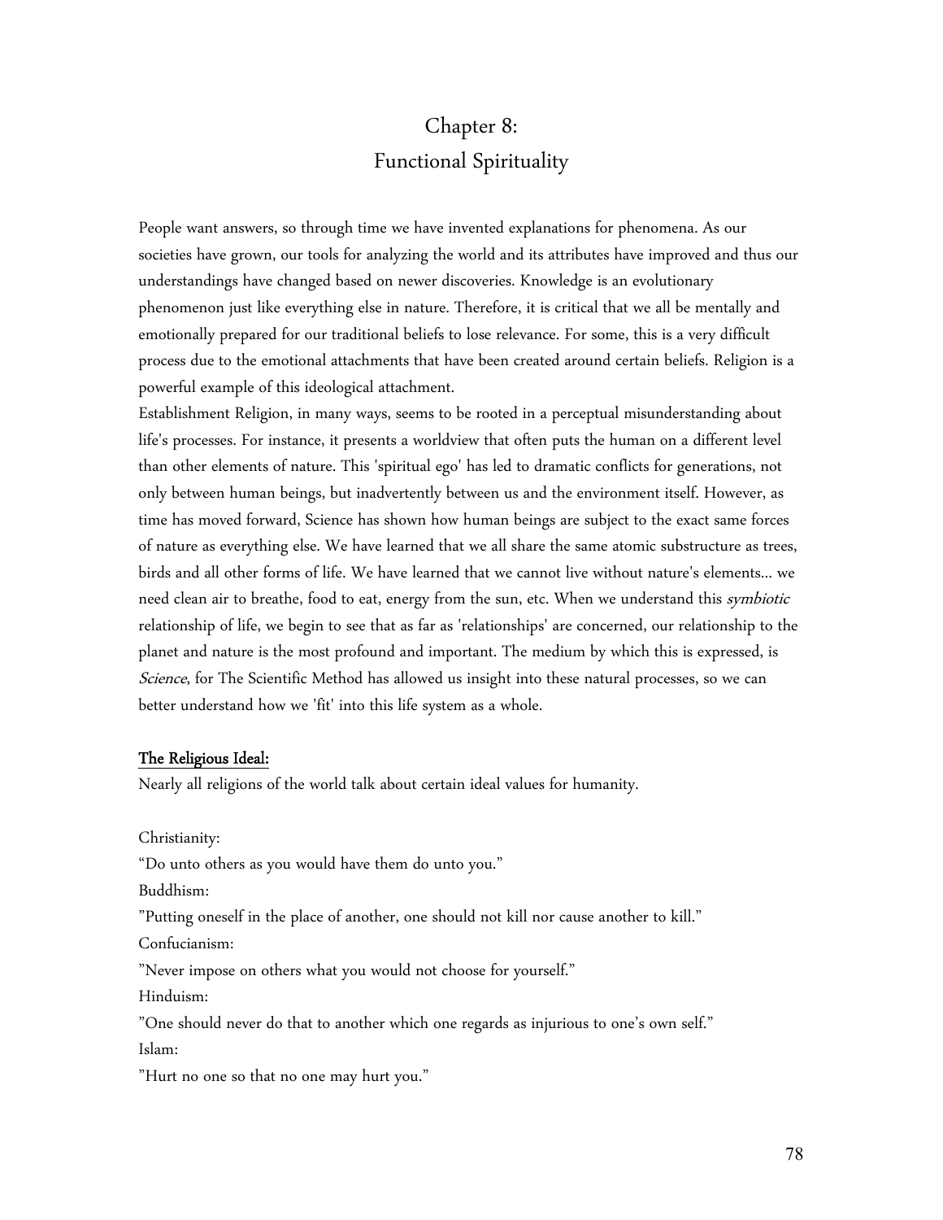# Chapter 8:
# Functional Spirituality

People want answers, so through time we have invented explanations for phenomena. As our societies have grown, our tools for analyzing the world and its attributes have improved and thus our understandings have changed based on newer discoveries. Knowledge is an evolutionary phenomenon just like everything else in nature. Therefore, it is critical that we all be mentally and emotionally prepared for our traditional beliefs to lose relevance. For some, this is a very difficult process due to the emotional attachments that have been created around certain beliefs. Religion is a powerful example of this ideological attachment.

Establishment Religion, in many ways, seems to be rooted in a perceptual misunderstanding about life's processes. For instance, it presents a worldview that often puts the human on a different level than other elements of nature. This 'spiritual ego' has led to dramatic conflicts for generations, not only between human beings, but inadvertently between us and the environment itself. However, as time has moved forward, Science has shown how human beings are subject to the exact same forces of nature as everything else. We have learned that we all share the same atomic substructure as trees, birds and all other forms of life. We have learned that we cannot live without nature's elements... we need clean air to breathe, food to eat, energy from the sun, etc. When we understand this *symbiotic* relationship of life, we begin to see that as far as 'relationships' are concerned, our relationship to the planet and nature is the most profound and important. The medium by which this is expressed, is *Science*, for The Scientific Method has allowed us insight into these natural processes, so we can better understand how we 'fit' into this life system as a whole.

**The Religious Ideal:**

Nearly all religions of the world talk about certain ideal values for humanity.

Christianity:

"Do unto others as you would have them do unto you."

Buddhism:

"Putting oneself in the place of another, one should not kill nor cause another to kill."

Confucianism:

"Never impose on others what you would not choose for yourself."

Hinduism:

"One should never do that to another which one regards as injurious to one's own self."

Islam:

"Hurt no one so that no one may hurt you."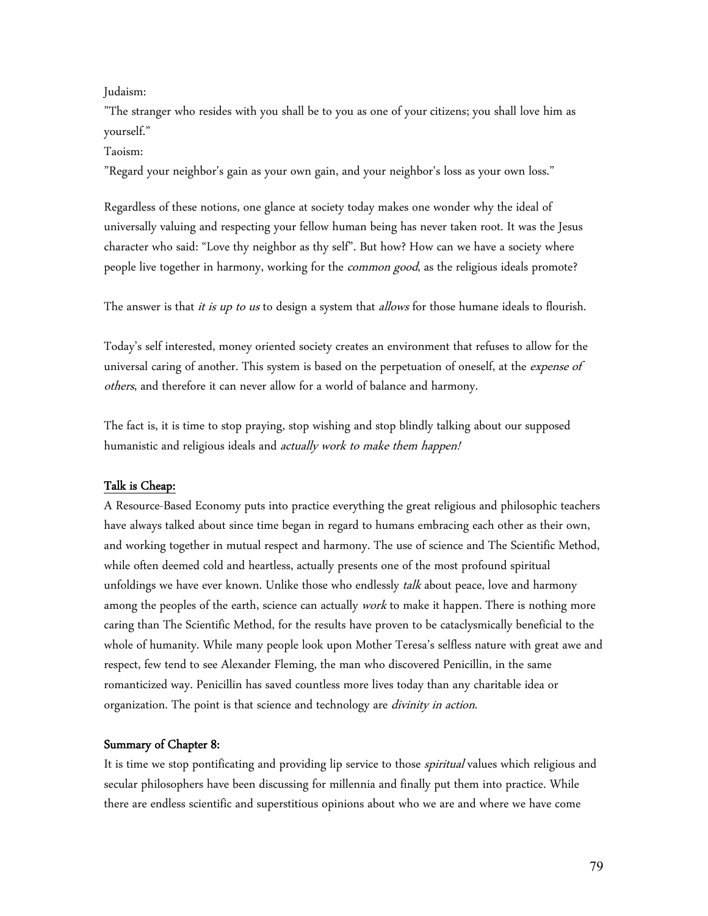Judaism:
"The stranger who resides with you shall be to you as one of your citizens; you shall love him as yourself."
Taoism:
"Regard your neighbor's gain as your own gain, and your neighbor's loss as your own loss."

Regardless of these notions, one glance at society today makes one wonder why the ideal of universally valuing and respecting your fellow human being has never taken root. It was the Jesus character who said: "Love thy neighbor as thy self". But how? How can we have a society where people live together in harmony, working for the *common good*, as the religious ideals promote?

The answer is that *it is up to us* to design a system that *allows* for those humane ideals to flourish.

Today's self interested, money oriented society creates an environment that refuses to allow for the universal caring of another. This system is based on the perpetuation of oneself, at the *expense of others*, and therefore it can never allow for a world of balance and harmony.

The fact is, it is time to stop praying, stop wishing and stop blindly talking about our supposed humanistic and religious ideals and *actually work to make them happen!*

**Talk is Cheap:**

A Resource-Based Economy puts into practice everything the great religious and philosophic teachers have always talked about since time began in regard to humans embracing each other as their own, and working together in mutual respect and harmony. The use of science and The Scientific Method, while often deemed cold and heartless, actually presents one of the most profound spiritual unfoldings we have ever known. Unlike those who endlessly *talk* about peace, love and harmony among the peoples of the earth, science can actually *work* to make it happen. There is nothing more caring than The Scientific Method, for the results have proven to be cataclysmically beneficial to the whole of humanity. While many people look upon Mother Teresa's selfless nature with great awe and respect, few tend to see Alexander Fleming, the man who discovered Penicillin, in the same romanticized way. Penicillin has saved countless more lives today than any charitable idea or organization. The point is that science and technology are *divinity in action*.

**Summary of Chapter 8:**

It is time we stop pontificating and providing lip service to those *spiritual* values which religious and secular philosophers have been discussing for millennia and finally put them into practice. While there are endless scientific and superstitious opinions about who we are and where we have come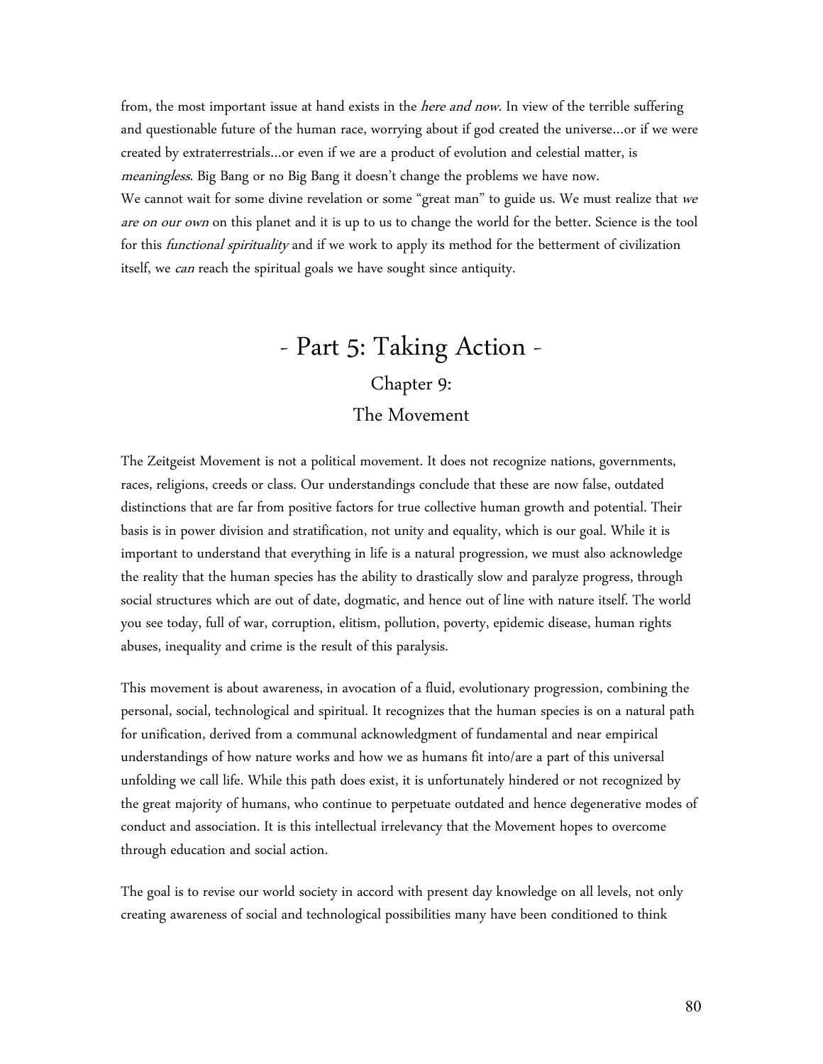from, the most important issue at hand exists in the *here and now.* In view of the terrible suffering and questionable future of the human race, worrying about if god created the universe…or if we were created by extraterrestrials…or even if we are a product of evolution and celestial matter, is *meaningless*. Big Bang or no Big Bang it doesn't change the problems we have now.
We cannot wait for some divine revelation or some "great man" to guide us. We must realize that *we are on our own* on this planet and it is up to us to change the world for the better. Science is the tool for this *functional spirituality* and if we work to apply its method for the betterment of civilization itself, we *can* reach the spiritual goals we have sought since antiquity.

# - Part 5: Taking Action -

## Chapter 9:

## The Movement

The Zeitgeist Movement is not a political movement. It does not recognize nations, governments, races, religions, creeds or class. Our understandings conclude that these are now false, outdated distinctions that are far from positive factors for true collective human growth and potential. Their basis is in power division and stratification, not unity and equality, which is our goal. While it is important to understand that everything in life is a natural progression, we must also acknowledge the reality that the human species has the ability to drastically slow and paralyze progress, through social structures which are out of date, dogmatic, and hence out of line with nature itself. The world you see today, full of war, corruption, elitism, pollution, poverty, epidemic disease, human rights abuses, inequality and crime is the result of this paralysis.

This movement is about awareness, in avocation of a fluid, evolutionary progression, combining the personal, social, technological and spiritual. It recognizes that the human species is on a natural path for unification, derived from a communal acknowledgment of fundamental and near empirical understandings of how nature works and how we as humans fit into/are a part of this universal unfolding we call life. While this path does exist, it is unfortunately hindered or not recognized by the great majority of humans, who continue to perpetuate outdated and hence degenerative modes of conduct and association. It is this intellectual irrelevancy that the Movement hopes to overcome through education and social action.

The goal is to revise our world society in accord with present day knowledge on all levels, not only creating awareness of social and technological possibilities many have been conditioned to think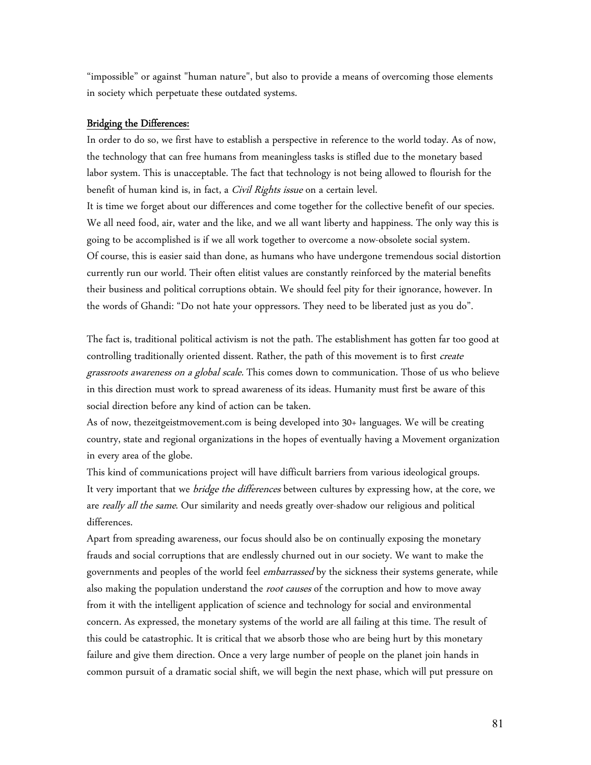"impossible" or against "human nature", but also to provide a means of overcoming those elements in society which perpetuate these outdated systems.

## Bridging the Differences:

In order to do so, we first have to establish a perspective in reference to the world today. As of now, the technology that can free humans from meaningless tasks is stifled due to the monetary based labor system. This is unacceptable. The fact that technology is not being allowed to flourish for the benefit of human kind is, in fact, a *Civil Rights issue* on a certain level.

It is time we forget about our differences and come together for the collective benefit of our species. We all need food, air, water and the like, and we all want liberty and happiness. The only way this is going to be accomplished is if we all work together to overcome a now-obsolete social system.

Of course, this is easier said than done, as humans who have undergone tremendous social distortion currently run our world. Their often elitist values are constantly reinforced by the material benefits their business and political corruptions obtain. We should feel pity for their ignorance, however. In the words of Ghandi: "Do not hate your oppressors. They need to be liberated just as you do".

The fact is, traditional political activism is not the path. The establishment has gotten far too good at controlling traditionally oriented dissent. Rather, the path of this movement is to first *create grassroots awareness on a global scale.* This comes down to communication. Those of us who believe in this direction must work to spread awareness of its ideas. Humanity must first be aware of this social direction before any kind of action can be taken.

As of now, thezeitgeistmovement.com is being developed into 30+ languages. We will be creating country, state and regional organizations in the hopes of eventually having a Movement organization in every area of the globe.

This kind of communications project will have difficult barriers from various ideological groups.

It very important that we *bridge the differences* between cultures by expressing how, at the core, we are *really all the same*. Our similarity and needs greatly over-shadow our religious and political differences.

Apart from spreading awareness, our focus should also be on continually exposing the monetary frauds and social corruptions that are endlessly churned out in our society. We want to make the governments and peoples of the world feel *embarrassed* by the sickness their systems generate, while also making the population understand the *root causes* of the corruption and how to move away from it with the intelligent application of science and technology for social and environmental concern. As expressed, the monetary systems of the world are all failing at this time. The result of this could be catastrophic. It is critical that we absorb those who are being hurt by this monetary failure and give them direction. Once a very large number of people on the planet join hands in common pursuit of a dramatic social shift, we will begin the next phase, which will put pressure on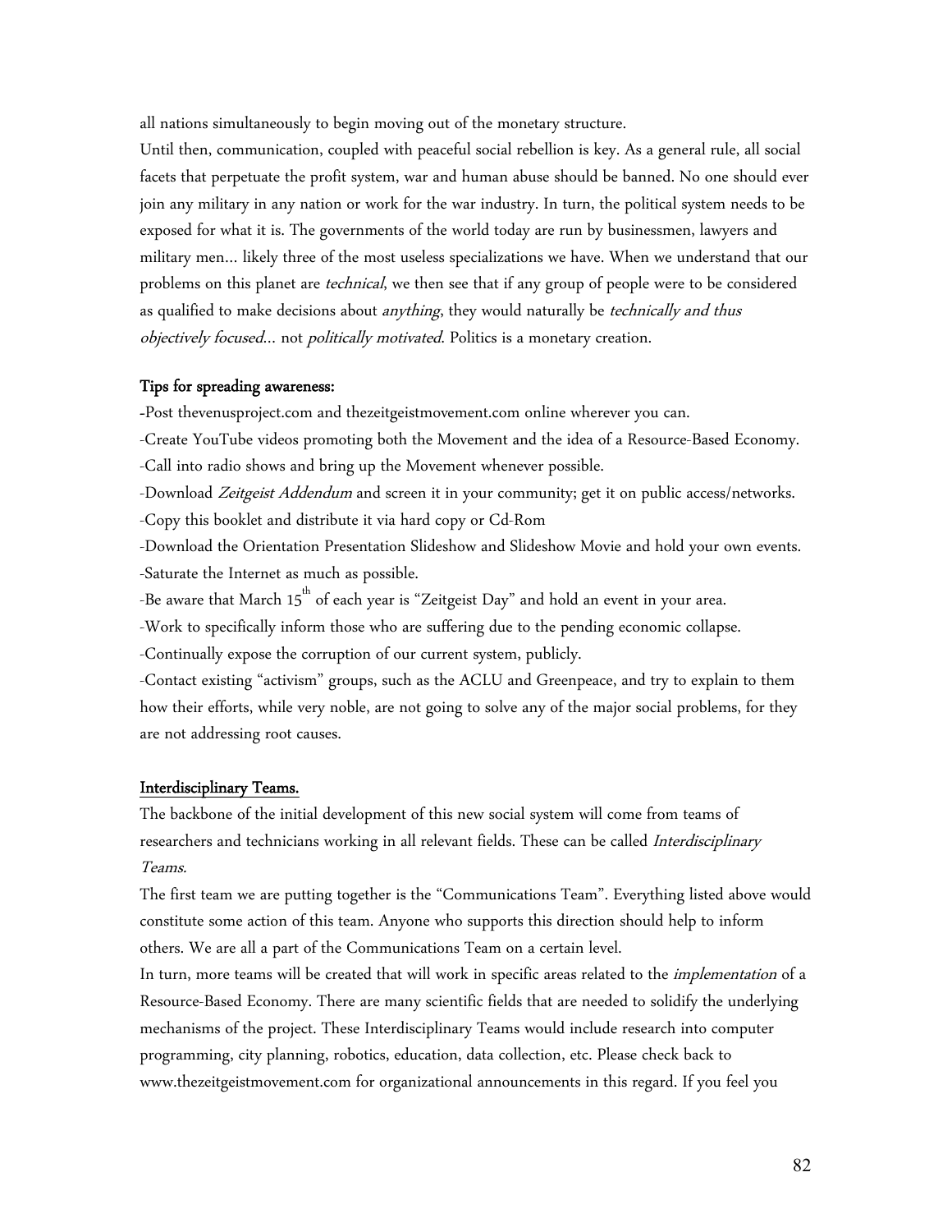all nations simultaneously to begin moving out of the monetary structure.

Until then, communication, coupled with peaceful social rebellion is key. As a general rule, all social facets that perpetuate the profit system, war and human abuse should be banned. No one should ever join any military in any nation or work for the war industry. In turn, the political system needs to be exposed for what it is. The governments of the world today are run by businessmen, lawyers and military men... likely three of the most useless specializations we have. When we understand that our problems on this planet are *technical*, we then see that if any group of people were to be considered as qualified to make decisions about *anything*, they would naturally be *technically and thus objectively focused*... not *politically motivated*. Politics is a monetary creation.

**Tips for spreading awareness:**

-Post thevenusproject.com and thezeitgeistmovement.com online wherever you can.
-Create YouTube videos promoting both the Movement and the idea of a Resource-Based Economy.
-Call into radio shows and bring up the Movement whenever possible.
-Download *Zeitgeist Addendum* and screen it in your community; get it on public access/networks.
-Copy this booklet and distribute it via hard copy or Cd-Rom
-Download the Orientation Presentation Slideshow and Slideshow Movie and hold your own events.
-Saturate the Internet as much as possible.
-Be aware that March 15th of each year is "Zeitgeist Day" and hold an event in your area.
-Work to specifically inform those who are suffering due to the pending economic collapse.
-Continually expose the corruption of our current system, publicly.
-Contact existing "activism" groups, such as the ACLU and Greenpeace, and try to explain to them how their efforts, while very noble, are not going to solve any of the major social problems, for they are not addressing root causes.

**Interdisciplinary Teams.**

The backbone of the initial development of this new social system will come from teams of researchers and technicians working in all relevant fields. These can be called *Interdisciplinary Teams.*

The first team we are putting together is the "Communications Team". Everything listed above would constitute some action of this team. Anyone who supports this direction should help to inform others. We are all a part of the Communications Team on a certain level.

In turn, more teams will be created that will work in specific areas related to the *implementation* of a Resource-Based Economy. There are many scientific fields that are needed to solidify the underlying mechanisms of the project. These Interdisciplinary Teams would include research into computer programming, city planning, robotics, education, data collection, etc. Please check back to www.thezeitgeistmovement.com for organizational announcements in this regard. If you feel you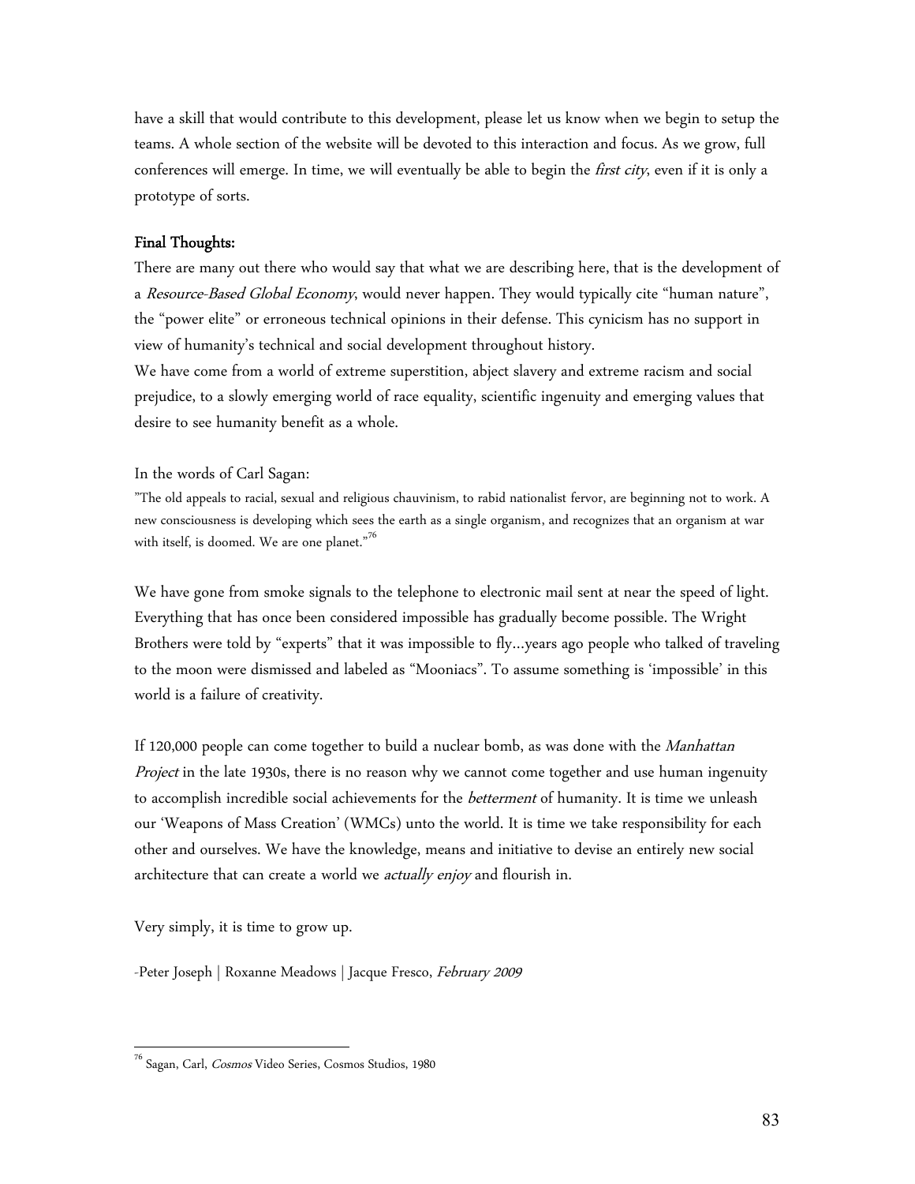have a skill that would contribute to this development, please let us know when we begin to setup the teams. A whole section of the website will be devoted to this interaction and focus. As we grow, full conferences will emerge. In time, we will eventually be able to begin the *first city*, even if it is only a prototype of sorts.

## Final Thoughts:

There are many out there who would say that what we are describing here, that is the development of a *Resource-Based Global Economy*, would never happen. They would typically cite "human nature", the "power elite" or erroneous technical opinions in their defense. This cynicism has no support in view of humanity's technical and social development throughout history.

We have come from a world of extreme superstition, abject slavery and extreme racism and social prejudice, to a slowly emerging world of race equality, scientific ingenuity and emerging values that desire to see humanity benefit as a whole.

In the words of Carl Sagan:

"The old appeals to racial, sexual and religious chauvinism, to rabid nationalist fervor, are beginning not to work. A new consciousness is developing which sees the earth as a single organism, and recognizes that an organism at war with itself, is doomed. We are one planet."[76]

We have gone from smoke signals to the telephone to electronic mail sent at near the speed of light. Everything that has once been considered impossible has gradually become possible. The Wright Brothers were told by "experts" that it was impossible to fly…years ago people who talked of traveling to the moon were dismissed and labeled as "Mooniacs". To assume something is 'impossible' in this world is a failure of creativity.

If 120,000 people can come together to build a nuclear bomb, as was done with the *Manhattan Project* in the late 1930s, there is no reason why we cannot come together and use human ingenuity to accomplish incredible social achievements for the *betterment* of humanity. It is time we unleash our 'Weapons of Mass Creation' (WMCs) unto the world. It is time we take responsibility for each other and ourselves. We have the knowledge, means and initiative to devise an entirely new social architecture that can create a world we *actually enjoy* and flourish in.

Very simply, it is time to grow up.

-Peter Joseph | Roxanne Meadows | Jacque Fresco, *February 2009*

---

[76] Sagan, Carl, *Cosmos* Video Series, Cosmos Studios, 1980